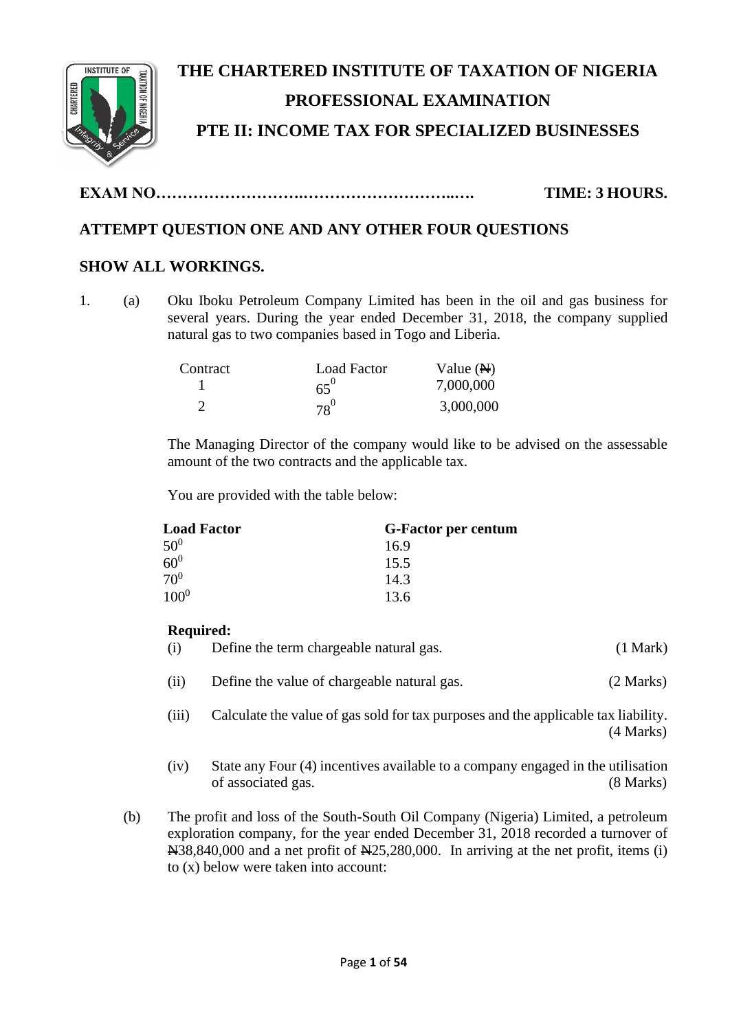# THE CHARTERED INSTITUTE OF TAXATION OF NIGERIA

## PROFESSIONAL EXAMINATION

## PTE II: INCOME TAX FOR SPECIALIZED BUSINESSES

**EXAM NO……………………….………………………..….** **TIME: 3 HOURS.**

**ATTEMPT QUESTION ONE AND ANY OTHER FOUR QUESTIONS**

**SHOW ALL WORKINGS.**

1. (a) Oku Iboku Petroleum Company Limited has been in the oil and gas business for several years. During the year ended December 31, 2018, the company supplied natural gas to two companies based in Togo and Liberia.

| Contract | Load Factor | Value (₦) |
| --- | --- | --- |
| 1 | $65^0$ | 7,000,000 |
| 2 | $78^0$ | 3,000,000 |

The Managing Director of the company would like to be advised on the assessable amount of the two contracts and the applicable tax.

You are provided with the table below:

| **Load Factor** | **G-Factor per centum** |
| --- | --- |
| $50^0$ | 16.9 |
| $60^0$ | 15.5 |
| $70^0$ | 14.3 |
| $100^0$ | 13.6 |

**Required:**

(i) Define the term chargeable natural gas. (1 Mark)

(ii) Define the value of chargeable natural gas. (2 Marks)

(iii) Calculate the value of gas sold for tax purposes and the applicable tax liability. (4 Marks)

(iv) State any Four (4) incentives available to a company engaged in the utilisation of associated gas. (8 Marks)

(b) The profit and loss of the South-South Oil Company (Nigeria) Limited, a petroleum exploration company, for the year ended December 31, 2018 recorded a turnover of ₦38,840,000 and a net profit of ₦25,280,000. In arriving at the net profit, items (i) to (x) below were taken into account: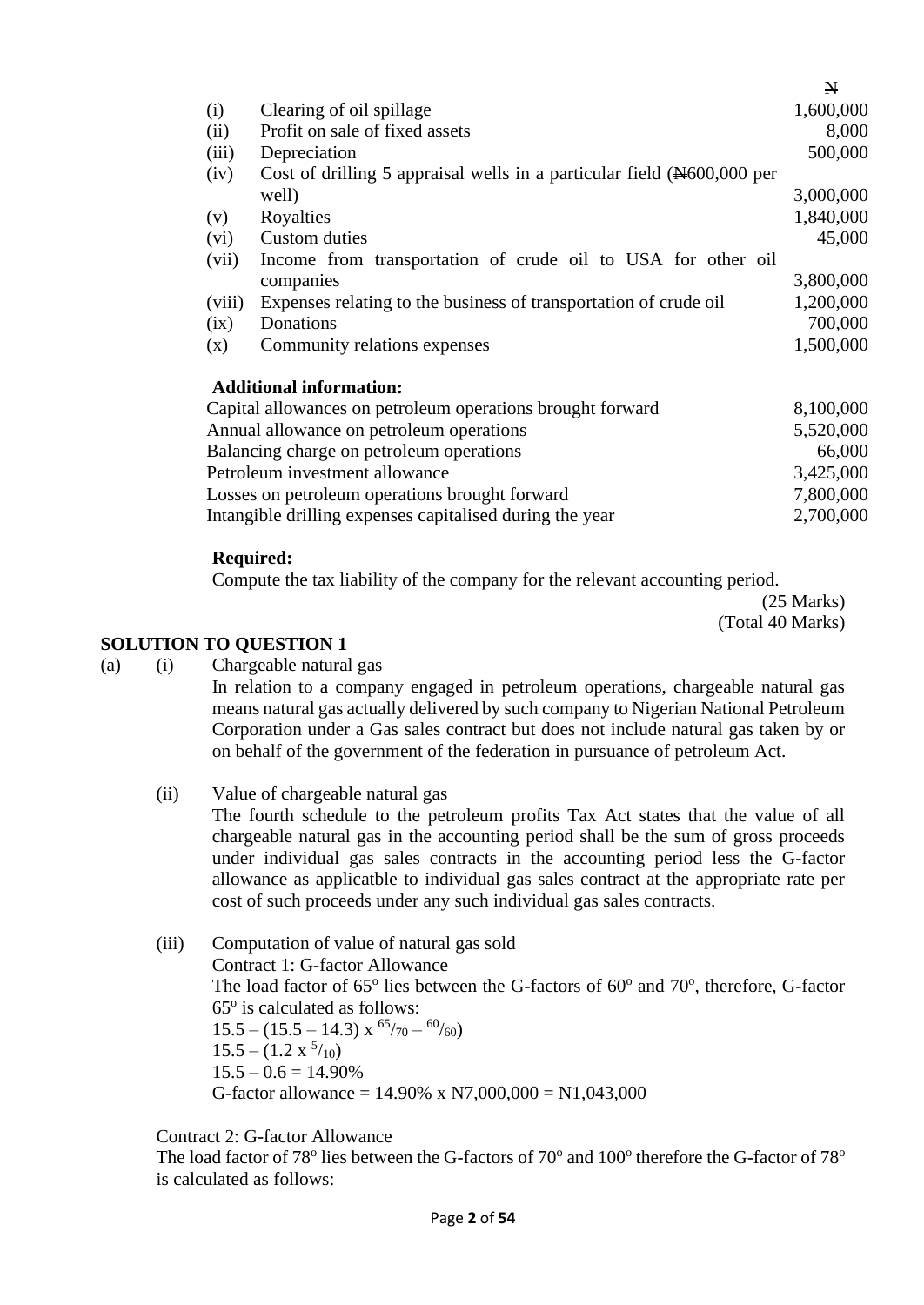| | | ₦ |
|---|---|---|
| (i) | Clearing of oil spillage | 1,600,000 |
| (ii) | Profit on sale of fixed assets | 8,000 |
| (iii) | Depreciation | 500,000 |
| (iv) | Cost of drilling 5 appraisal wells in a particular field (₦600,000 per well) | 3,000,000 |
| (v) | Royalties | 1,840,000 |
| (vi) | Custom duties | 45,000 |
| (vii) | Income from transportation of crude oil to USA for other oil companies | 3,800,000 |
| (viii) | Expenses relating to the business of transportation of crude oil | 1,200,000 |
| (ix) | Donations | 700,000 |
| (x) | Community relations expenses | 1,500,000 |

**Additional information:**

| | |
|---|---|
| Capital allowances on petroleum operations brought forward | 8,100,000 |
| Annual allowance on petroleum operations | 5,520,000 |
| Balancing charge on petroleum operations | 66,000 |
| Petroleum investment allowance | 3,425,000 |
| Losses on petroleum operations brought forward | 7,800,000 |
| Intangible drilling expenses capitalised during the year | 2,700,000 |

**Required:**

Compute the tax liability of the company for the relevant accounting period.

(25 Marks)

(Total 40 Marks)

## SOLUTION TO QUESTION 1

(a) (i) Chargeable natural gas

In relation to a company engaged in petroleum operations, chargeable natural gas means natural gas actually delivered by such company to Nigerian National Petroleum Corporation under a Gas sales contract but does not include natural gas taken by or on behalf of the government of the federation in pursuance of petroleum Act.

(ii) Value of chargeable natural gas

The fourth schedule to the petroleum profits Tax Act states that the value of all chargeable natural gas in the accounting period shall be the sum of gross proceeds under individual gas sales contracts in the accounting period less the G-factor allowance as applicatble to individual gas sales contract at the appropriate rate per cost of such proceeds under any such individual gas sales contracts.

(iii) Computation of value of natural gas sold

Contract 1: G-factor Allowance

The load factor of 65° lies between the G-factors of 60° and 70°, therefore, G-factor 65° is calculated as follows:

$15.5 - (15.5 - 14.3) \times {}^{65}/_{70} - {}^{60}/_{60})$

$15.5 - (1.2 \times {}^{5}/_{10})$

$15.5 - 0.6 = 14.90\%$

G-factor allowance = 14.90% x N7,000,000 = N1,043,000

Contract 2: G-factor Allowance

The load factor of 78° lies between the G-factors of 70° and 100° therefore the G-factor of 78° is calculated as follows: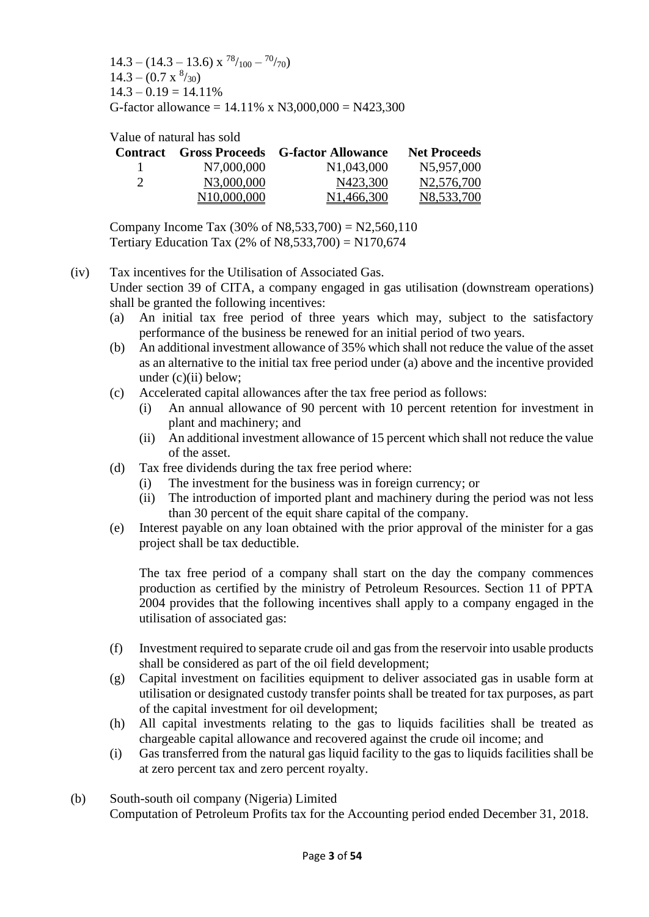$14.3 - (14.3 - 13.6) \times {}^{78}/_{100} - {}^{70}/_{70})$

$14.3 - (0.7 \times {}^{8}/_{30})$

$14.3 - 0.19 = 14.11\%$

G-factor allowance = 14.11% x N3,000,000 = N423,300

Value of natural has sold

| Contract | Gross Proceeds | G-factor Allowance | Net Proceeds |
|---|---|---|---|
| 1 | N7,000,000 | N1,043,000 | N5,957,000 |
| 2 | N3,000,000 | N423,300 | N2,576,700 |
| | N10,000,000 | N1,466,300 | N8,533,700 |

Company Income Tax (30% of N8,533,700) = N2,560,110
Tertiary Education Tax (2% of N8,533,700) = N170,674

(iv) Tax incentives for the Utilisation of Associated Gas.
Under section 39 of CITA, a company engaged in gas utilisation (downstream operations) shall be granted the following incentives:

(a) An initial tax free period of three years which may, subject to the satisfactory performance of the business be renewed for an initial period of two years.
(b) An additional investment allowance of 35% which shall not reduce the value of the asset as an alternative to the initial tax free period under (a) above and the incentive provided under (c)(ii) below;
(c) Accelerated capital allowances after the tax free period as follows:
   (i) An annual allowance of 90 percent with 10 percent retention for investment in plant and machinery; and
   (ii) An additional investment allowance of 15 percent which shall not reduce the value of the asset.
(d) Tax free dividends during the tax free period where:
   (i) The investment for the business was in foreign currency; or
   (ii) The introduction of imported plant and machinery during the period was not less than 30 percent of the equit share capital of the company.
(e) Interest payable on any loan obtained with the prior approval of the minister for a gas project shall be tax deductible.

The tax free period of a company shall start on the day the company commences production as certified by the ministry of Petroleum Resources. Section 11 of PPTA 2004 provides that the following incentives shall apply to a company engaged in the utilisation of associated gas:

(f) Investment required to separate crude oil and gas from the reservoir into usable products shall be considered as part of the oil field development;
(g) Capital investment on facilities equipment to deliver associated gas in usable form at utilisation or designated custody transfer points shall be treated for tax purposes, as part of the capital investment for oil development;
(h) All capital investments relating to the gas to liquids facilities shall be treated as chargeable capital allowance and recovered against the crude oil income; and
(i) Gas transferred from the natural gas liquid facility to the gas to liquids facilities shall be at zero percent tax and zero percent royalty.

(b) South-south oil company (Nigeria) Limited
Computation of Petroleum Profits tax for the Accounting period ended December 31, 2018.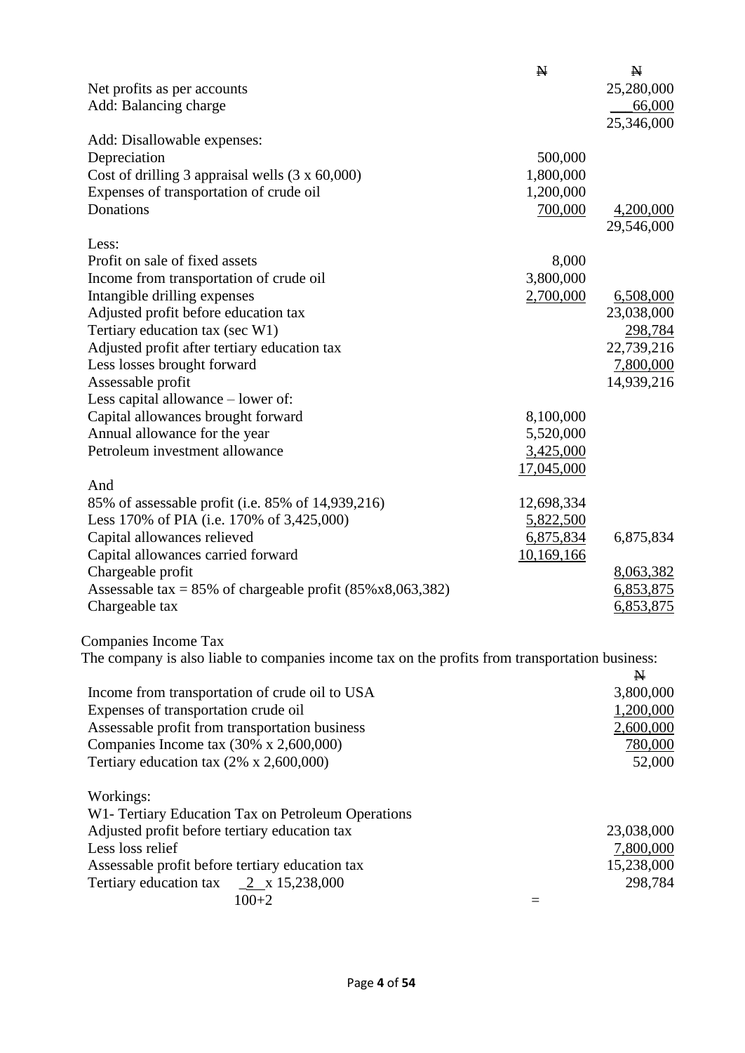| | ₦ | ₦ |
|---|---|---|
| Net profits as per accounts | | 25,280,000 |
| Add: Balancing charge | | 66,000 |
| | | 25,346,000 |
| Add: Disallowable expenses: | | |
| Depreciation | 500,000 | |
| Cost of drilling 3 appraisal wells (3 x 60,000) | 1,800,000 | |
| Expenses of transportation of crude oil | 1,200,000 | |
| Donations | 700,000 | 4,200,000 |
| | | 29,546,000 |
| Less: | | |
| Profit on sale of fixed assets | 8,000 | |
| Income from transportation of crude oil | 3,800,000 | |
| Intangible drilling expenses | 2,700,000 | 6,508,000 |
| Adjusted profit before education tax | | 23,038,000 |
| Tertiary education tax (sec W1) | | 298,784 |
| Adjusted profit after tertiary education tax | | 22,739,216 |
| Less losses brought forward | | 7,800,000 |
| Assessable profit | | 14,939,216 |
| Less capital allowance – lower of: | | |
| Capital allowances brought forward | 8,100,000 | |
| Annual allowance for the year | 5,520,000 | |
| Petroleum investment allowance | 3,425,000 | |
| | 17,045,000 | |
| And | | |
| 85% of assessable profit (i.e. 85% of 14,939,216) | 12,698,334 | |
| Less 170% of PIA (i.e. 170% of 3,425,000) | 5,822,500 | |
| Capital allowances relieved | 6,875,834 | 6,875,834 |
| Capital allowances carried forward | 10,169,166 | |
| Chargeable profit | | 8,063,382 |
| Assessable tax = 85% of chargeable profit (85%x8,063,382) | | 6,853,875 |
| Chargeable tax | | 6,853,875 |

Companies Income Tax

The company is also liable to companies income tax on the profits from transportation business:

| | ₦ |
|---|---|
| Income from transportation of crude oil to USA | 3,800,000 |
| Expenses of transportation crude oil | 1,200,000 |
| Assessable profit from transportation business | 2,600,000 |
| Companies Income tax (30% x 2,600,000) | 780,000 |
| Tertiary education tax (2% x 2,600,000) | 52,000 |

Workings:

W1- Tertiary Education Tax on Petroleum Operations

| | |
|---|---|
| Adjusted profit before tertiary education tax | 23,038,000 |
| Less loss relief | 7,800,000 |
| Assessable profit before tertiary education tax | 15,238,000 |
| Tertiary education tax $\frac{2}{100+2} \times 15,238,000 =$ | 298,784 |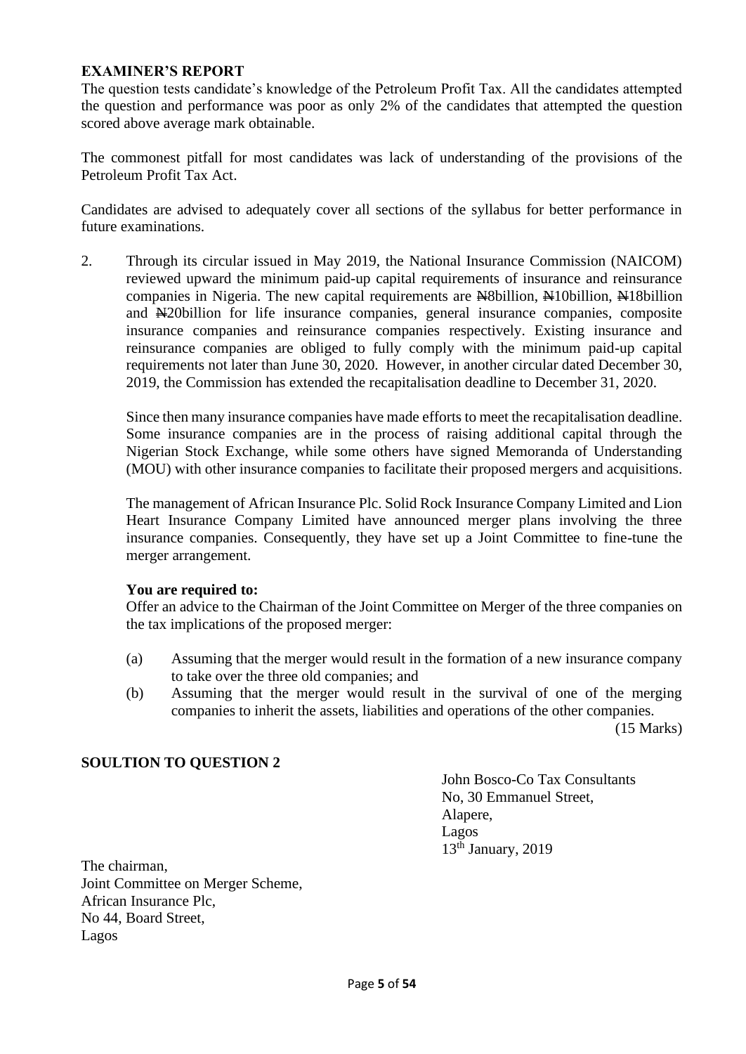**EXAMINER'S REPORT**

The question tests candidate's knowledge of the Petroleum Profit Tax. All the candidates attempted the question and performance was poor as only 2% of the candidates that attempted the question scored above average mark obtainable.

The commonest pitfall for most candidates was lack of understanding of the provisions of the Petroleum Profit Tax Act.

Candidates are advised to adequately cover all sections of the syllabus for better performance in future examinations.

2. Through its circular issued in May 2019, the National Insurance Commission (NAICOM) reviewed upward the minimum paid-up capital requirements of insurance and reinsurance companies in Nigeria. The new capital requirements are ₦8billion, ₦10billion, ₦18billion and ₦20billion for life insurance companies, general insurance companies, composite insurance companies and reinsurance companies respectively. Existing insurance and reinsurance companies are obliged to fully comply with the minimum paid-up capital requirements not later than June 30, 2020. However, in another circular dated December 30, 2019, the Commission has extended the recapitalisation deadline to December 31, 2020.

   Since then many insurance companies have made efforts to meet the recapitalisation deadline. Some insurance companies are in the process of raising additional capital through the Nigerian Stock Exchange, while some others have signed Memoranda of Understanding (MOU) with other insurance companies to facilitate their proposed mergers and acquisitions.

   The management of African Insurance Plc. Solid Rock Insurance Company Limited and Lion Heart Insurance Company Limited have announced merger plans involving the three insurance companies. Consequently, they have set up a Joint Committee to fine-tune the merger arrangement.

   **You are required to:**

   Offer an advice to the Chairman of the Joint Committee on Merger of the three companies on the tax implications of the proposed merger:

   (a) Assuming that the merger would result in the formation of a new insurance company to take over the three old companies; and

   (b) Assuming that the merger would result in the survival of one of the merging companies to inherit the assets, liabilities and operations of the other companies.

   (15 Marks)

**SOULTION TO QUESTION 2**

John Bosco-Co Tax Consultants
No, 30 Emmanuel Street,
Alapere,
Lagos
13th January, 2019

The chairman,
Joint Committee on Merger Scheme,
African Insurance Plc,
No 44, Board Street,
Lagos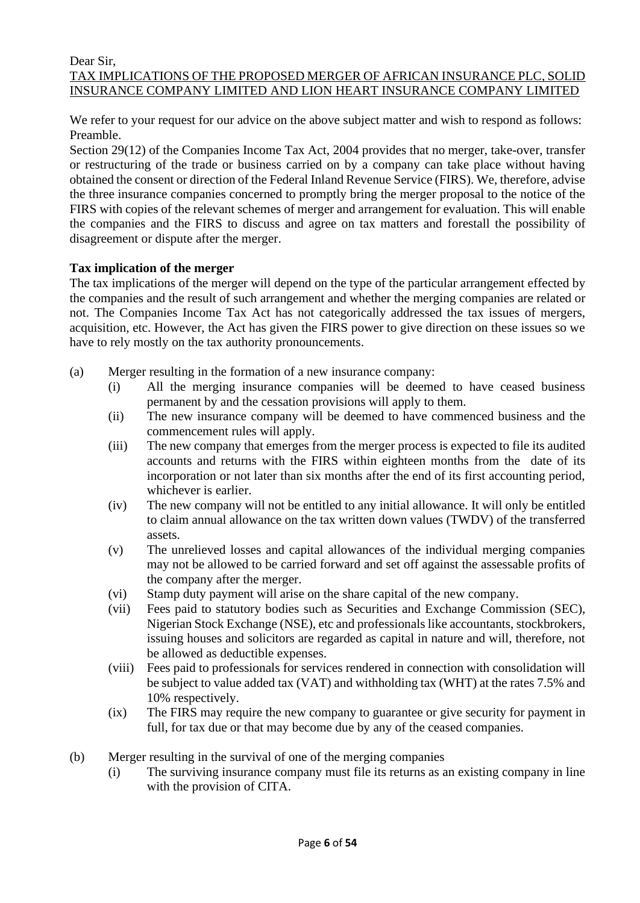Dear Sir,

TAX IMPLICATIONS OF THE PROPOSED MERGER OF AFRICAN INSURANCE PLC, SOLID INSURANCE COMPANY LIMITED AND LION HEART INSURANCE COMPANY LIMITED

We refer to your request for our advice on the above subject matter and wish to respond as follows:
Preamble.

Section 29(12) of the Companies Income Tax Act, 2004 provides that no merger, take-over, transfer or restructuring of the trade or business carried on by a company can take place without having obtained the consent or direction of the Federal Inland Revenue Service (FIRS). We, therefore, advise the three insurance companies concerned to promptly bring the merger proposal to the notice of the FIRS with copies of the relevant schemes of merger and arrangement for evaluation. This will enable the companies and the FIRS to discuss and agree on tax matters and forestall the possibility of disagreement or dispute after the merger.

**Tax implication of the merger**

The tax implications of the merger will depend on the type of the particular arrangement effected by the companies and the result of such arrangement and whether the merging companies are related or not. The Companies Income Tax Act has not categorically addressed the tax issues of mergers, acquisition, etc. However, the Act has given the FIRS power to give direction on these issues so we have to rely mostly on the tax authority pronouncements.

(a) Merger resulting in the formation of a new insurance company:

  (i) All the merging insurance companies will be deemed to have ceased business permanent by and the cessation provisions will apply to them.

  (ii) The new insurance company will be deemed to have commenced business and the commencement rules will apply.

  (iii) The new company that emerges from the merger process is expected to file its audited accounts and returns with the FIRS within eighteen months from the date of its incorporation or not later than six months after the end of its first accounting period, whichever is earlier.

  (iv) The new company will not be entitled to any initial allowance. It will only be entitled to claim annual allowance on the tax written down values (TWDV) of the transferred assets.

  (v) The unrelieved losses and capital allowances of the individual merging companies may not be allowed to be carried forward and set off against the assessable profits of the company after the merger.

  (vi) Stamp duty payment will arise on the share capital of the new company.

  (vii) Fees paid to statutory bodies such as Securities and Exchange Commission (SEC), Nigerian Stock Exchange (NSE), etc and professionals like accountants, stockbrokers, issuing houses and solicitors are regarded as capital in nature and will, therefore, not be allowed as deductible expenses.

  (viii) Fees paid to professionals for services rendered in connection with consolidation will be subject to value added tax (VAT) and withholding tax (WHT) at the rates 7.5% and 10% respectively.

  (ix) The FIRS may require the new company to guarantee or give security for payment in full, for tax due or that may become due by any of the ceased companies.

(b) Merger resulting in the survival of one of the merging companies

  (i) The surviving insurance company must file its returns as an existing company in line with the provision of CITA.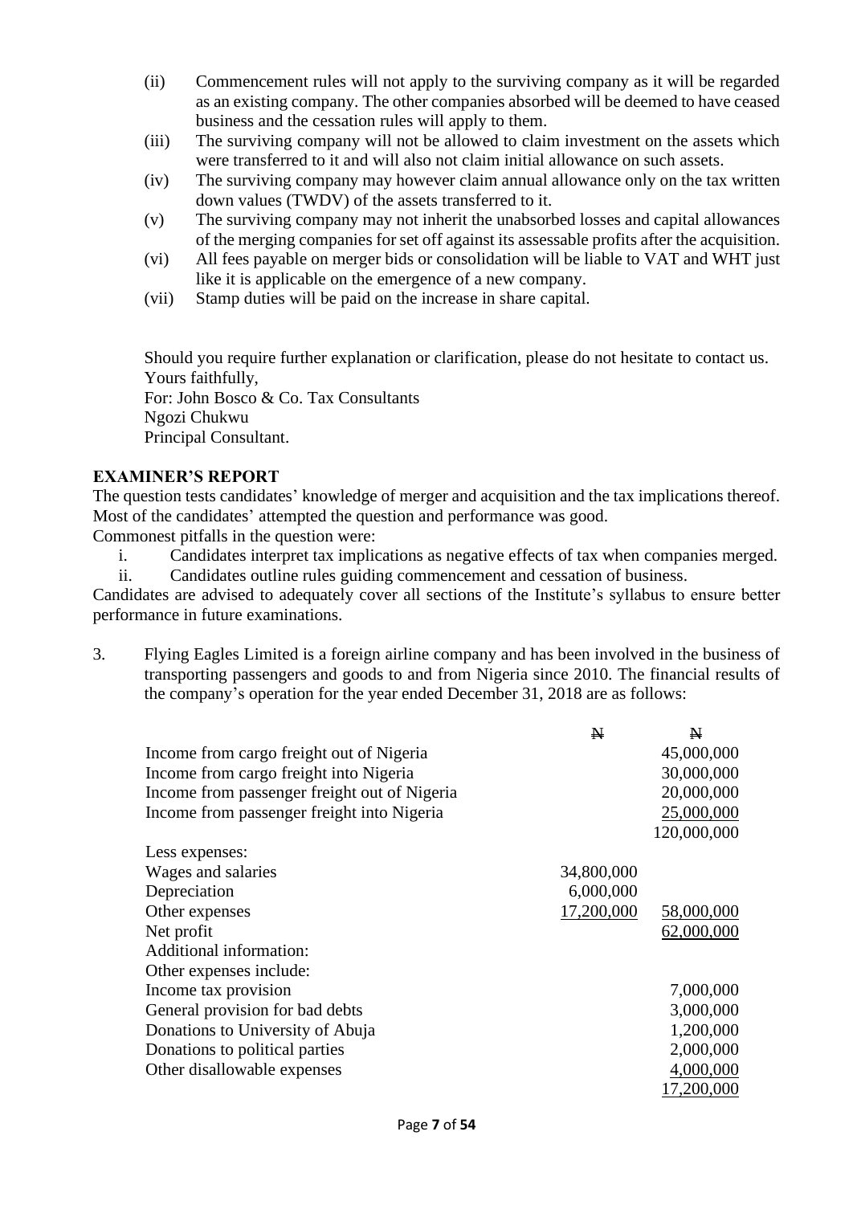(ii) Commencement rules will not apply to the surviving company as it will be regarded as an existing company. The other companies absorbed will be deemed to have ceased business and the cessation rules will apply to them.

(iii) The surviving company will not be allowed to claim investment on the assets which were transferred to it and will also not claim initial allowance on such assets.

(iv) The surviving company may however claim annual allowance only on the tax written down values (TWDV) of the assets transferred to it.

(v) The surviving company may not inherit the unabsorbed losses and capital allowances of the merging companies for set off against its assessable profits after the acquisition.

(vi) All fees payable on merger bids or consolidation will be liable to VAT and WHT just like it is applicable on the emergence of a new company.

(vii) Stamp duties will be paid on the increase in share capital.

Should you require further explanation or clarification, please do not hesitate to contact us.
Yours faithfully,
For: John Bosco & Co. Tax Consultants
Ngozi Chukwu
Principal Consultant.

## EXAMINER'S REPORT

The question tests candidates' knowledge of merger and acquisition and the tax implications thereof. Most of the candidates' attempted the question and performance was good.

Commonest pitfalls in the question were:

i. Candidates interpret tax implications as negative effects of tax when companies merged.
ii. Candidates outline rules guiding commencement and cessation of business.

Candidates are advised to adequately cover all sections of the Institute's syllabus to ensure better performance in future examinations.

3. Flying Eagles Limited is a foreign airline company and has been involved in the business of transporting passengers and goods to and from Nigeria since 2010. The financial results of the company's operation for the year ended December 31, 2018 are as follows:

| | ₦ | ₦ |
|---|---|---|
| Income from cargo freight out of Nigeria | | 45,000,000 |
| Income from cargo freight into Nigeria | | 30,000,000 |
| Income from passenger freight out of Nigeria | | 20,000,000 |
| Income from passenger freight into Nigeria | | 25,000,000 |
| | | 120,000,000 |
| Less expenses: | | |
| Wages and salaries | 34,800,000 | |
| Depreciation | 6,000,000 | |
| Other expenses | 17,200,000 | 58,000,000 |
| Net profit | | 62,000,000 |
| Additional information: | | |
| Other expenses include: | | |
| Income tax provision | | 7,000,000 |
| General provision for bad debts | | 3,000,000 |
| Donations to University of Abuja | | 1,200,000 |
| Donations to political parties | | 2,000,000 |
| Other disallowable expenses | | 4,000,000 |
| | | 17,200,000 |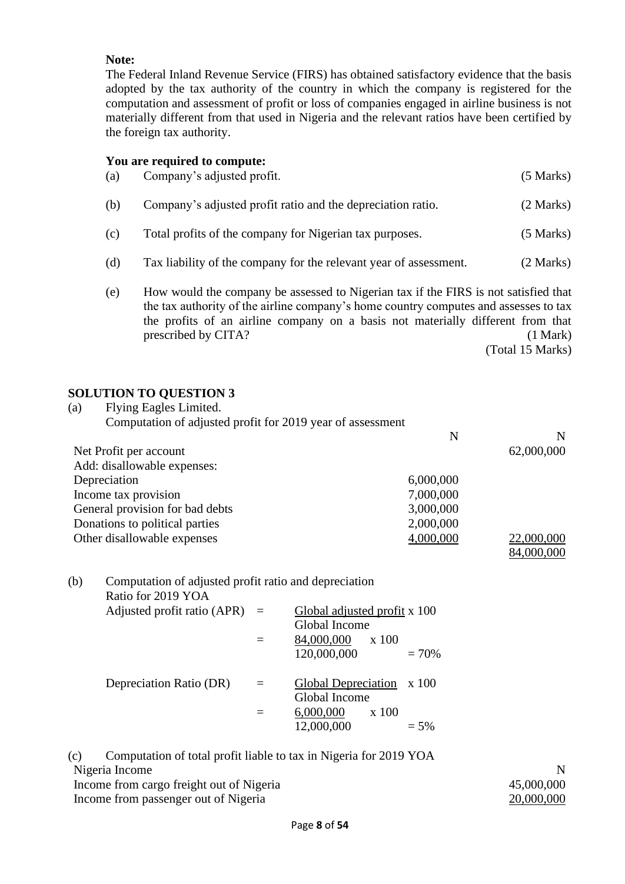**Note:**

The Federal Inland Revenue Service (FIRS) has obtained satisfactory evidence that the basis adopted by the tax authority of the country in which the company is registered for the computation and assessment of profit or loss of companies engaged in airline business is not materially different from that used in Nigeria and the relevant ratios have been certified by the foreign tax authority.

**You are required to compute:**

(a) Company's adjusted profit. (5 Marks)

(b) Company's adjusted profit ratio and the depreciation ratio. (2 Marks)

(c) Total profits of the company for Nigerian tax purposes. (5 Marks)

(d) Tax liability of the company for the relevant year of assessment. (2 Marks)

(e) How would the company be assessed to Nigerian tax if the FIRS is not satisfied that the tax authority of the airline company's home country computes and assesses to tax the profits of an airline company on a basis not materially different from that prescribed by CITA? (1 Mark)

(Total 15 Marks)

## SOLUTION TO QUESTION 3

(a) Flying Eagles Limited.
Computation of adjusted profit for 2019 year of assessment

| | N | N |
|---|---|---|
| Net Profit per account | | 62,000,000 |
| Add: disallowable expenses: | | |
| Depreciation | 6,000,000 | |
| Income tax provision | 7,000,000 | |
| General provision for bad debts | 3,000,000 | |
| Donations to political parties | 2,000,000 | |
| Other disallowable expenses | 4,000,000 | 22,000,000 |
| | | 84,000,000 |

(b) Computation of adjusted profit ratio and depreciation Ratio for 2019 YOA

$$\text{Adjusted profit ratio (APR)} = \frac{\text{Global adjusted profit}}{\text{Global Income}} \times 100$$

$$= \frac{84{,}000{,}000}{120{,}000{,}000} \times 100 = 70\%$$

$$\text{Depreciation Ratio (DR)} = \frac{\text{Global Depreciation}}{\text{Global Income}} \times 100$$

$$= \frac{6{,}000{,}000}{12{,}000{,}000} \times 100 = 5\%$$

(c) Computation of total profit liable to tax in Nigeria for 2019 YOA

| Nigeria Income | N |
|---|---|
| Income from cargo freight out of Nigeria | 45,000,000 |
| Income from passenger out of Nigeria | 20,000,000 |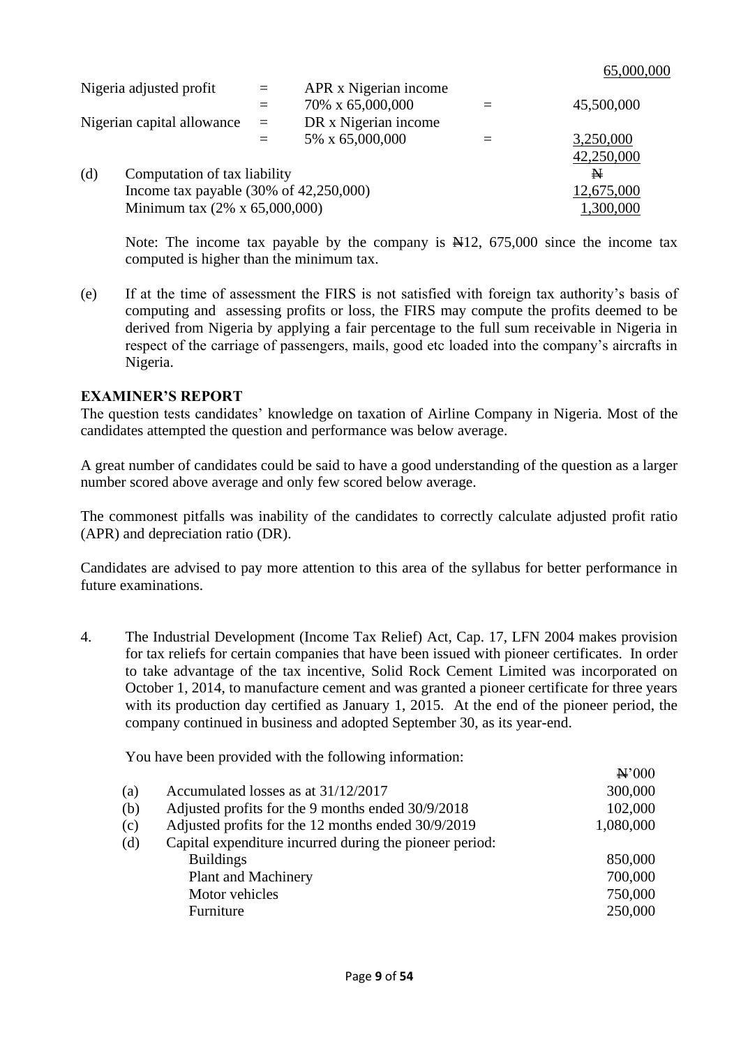| | | | | |
|---|---|---|---|---|
| | | | | 65,000,000 |
| Nigeria adjusted profit | = | APR x Nigerian income | | |
| | = | 70% x 65,000,000 | = | 45,500,000 |
| Nigerian capital allowance | = | DR x Nigerian income | | |
| | = | 5% x 65,000,000 | = | 3,250,000 |
| | | | | 42,250,000 |

(d) Computation of tax liability

| | ₦ |
|---|---|
| Income tax payable (30% of 42,250,000) | 12,675,000 |
| Minimum tax (2% x 65,000,000) | 1,300,000 |

Note: The income tax payable by the company is ₦12, 675,000 since the income tax computed is higher than the minimum tax.

(e) If at the time of assessment the FIRS is not satisfied with foreign tax authority's basis of computing and assessing profits or loss, the FIRS may compute the profits deemed to be derived from Nigeria by applying a fair percentage to the full sum receivable in Nigeria in respect of the carriage of passengers, mails, good etc loaded into the company's aircrafts in Nigeria.

**EXAMINER'S REPORT**

The question tests candidates' knowledge on taxation of Airline Company in Nigeria. Most of the candidates attempted the question and performance was below average.

A great number of candidates could be said to have a good understanding of the question as a larger number scored above average and only few scored below average.

The commonest pitfalls was inability of the candidates to correctly calculate adjusted profit ratio (APR) and depreciation ratio (DR).

Candidates are advised to pay more attention to this area of the syllabus for better performance in future examinations.

4. The Industrial Development (Income Tax Relief) Act, Cap. 17, LFN 2004 makes provision for tax reliefs for certain companies that have been issued with pioneer certificates. In order to take advantage of the tax incentive, Solid Rock Cement Limited was incorporated on October 1, 2014, to manufacture cement and was granted a pioneer certificate for three years with its production day certified as January 1, 2015. At the end of the pioneer period, the company continued in business and adopted September 30, as its year-end.

You have been provided with the following information:

| | | ₦'000 |
|---|---|---|
| (a) | Accumulated losses as at 31/12/2017 | 300,000 |
| (b) | Adjusted profits for the 9 months ended 30/9/2018 | 102,000 |
| (c) | Adjusted profits for the 12 months ended 30/9/2019 | 1,080,000 |
| (d) | Capital expenditure incurred during the pioneer period: | |
| | Buildings | 850,000 |
| | Plant and Machinery | 700,000 |
| | Motor vehicles | 750,000 |
| | Furniture | 250,000 |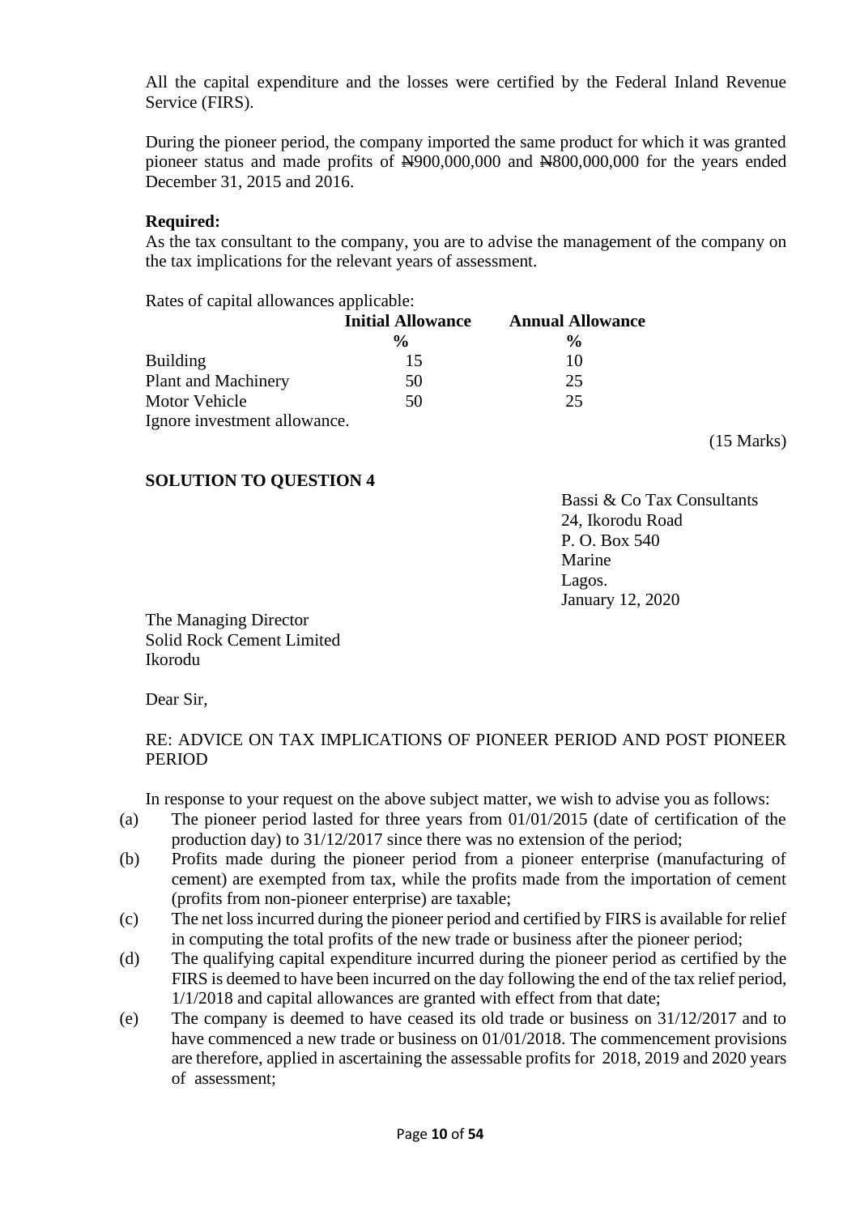All the capital expenditure and the losses were certified by the Federal Inland Revenue Service (FIRS).

During the pioneer period, the company imported the same product for which it was granted pioneer status and made profits of ₦900,000,000 and ₦800,000,000 for the years ended December 31, 2015 and 2016.

**Required:**

As the tax consultant to the company, you are to advise the management of the company on the tax implications for the relevant years of assessment.

Rates of capital allowances applicable:

| | Initial Allowance | Annual Allowance |
|---|---|---|
| | % | % |
| Building | 15 | 10 |
| Plant and Machinery | 50 | 25 |
| Motor Vehicle | 50 | 25 |

Ignore investment allowance.

(15 Marks)

**SOLUTION TO QUESTION 4**

Bassi & Co Tax Consultants
24, Ikorodu Road
P. O. Box 540
Marine
Lagos.
January 12, 2020

The Managing Director
Solid Rock Cement Limited
Ikorodu

Dear Sir,

RE: ADVICE ON TAX IMPLICATIONS OF PIONEER PERIOD AND POST PIONEER PERIOD

In response to your request on the above subject matter, we wish to advise you as follows:

(a) The pioneer period lasted for three years from 01/01/2015 (date of certification of the production day) to 31/12/2017 since there was no extension of the period;

(b) Profits made during the pioneer period from a pioneer enterprise (manufacturing of cement) are exempted from tax, while the profits made from the importation of cement (profits from non-pioneer enterprise) are taxable;

(c) The net loss incurred during the pioneer period and certified by FIRS is available for relief in computing the total profits of the new trade or business after the pioneer period;

(d) The qualifying capital expenditure incurred during the pioneer period as certified by the FIRS is deemed to have been incurred on the day following the end of the tax relief period, 1/1/2018 and capital allowances are granted with effect from that date;

(e) The company is deemed to have ceased its old trade or business on 31/12/2017 and to have commenced a new trade or business on 01/01/2018. The commencement provisions are therefore, applied in ascertaining the assessable profits for 2018, 2019 and 2020 years of assessment;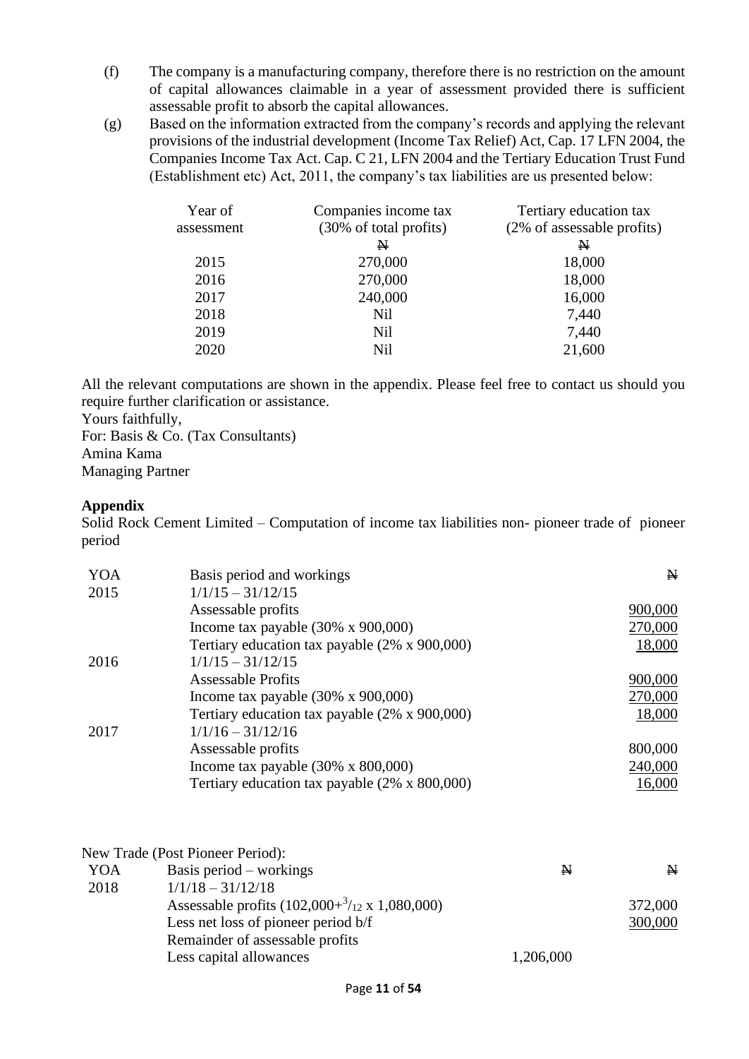(f) The company is a manufacturing company, therefore there is no restriction on the amount of capital allowances claimable in a year of assessment provided there is sufficient assessable profit to absorb the capital allowances.

(g) Based on the information extracted from the company's records and applying the relevant provisions of the industrial development (Income Tax Relief) Act, Cap. 17 LFN 2004, the Companies Income Tax Act. Cap. C 21, LFN 2004 and the Tertiary Education Trust Fund (Establishment etc) Act, 2011, the company's tax liabilities are us presented below:

| Year of assessment | Companies income tax (30% of total profits) | Tertiary education tax (2% of assessable profits) |
|---|---|---|
| | ₦ | ₦ |
| 2015 | 270,000 | 18,000 |
| 2016 | 270,000 | 18,000 |
| 2017 | 240,000 | 16,000 |
| 2018 | Nil | 7,440 |
| 2019 | Nil | 7,440 |
| 2020 | Nil | 21,600 |

All the relevant computations are shown in the appendix. Please feel free to contact us should you require further clarification or assistance.

Yours faithfully,
For: Basis & Co. (Tax Consultants)
Amina Kama
Managing Partner

**Appendix**

Solid Rock Cement Limited – Computation of income tax liabilities non- pioneer trade of pioneer period

| YOA | Basis period and workings | ₦ |
|---|---|---|
| 2015 | 1/1/15 – 31/12/15 | |
| | Assessable profits | 900,000 |
| | Income tax payable (30% x 900,000) | 270,000 |
| | Tertiary education tax payable (2% x 900,000) | 18,000 |
| 2016 | 1/1/15 – 31/12/15 | |
| | Assessable Profits | 900,000 |
| | Income tax payable (30% x 900,000) | 270,000 |
| | Tertiary education tax payable (2% x 900,000) | 18,000 |
| 2017 | 1/1/16 – 31/12/16 | |
| | Assessable profits | 800,000 |
| | Income tax payable (30% x 800,000) | 240,000 |
| | Tertiary education tax payable (2% x 800,000) | 16,000 |

New Trade (Post Pioneer Period):

| YOA | Basis period – workings | ₦ | ₦ |
|---|---|---|---|
| 2018 | 1/1/18 – 31/12/18 | | |
| | Assessable profits (102,000+$^{3}/_{12}$ x 1,080,000) | | 372,000 |
| | Less net loss of pioneer period b/f | | 300,000 |
| | Remainder of assessable profits | | |
| | Less capital allowances | 1,206,000 | |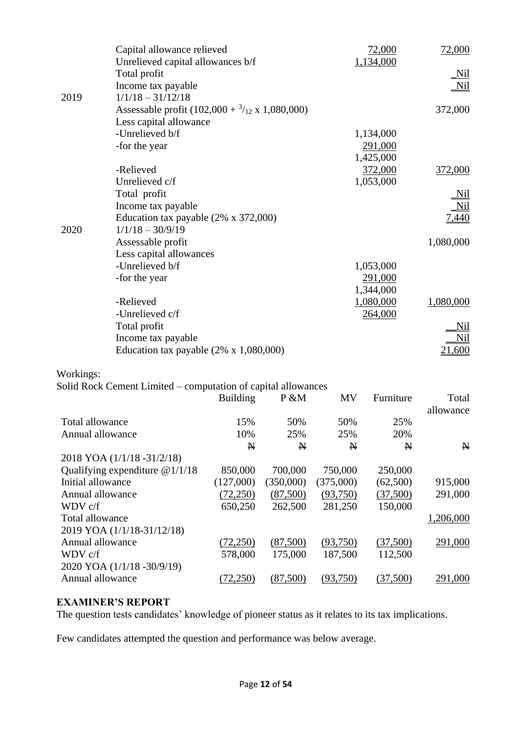| | | | |
|---|---|---|---|
| | Capital allowance relieved | 72,000 | 72,000 |
| | Unrelieved capital allowances b/f | 1,134,000 | |
| | Total profit | | Nil |
| | Income tax payable | | Nil |
| 2019 | 1/1/18 – 31/12/18 | | |
| | Assessable profit (102,000 + $^{3}/_{12}$ x 1,080,000) | | 372,000 |
| | Less capital allowance | | |
| | -Unrelieved b/f | 1,134,000 | |
| | -for the year | 291,000 | |
| | | 1,425,000 | |
| | -Relieved | 372,000 | 372,000 |
| | Unrelieved c/f | 1,053,000 | |
| | Total profit | | Nil |
| | Income tax payable | | Nil |
| | Education tax payable (2% x 372,000) | | 7,440 |
| 2020 | 1/1/18 – 30/9/19 | | |
| | Assessable profit | | 1,080,000 |
| | Less capital allowances | | |
| | -Unrelieved b/f | 1,053,000 | |
| | -for the year | 291,000 | |
| | | 1,344,000 | |
| | -Relieved | 1,080,000 | 1,080,000 |
| | -Unrelieved c/f | 264,000 | |
| | Total profit | | Nil |
| | Income tax payable | | Nil |
| | Education tax payable (2% x 1,080,000) | | 21,600 |

Workings:

Solid Rock Cement Limited – computation of capital allowances

| | Building | P &M | MV | Furniture | Total allowance |
|---|---|---|---|---|---|
| Total allowance | 15% | 50% | 50% | 25% | |
| Annual allowance | 10% | 25% | 25% | 20% | |
| | ₦ | ₦ | ₦ | ₦ | ₦ |
| 2018 YOA (1/1/18 -31/2/18) | | | | | |
| Qualifying expenditure @1/1/18 | 850,000 | 700,000 | 750,000 | 250,000 | |
| Initial allowance | (127,000) | (350,000) | (375,000) | (62,500) | 915,000 |
| Annual allowance | (72,250) | (87,500) | (93,750) | (37,500) | 291,000 |
| WDV c/f | 650,250 | 262,500 | 281,250 | 150,000 | |
| Total allowance | | | | | 1,206,000 |
| 2019 YOA (1/1/18-31/12/18) | | | | | |
| Annual allowance | (72,250) | (87,500) | (93,750) | (37,500) | 291,000 |
| WDV c/f | 578,000 | 175,000 | 187,500 | 112,500 | |
| 2020 YOA (1/1/18 -30/9/19) | | | | | |
| Annual allowance | (72,250) | (87,500) | (93,750) | (37,500) | 291,000 |

**EXAMINER'S REPORT**

The question tests candidates' knowledge of pioneer status as it relates to its tax implications.

Few candidates attempted the question and performance was below average.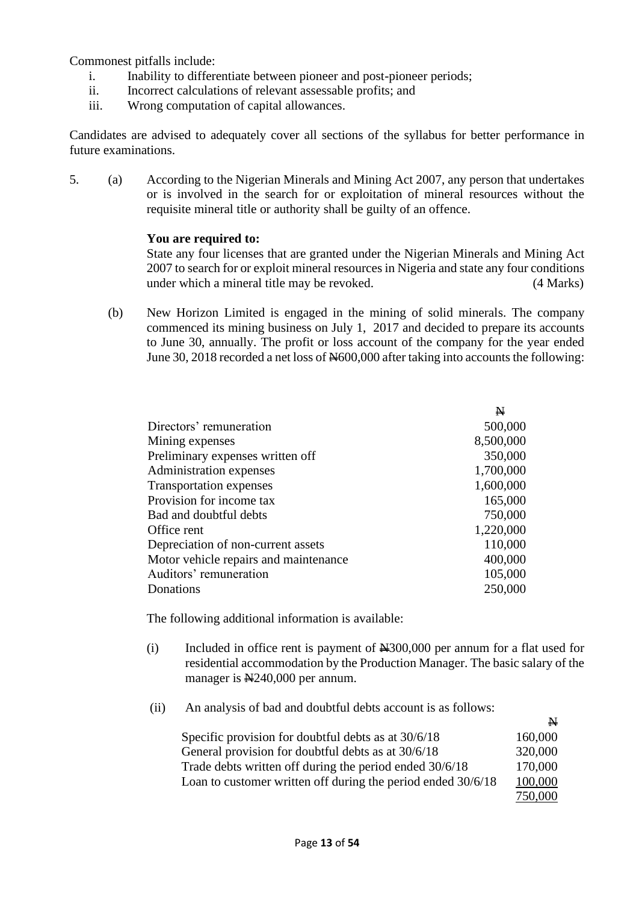Commonest pitfalls include:

i. Inability to differentiate between pioneer and post-pioneer periods;
ii. Incorrect calculations of relevant assessable profits; and
iii. Wrong computation of capital allowances.

Candidates are advised to adequately cover all sections of the syllabus for better performance in future examinations.

5. (a) According to the Nigerian Minerals and Mining Act 2007, any person that undertakes or is involved in the search for or exploitation of mineral resources without the requisite mineral title or authority shall be guilty of an offence.

**You are required to:**

State any four licenses that are granted under the Nigerian Minerals and Mining Act 2007 to search for or exploit mineral resources in Nigeria and state any four conditions under which a mineral title may be revoked. (4 Marks)

(b) New Horizon Limited is engaged in the mining of solid minerals. The company commenced its mining business on July 1, 2017 and decided to prepare its accounts to June 30, annually. The profit or loss account of the company for the year ended June 30, 2018 recorded a net loss of ₦600,000 after taking into accounts the following:

| | ₦ |
|---|---:|
| Directors' remuneration | 500,000 |
| Mining expenses | 8,500,000 |
| Preliminary expenses written off | 350,000 |
| Administration expenses | 1,700,000 |
| Transportation expenses | 1,600,000 |
| Provision for income tax | 165,000 |
| Bad and doubtful debts | 750,000 |
| Office rent | 1,220,000 |
| Depreciation of non-current assets | 110,000 |
| Motor vehicle repairs and maintenance | 400,000 |
| Auditors' remuneration | 105,000 |
| Donations | 250,000 |

The following additional information is available:

(i) Included in office rent is payment of ₦300,000 per annum for a flat used for residential accommodation by the Production Manager. The basic salary of the manager is ₦240,000 per annum.

(ii) An analysis of bad and doubtful debts account is as follows:

| | ₦ |
|---|---:|
| Specific provision for doubtful debts as at 30/6/18 | 160,000 |
| General provision for doubtful debts as at 30/6/18 | 320,000 |
| Trade debts written off during the period ended 30/6/18 | 170,000 |
| Loan to customer written off during the period ended 30/6/18 | 100,000 |
| | 750,000 |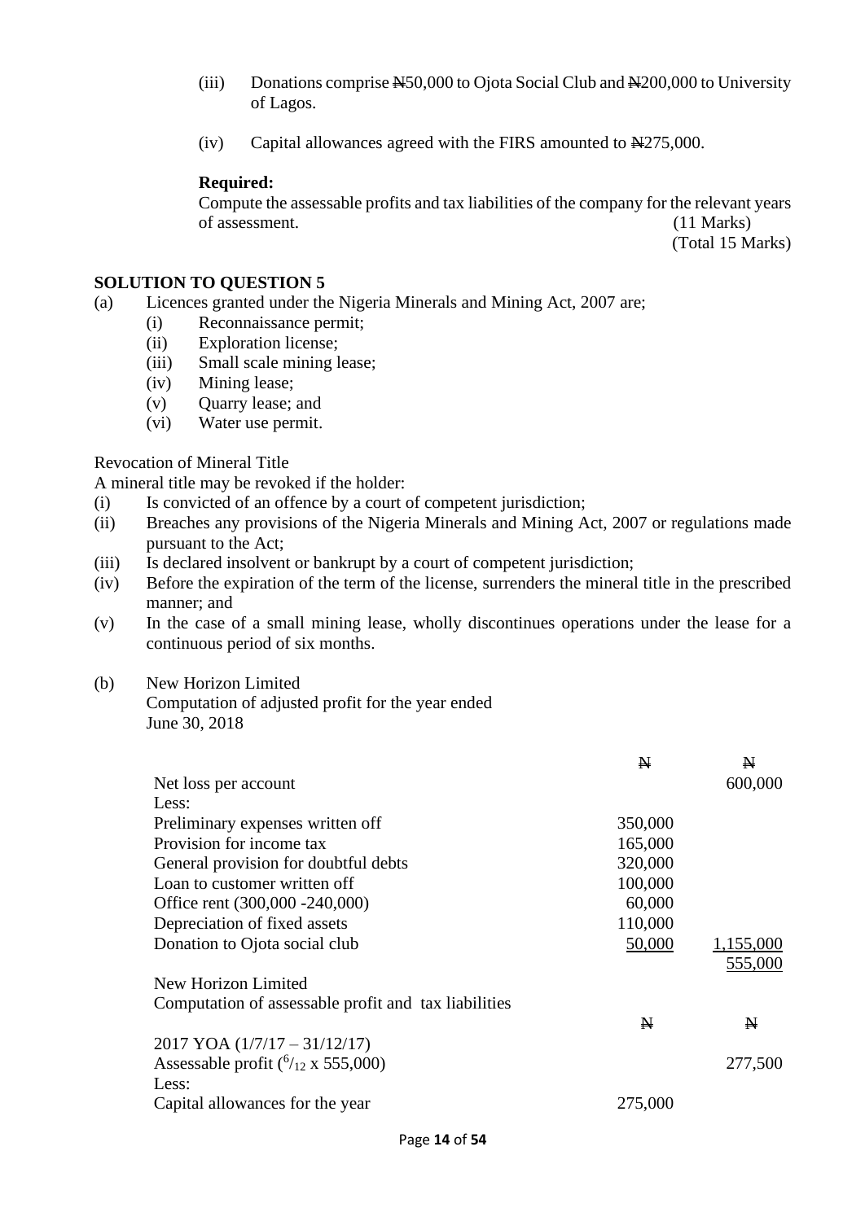(iii) Donations comprise ₦50,000 to Ojota Social Club and ₦200,000 to University of Lagos.

(iv) Capital allowances agreed with the FIRS amounted to ₦275,000.

**Required:**

Compute the assessable profits and tax liabilities of the company for the relevant years of assessment. (11 Marks)

(Total 15 Marks)

**SOLUTION TO QUESTION 5**

(a) Licences granted under the Nigeria Minerals and Mining Act, 2007 are;

   (i) Reconnaissance permit;
   (ii) Exploration license;
   (iii) Small scale mining lease;
   (iv) Mining lease;
   (v) Quarry lease; and
   (vi) Water use permit.

Revocation of Mineral Title

A mineral title may be revoked if the holder:

(i) Is convicted of an offence by a court of competent jurisdiction;
(ii) Breaches any provisions of the Nigeria Minerals and Mining Act, 2007 or regulations made pursuant to the Act;
(iii) Is declared insolvent or bankrupt by a court of competent jurisdiction;
(iv) Before the expiration of the term of the license, surrenders the mineral title in the prescribed manner; and
(v) In the case of a small mining lease, wholly discontinues operations under the lease for a continuous period of six months.

(b) New Horizon Limited
Computation of adjusted profit for the year ended
June 30, 2018

| | ₦ | ₦ |
|---|---|---|
| Net loss per account | | 600,000 |
| Less: | | |
| Preliminary expenses written off | 350,000 | |
| Provision for income tax | 165,000 | |
| General provision for doubtful debts | 320,000 | |
| Loan to customer written off | 100,000 | |
| Office rent (300,000 -240,000) | 60,000 | |
| Depreciation of fixed assets | 110,000 | |
| Donation to Ojota social club | 50,000 | 1,155,000 |
| | | 555,000 |

New Horizon Limited
Computation of assessable profit and tax liabilities

| | ₦ | ₦ |
|---|---|---|
| 2017 YOA (1/7/17 – 31/12/17) | | |
| Assessable profit ($^{6}/_{12}$ x 555,000) | | 277,500 |
| Less: | | |
| Capital allowances for the year | 275,000 | |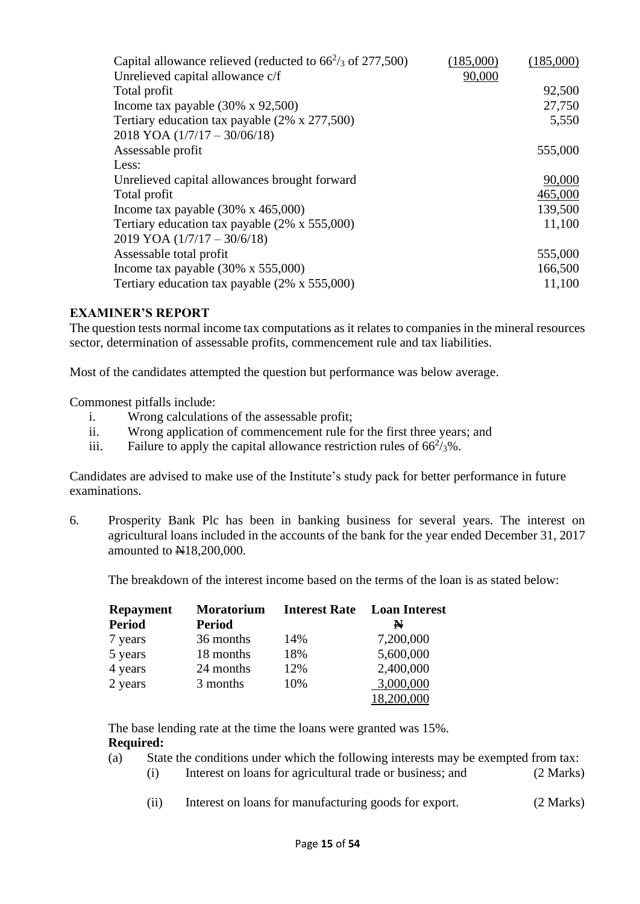| | | |
|---|---|---|
| Capital allowance relieved (reducted to $66^2/_3$ of 277,500) | (185,000) | (185,000) |
| Unrelieved capital allowance c/f | 90,000 | |
| Total profit | | 92,500 |
| Income tax payable (30% x 92,500) | | 27,750 |
| Tertiary education tax payable (2% x 277,500) | | 5,550 |
| 2018 YOA (1/7/17 – 30/06/18) | | |
| Assessable profit | | 555,000 |
| Less: | | |
| Unrelieved capital allowances brought forward | | 90,000 |
| Total profit | | 465,000 |
| Income tax payable (30% x 465,000) | | 139,500 |
| Tertiary education tax payable (2% x 555,000) | | 11,100 |
| 2019 YOA (1/7/17 – 30/6/18) | | |
| Assessable total profit | | 555,000 |
| Income tax payable (30% x 555,000) | | 166,500 |
| Tertiary education tax payable (2% x 555,000) | | 11,100 |

**EXAMINER'S REPORT**

The question tests normal income tax computations as it relates to companies in the mineral resources sector, determination of assessable profits, commencement rule and tax liabilities.

Most of the candidates attempted the question but performance was below average.

Commonest pitfalls include:

i. Wrong calculations of the assessable profit;
ii. Wrong application of commencement rule for the first three years; and
iii. Failure to apply the capital allowance restriction rules of $66^2/_3$%.

Candidates are advised to make use of the Institute's study pack for better performance in future examinations.

6. Prosperity Bank Plc has been in banking business for several years. The interest on agricultural loans included in the accounts of the bank for the year ended December 31, 2017 amounted to ₦18,200,000.

   The breakdown of the interest income based on the terms of the loan is as stated below:

| Repayment Period | Moratorium Period | Interest Rate | Loan Interest ₦ |
|---|---|---|---|
| 7 years | 36 months | 14% | 7,200,000 |
| 5 years | 18 months | 18% | 5,600,000 |
| 4 years | 24 months | 12% | 2,400,000 |
| 2 years | 3 months | 10% | 3,000,000 |
| | | | 18,200,000 |

   The base lending rate at the time the loans were granted was 15%.

   **Required:**

   (a) State the conditions under which the following interests may be exempted from tax:

   (i) Interest on loans for agricultural trade or business; and (2 Marks)

   (ii) Interest on loans for manufacturing goods for export. (2 Marks)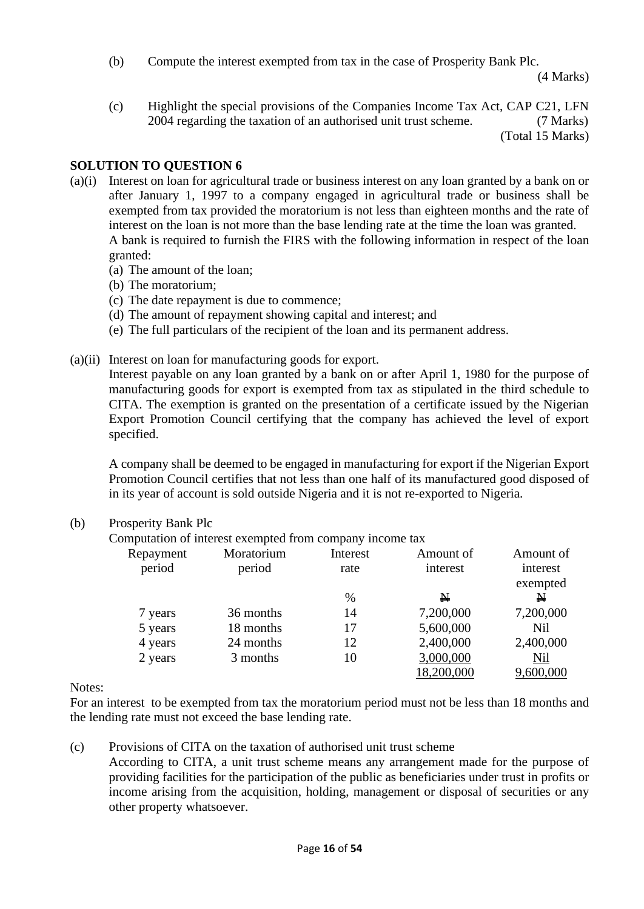(b) Compute the interest exempted from tax in the case of Prosperity Bank Plc. (4 Marks)

(c) Highlight the special provisions of the Companies Income Tax Act, CAP C21, LFN 2004 regarding the taxation of an authorised unit trust scheme. (7 Marks)
(Total 15 Marks)

**SOLUTION TO QUESTION 6**

(a)(i) Interest on loan for agricultural trade or business interest on any loan granted by a bank on or after January 1, 1997 to a company engaged in agricultural trade or business shall be exempted from tax provided the moratorium is not less than eighteen months and the rate of interest on the loan is not more than the base lending rate at the time the loan was granted.
A bank is required to furnish the FIRS with the following information in respect of the loan granted:

(a) The amount of the loan;
(b) The moratorium;
(c) The date repayment is due to commence;
(d) The amount of repayment showing capital and interest; and
(e) The full particulars of the recipient of the loan and its permanent address.

(a)(ii) Interest on loan for manufacturing goods for export.
Interest payable on any loan granted by a bank on or after April 1, 1980 for the purpose of manufacturing goods for export is exempted from tax as stipulated in the third schedule to CITA. The exemption is granted on the presentation of a certificate issued by the Nigerian Export Promotion Council certifying that the company has achieved the level of export specified.

A company shall be deemed to be engaged in manufacturing for export if the Nigerian Export Promotion Council certifies that not less than one half of its manufactured good disposed of in its year of account is sold outside Nigeria and it is not re-exported to Nigeria.

(b) Prosperity Bank Plc
Computation of interest exempted from company income tax

| Repayment period | Moratorium period | Interest rate | Amount of interest | Amount of interest exempted |
|---|---|---|---|---|
| | | % | ₦ | ₦ |
| 7 years | 36 months | 14 | 7,200,000 | 7,200,000 |
| 5 years | 18 months | 17 | 5,600,000 | Nil |
| 4 years | 24 months | 12 | 2,400,000 | 2,400,000 |
| 2 years | 3 months | 10 | 3,000,000 | Nil |
| | | | 18,200,000 | 9,600,000 |

Notes:
For an interest to be exempted from tax the moratorium period must not be less than 18 months and the lending rate must not exceed the base lending rate.

(c) Provisions of CITA on the taxation of authorised unit trust scheme
According to CITA, a unit trust scheme means any arrangement made for the purpose of providing facilities for the participation of the public as beneficiaries under trust in profits or income arising from the acquisition, holding, management or disposal of securities or any other property whatsoever.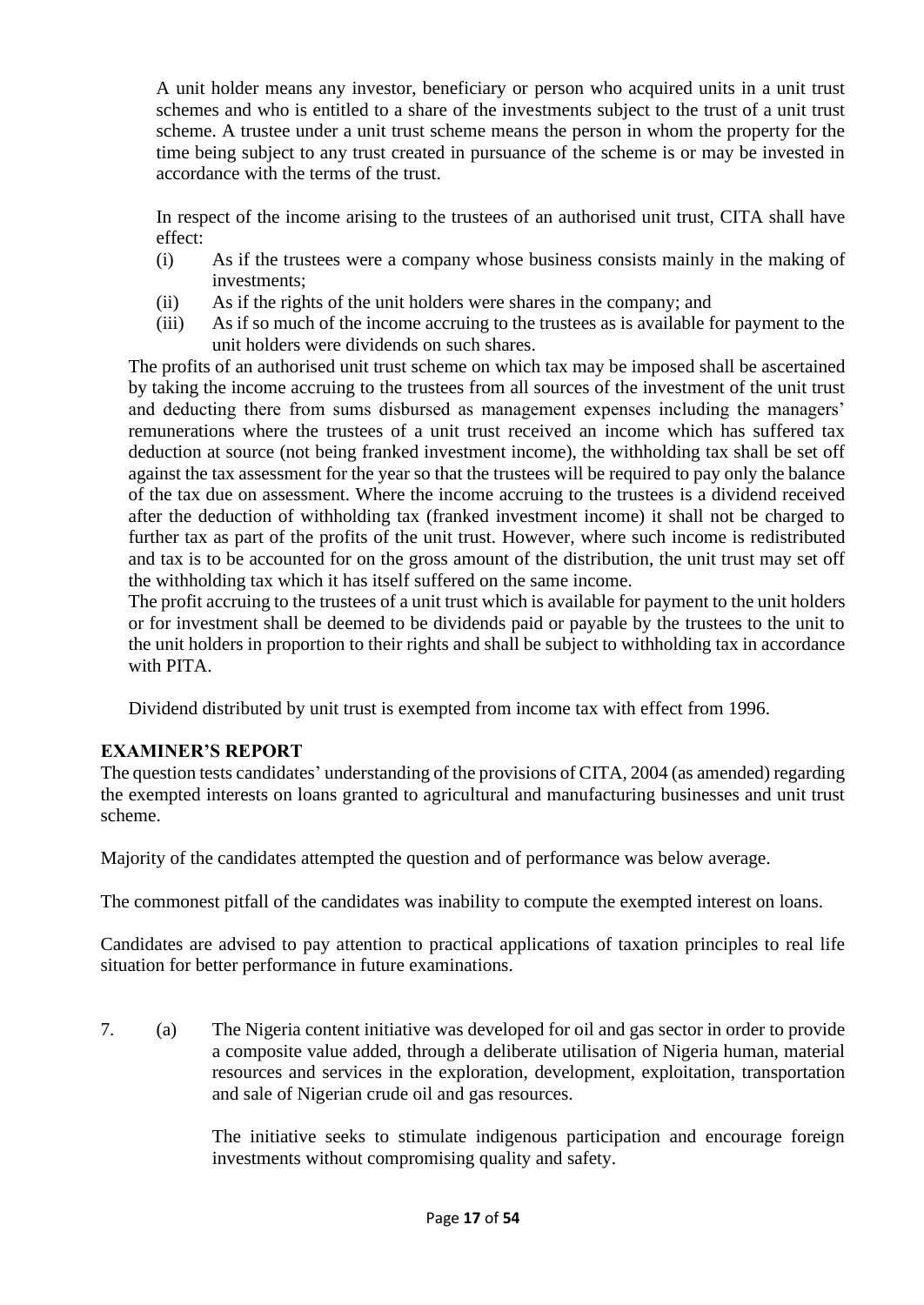A unit holder means any investor, beneficiary or person who acquired units in a unit trust schemes and who is entitled to a share of the investments subject to the trust of a unit trust scheme. A trustee under a unit trust scheme means the person in whom the property for the time being subject to any trust created in pursuance of the scheme is or may be invested in accordance with the terms of the trust.

In respect of the income arising to the trustees of an authorised unit trust, CITA shall have effect:

(i) As if the trustees were a company whose business consists mainly in the making of investments;
(ii) As if the rights of the unit holders were shares in the company; and
(iii) As if so much of the income accruing to the trustees as is available for payment to the unit holders were dividends on such shares.

The profits of an authorised unit trust scheme on which tax may be imposed shall be ascertained by taking the income accruing to the trustees from all sources of the investment of the unit trust and deducting there from sums disbursed as management expenses including the managers' remunerations where the trustees of a unit trust received an income which has suffered tax deduction at source (not being franked investment income), the withholding tax shall be set off against the tax assessment for the year so that the trustees will be required to pay only the balance of the tax due on assessment. Where the income accruing to the trustees is a dividend received after the deduction of withholding tax (franked investment income) it shall not be charged to further tax as part of the profits of the unit trust. However, where such income is redistributed and tax is to be accounted for on the gross amount of the distribution, the unit trust may set off the withholding tax which it has itself suffered on the same income.

The profit accruing to the trustees of a unit trust which is available for payment to the unit holders or for investment shall be deemed to be dividends paid or payable by the trustees to the unit to the unit holders in proportion to their rights and shall be subject to withholding tax in accordance with PITA.

Dividend distributed by unit trust is exempted from income tax with effect from 1996.

**EXAMINER'S REPORT**

The question tests candidates' understanding of the provisions of CITA, 2004 (as amended) regarding the exempted interests on loans granted to agricultural and manufacturing businesses and unit trust scheme.

Majority of the candidates attempted the question and of performance was below average.

The commonest pitfall of the candidates was inability to compute the exempted interest on loans.

Candidates are advised to pay attention to practical applications of taxation principles to real life situation for better performance in future examinations.

7. (a) The Nigeria content initiative was developed for oil and gas sector in order to provide a composite value added, through a deliberate utilisation of Nigeria human, material resources and services in the exploration, development, exploitation, transportation and sale of Nigerian crude oil and gas resources.

The initiative seeks to stimulate indigenous participation and encourage foreign investments without compromising quality and safety.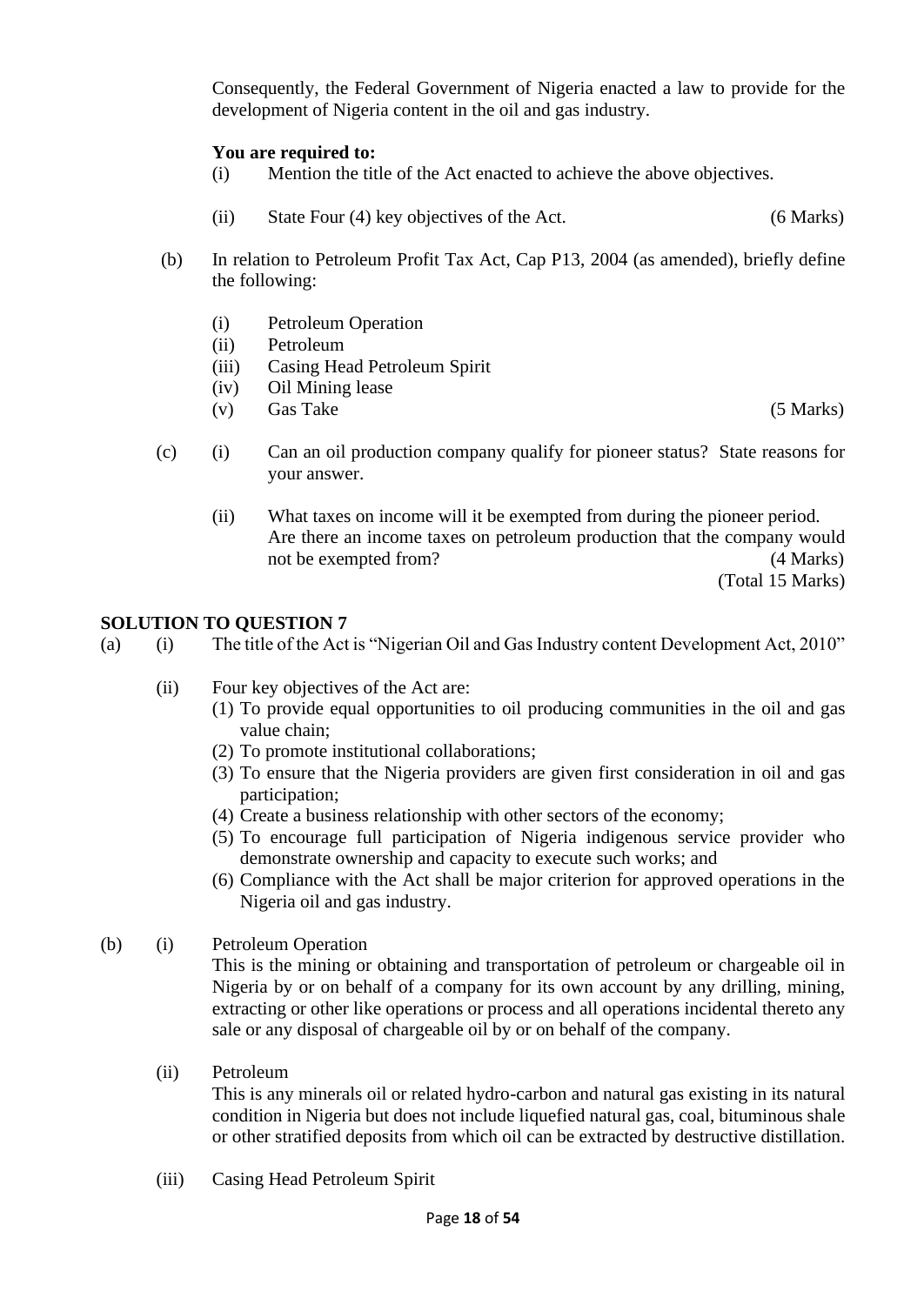Consequently, the Federal Government of Nigeria enacted a law to provide for the development of Nigeria content in the oil and gas industry.

**You are required to:**

(i) Mention the title of the Act enacted to achieve the above objectives.

(ii) State Four (4) key objectives of the Act. (6 Marks)

(b) In relation to Petroleum Profit Tax Act, Cap P13, 2004 (as amended), briefly define the following:

(i) Petroleum Operation
(ii) Petroleum
(iii) Casing Head Petroleum Spirit
(iv) Oil Mining lease
(v) Gas Take (5 Marks)

(c) (i) Can an oil production company qualify for pioneer status? State reasons for your answer.

(ii) What taxes on income will it be exempted from during the pioneer period. Are there an income taxes on petroleum production that the company would not be exempted from? (4 Marks)

(Total 15 Marks)

## SOLUTION TO QUESTION 7

(a) (i) The title of the Act is "Nigerian Oil and Gas Industry content Development Act, 2010"

(ii) Four key objectives of the Act are:

(1) To provide equal opportunities to oil producing communities in the oil and gas value chain;
(2) To promote institutional collaborations;
(3) To ensure that the Nigeria providers are given first consideration in oil and gas participation;
(4) Create a business relationship with other sectors of the economy;
(5) To encourage full participation of Nigeria indigenous service provider who demonstrate ownership and capacity to execute such works; and
(6) Compliance with the Act shall be major criterion for approved operations in the Nigeria oil and gas industry.

(b) (i) Petroleum Operation

This is the mining or obtaining and transportation of petroleum or chargeable oil in Nigeria by or on behalf of a company for its own account by any drilling, mining, extracting or other like operations or process and all operations incidental thereto any sale or any disposal of chargeable oil by or on behalf of the company.

(ii) Petroleum

This is any minerals oil or related hydro-carbon and natural gas existing in its natural condition in Nigeria but does not include liquefied natural gas, coal, bituminous shale or other stratified deposits from which oil can be extracted by destructive distillation.

(iii) Casing Head Petroleum Spirit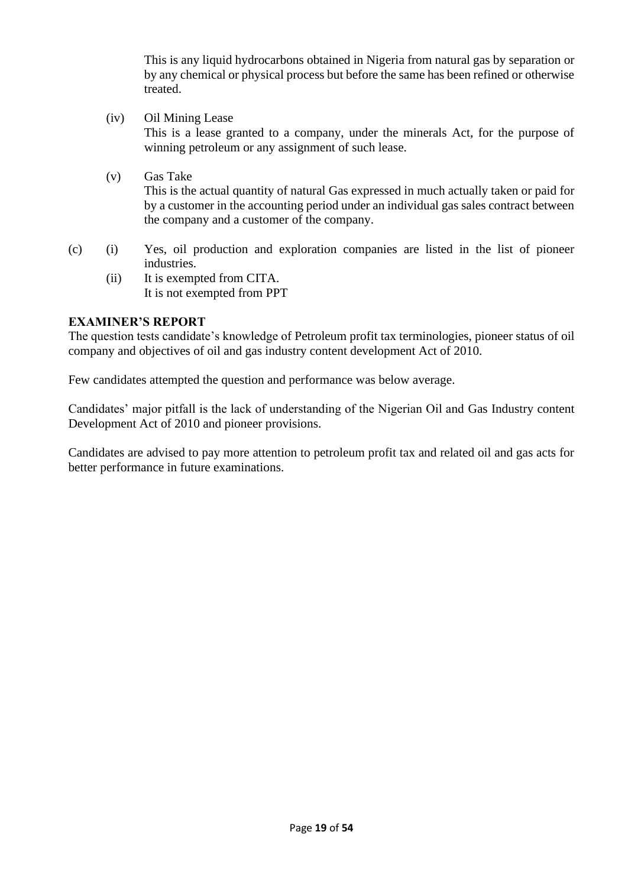This is any liquid hydrocarbons obtained in Nigeria from natural gas by separation or by any chemical or physical process but before the same has been refined or otherwise treated.

(iv) Oil Mining Lease
This is a lease granted to a company, under the minerals Act, for the purpose of winning petroleum or any assignment of such lease.

(v) Gas Take
This is the actual quantity of natural Gas expressed in much actually taken or paid for by a customer in the accounting period under an individual gas sales contract between the company and a customer of the company.

(c) (i) Yes, oil production and exploration companies are listed in the list of pioneer industries.

(ii) It is exempted from CITA.
It is not exempted from PPT

**EXAMINER'S REPORT**

The question tests candidate's knowledge of Petroleum profit tax terminologies, pioneer status of oil company and objectives of oil and gas industry content development Act of 2010.

Few candidates attempted the question and performance was below average.

Candidates' major pitfall is the lack of understanding of the Nigerian Oil and Gas Industry content Development Act of 2010 and pioneer provisions.

Candidates are advised to pay more attention to petroleum profit tax and related oil and gas acts for better performance in future examinations.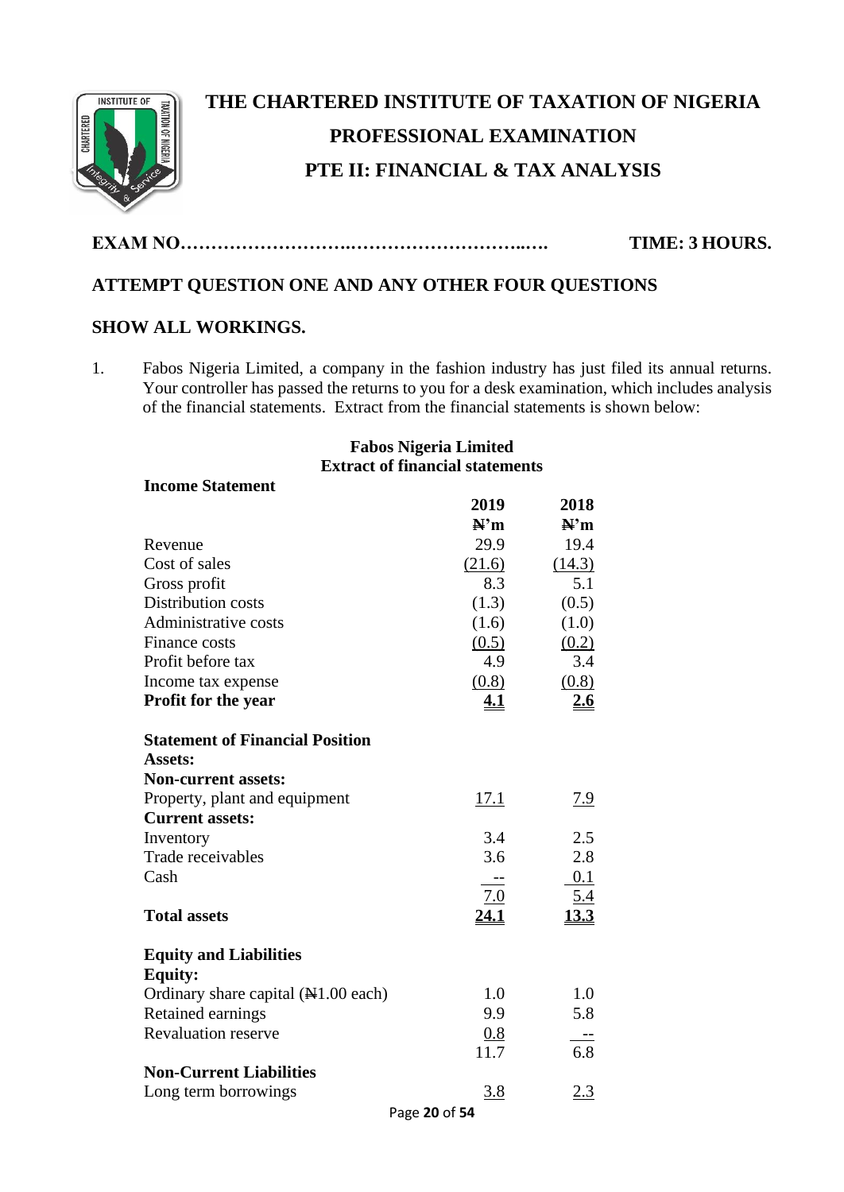# THE CHARTERED INSTITUTE OF TAXATION OF NIGERIA

## PROFESSIONAL EXAMINATION

## PTE II: FINANCIAL & TAX ANALYSIS

**EXAM NO……………………….………………………..….** **TIME: 3 HOURS.**

**ATTEMPT QUESTION ONE AND ANY OTHER FOUR QUESTIONS**

**SHOW ALL WORKINGS.**

1. Fabos Nigeria Limited, a company in the fashion industry has just filed its annual returns. Your controller has passed the returns to you for a desk examination, which includes analysis of the financial statements. Extract from the financial statements is shown below:

**Fabos Nigeria Limited**
**Extract of financial statements**

| **Income Statement** | **2019** | **2018** |
|---|---|---|
| | **₦'m** | **₦'m** |
| Revenue | 29.9 | 19.4 |
| Cost of sales | (21.6) | (14.3) |
| Gross profit | 8.3 | 5.1 |
| Distribution costs | (1.3) | (0.5) |
| Administrative costs | (1.6) | (1.0) |
| Finance costs | (0.5) | (0.2) |
| Profit before tax | 4.9 | 3.4 |
| Income tax expense | (0.8) | (0.8) |
| **Profit for the year** | **4.1** | **2.6** |
| | | |
| **Statement of Financial Position** | | |
| **Assets:** | | |
| **Non-current assets:** | | |
| Property, plant and equipment | 17.1 | 7.9 |
| **Current assets:** | | |
| Inventory | 3.4 | 2.5 |
| Trade receivables | 3.6 | 2.8 |
| Cash | -- | 0.1 |
| | 7.0 | 5.4 |
| **Total assets** | **24.1** | **13.3** |
| | | |
| **Equity and Liabilities** | | |
| **Equity:** | | |
| Ordinary share capital (₦1.00 each) | 1.0 | 1.0 |
| Retained earnings | 9.9 | 5.8 |
| Revaluation reserve | 0.8 | -- |
| | 11.7 | 6.8 |
| **Non-Current Liabilities** | | |
| Long term borrowings | 3.8 | 2.3 |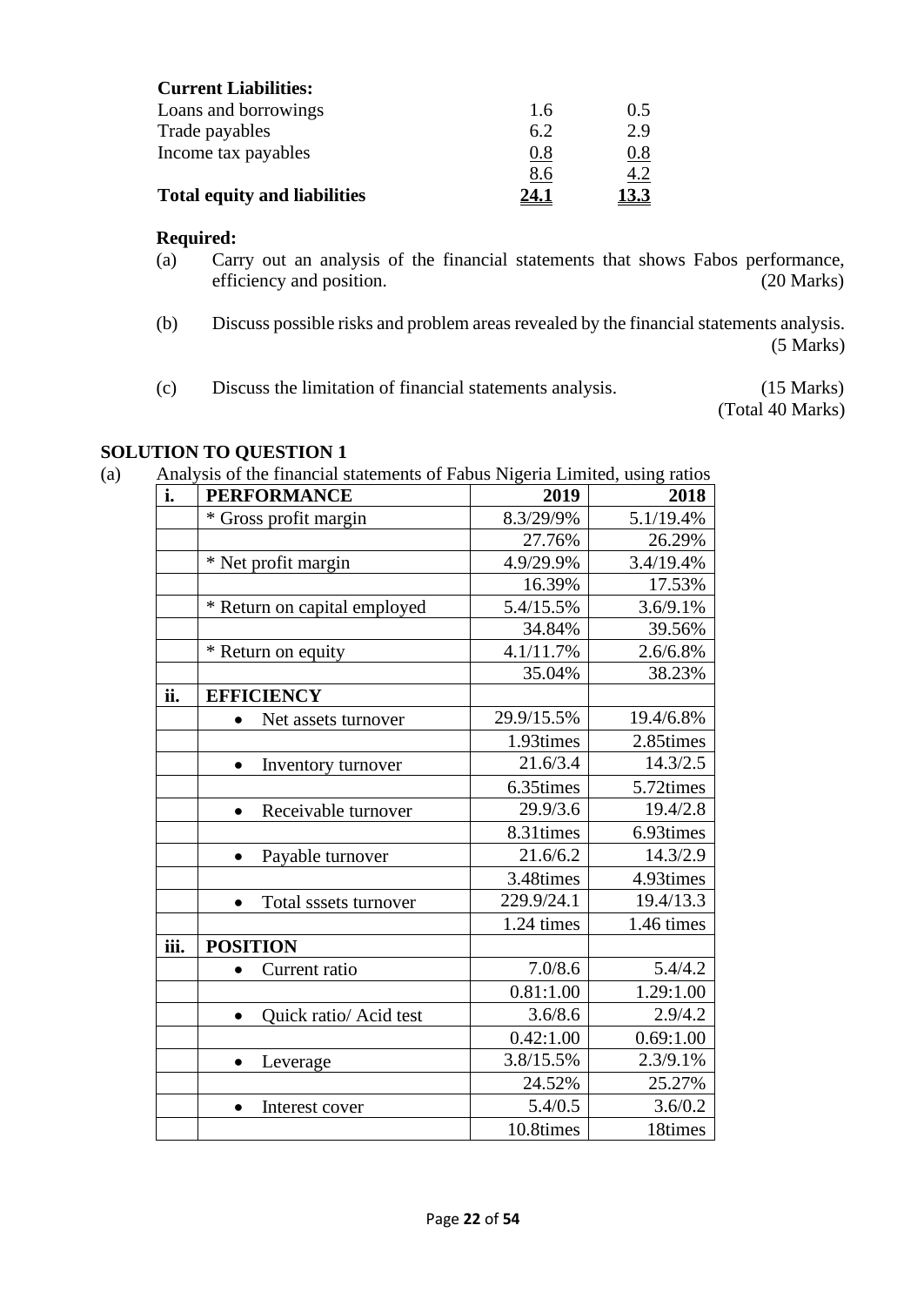**Current Liabilities:**

| | | |
|---|---|---|
| Loans and borrowings | 1.6 | 0.5 |
| Trade payables | 6.2 | 2.9 |
| Income tax payables | 0.8 | 0.8 |
| | 8.6 | 4.2 |
| **Total equity and liabilities** | **24.1** | **13.3** |

**Required:**

(a) Carry out an analysis of the financial statements that shows Fabos performance, efficiency and position. (20 Marks)

(b) Discuss possible risks and problem areas revealed by the financial statements analysis. (5 Marks)

(c) Discuss the limitation of financial statements analysis. (15 Marks)
(Total 40 Marks)

## SOLUTION TO QUESTION 1

(a) Analysis of the financial statements of Fabus Nigeria Limited, using ratios

| i. | PERFORMANCE | 2019 | 2018 |
|---|---|---|---|
| | * Gross profit margin | 8.3/29/9% | 5.1/19.4% |
| | | 27.76% | 26.29% |
| | * Net profit margin | 4.9/29.9% | 3.4/19.4% |
| | | 16.39% | 17.53% |
| | * Return on capital employed | 5.4/15.5% | 3.6/9.1% |
| | | 34.84% | 39.56% |
| | * Return on equity | 4.1/11.7% | 2.6/6.8% |
| | | 35.04% | 38.23% |
| **ii.** | **EFFICIENCY** | | |
| | • Net assets turnover | 29.9/15.5% | 19.4/6.8% |
| | | 1.93times | 2.85times |
| | • Inventory turnover | 21.6/3.4 | 14.3/2.5 |
| | | 6.35times | 5.72times |
| | • Receivable turnover | 29.9/3.6 | 19.4/2.8 |
| | | 8.31times | 6.93times |
| | • Payable turnover | 21.6/6.2 | 14.3/2.9 |
| | | 3.48times | 4.93times |
| | • Total sssets turnover | 229.9/24.1 | 19.4/13.3 |
| | | 1.24 times | 1.46 times |
| **iii.** | **POSITION** | | |
| | • Current ratio | 7.0/8.6 | 5.4/4.2 |
| | | 0.81:1.00 | 1.29:1.00 |
| | • Quick ratio/ Acid test | 3.6/8.6 | 2.9/4.2 |
| | | 0.42:1.00 | 0.69:1.00 |
| | • Leverage | 3.8/15.5% | 2.3/9.1% |
| | | 24.52% | 25.27% |
| | • Interest cover | 5.4/0.5 | 3.6/0.2 |
| | | 10.8times | 18times |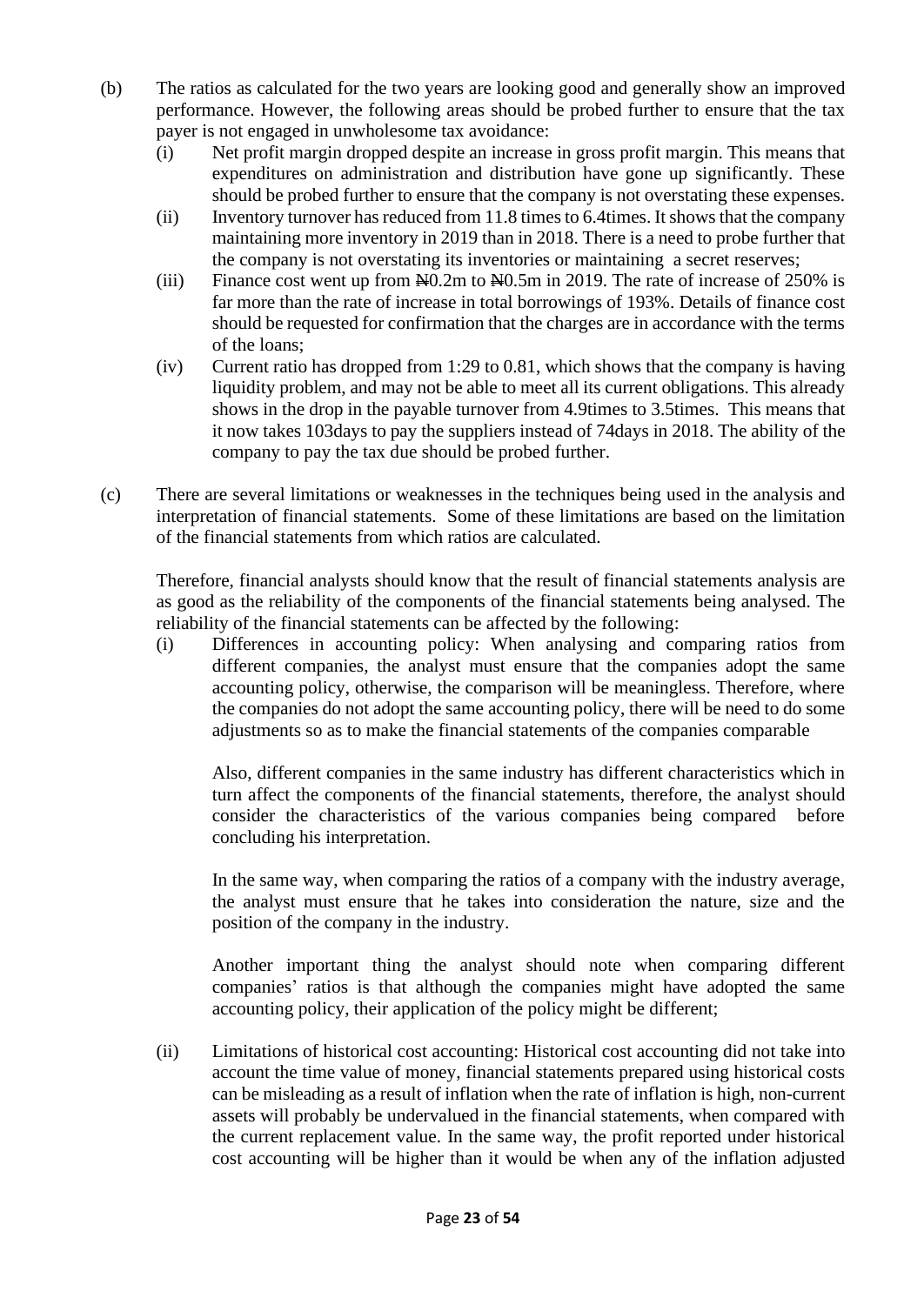(b) The ratios as calculated for the two years are looking good and generally show an improved performance. However, the following areas should be probed further to ensure that the tax payer is not engaged in unwholesome tax avoidance:

(i) Net profit margin dropped despite an increase in gross profit margin. This means that expenditures on administration and distribution have gone up significantly. These should be probed further to ensure that the company is not overstating these expenses.

(ii) Inventory turnover has reduced from 11.8 times to 6.4times. It shows that the company maintaining more inventory in 2019 than in 2018. There is a need to probe further that the company is not overstating its inventories or maintaining a secret reserves;

(iii) Finance cost went up from ₦0.2m to ₦0.5m in 2019. The rate of increase of 250% is far more than the rate of increase in total borrowings of 193%. Details of finance cost should be requested for confirmation that the charges are in accordance with the terms of the loans;

(iv) Current ratio has dropped from 1:29 to 0.81, which shows that the company is having liquidity problem, and may not be able to meet all its current obligations. This already shows in the drop in the payable turnover from 4.9times to 3.5times. This means that it now takes 103days to pay the suppliers instead of 74days in 2018. The ability of the company to pay the tax due should be probed further.

(c) There are several limitations or weaknesses in the techniques being used in the analysis and interpretation of financial statements. Some of these limitations are based on the limitation of the financial statements from which ratios are calculated.

Therefore, financial analysts should know that the result of financial statements analysis are as good as the reliability of the components of the financial statements being analysed. The reliability of the financial statements can be affected by the following:

(i) Differences in accounting policy: When analysing and comparing ratios from different companies, the analyst must ensure that the companies adopt the same accounting policy, otherwise, the comparison will be meaningless. Therefore, where the companies do not adopt the same accounting policy, there will be need to do some adjustments so as to make the financial statements of the companies comparable

Also, different companies in the same industry has different characteristics which in turn affect the components of the financial statements, therefore, the analyst should consider the characteristics of the various companies being compared before concluding his interpretation.

In the same way, when comparing the ratios of a company with the industry average, the analyst must ensure that he takes into consideration the nature, size and the position of the company in the industry.

Another important thing the analyst should note when comparing different companies' ratios is that although the companies might have adopted the same accounting policy, their application of the policy might be different;

(ii) Limitations of historical cost accounting: Historical cost accounting did not take into account the time value of money, financial statements prepared using historical costs can be misleading as a result of inflation when the rate of inflation is high, non-current assets will probably be undervalued in the financial statements, when compared with the current replacement value. In the same way, the profit reported under historical cost accounting will be higher than it would be when any of the inflation adjusted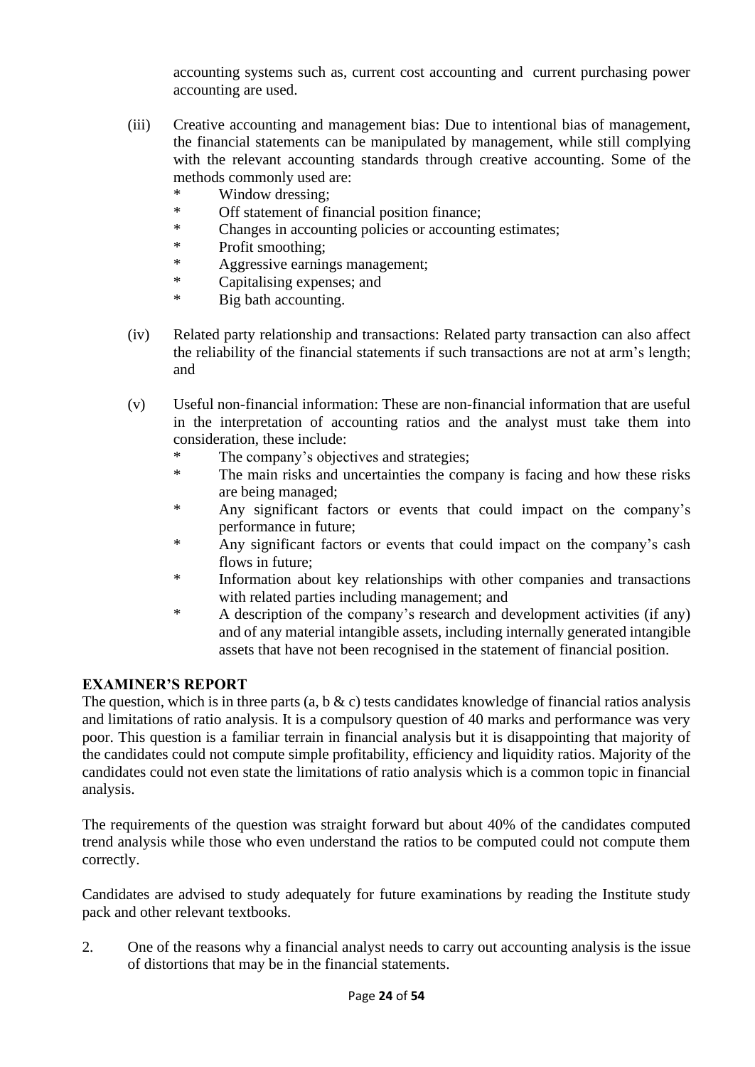accounting systems such as, current cost accounting and current purchasing power accounting are used.

(iii) Creative accounting and management bias: Due to intentional bias of management, the financial statements can be manipulated by management, while still complying with the relevant accounting standards through creative accounting. Some of the methods commonly used are:
- Window dressing;
- Off statement of financial position finance;
- Changes in accounting policies or accounting estimates;
- Profit smoothing;
- Aggressive earnings management;
- Capitalising expenses; and
- Big bath accounting.

(iv) Related party relationship and transactions: Related party transaction can also affect the reliability of the financial statements if such transactions are not at arm's length; and

(v) Useful non-financial information: These are non-financial information that are useful in the interpretation of accounting ratios and the analyst must take them into consideration, these include:
- The company's objectives and strategies;
- The main risks and uncertainties the company is facing and how these risks are being managed;
- Any significant factors or events that could impact on the company's performance in future;
- Any significant factors or events that could impact on the company's cash flows in future;
- Information about key relationships with other companies and transactions with related parties including management; and
- A description of the company's research and development activities (if any) and of any material intangible assets, including internally generated intangible assets that have not been recognised in the statement of financial position.

**EXAMINER'S REPORT**

The question, which is in three parts (a, b & c) tests candidates knowledge of financial ratios analysis and limitations of ratio analysis. It is a compulsory question of 40 marks and performance was very poor. This question is a familiar terrain in financial analysis but it is disappointing that majority of the candidates could not compute simple profitability, efficiency and liquidity ratios. Majority of the candidates could not even state the limitations of ratio analysis which is a common topic in financial analysis.

The requirements of the question was straight forward but about 40% of the candidates computed trend analysis while those who even understand the ratios to be computed could not compute them correctly.

Candidates are advised to study adequately for future examinations by reading the Institute study pack and other relevant textbooks.

2. One of the reasons why a financial analyst needs to carry out accounting analysis is the issue of distortions that may be in the financial statements.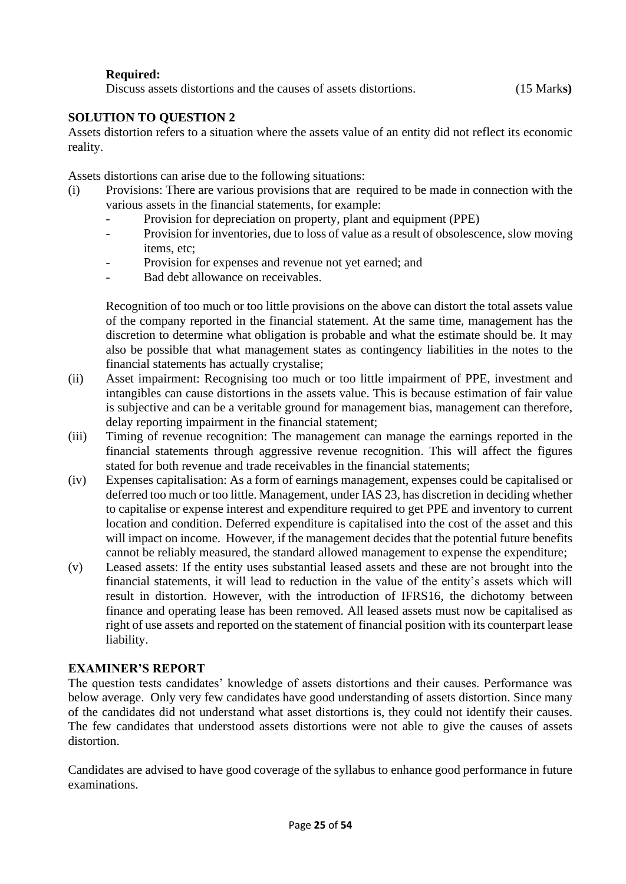**Required:**

Discuss assets distortions and the causes of assets distortions. (15 Marks)

**SOLUTION TO QUESTION 2**

Assets distortion refers to a situation where the assets value of an entity did not reflect its economic reality.

Assets distortions can arise due to the following situations:

(i) Provisions: There are various provisions that are required to be made in connection with the various assets in the financial statements, for example:
   - Provision for depreciation on property, plant and equipment (PPE)
   - Provision for inventories, due to loss of value as a result of obsolescence, slow moving items, etc;
   - Provision for expenses and revenue not yet earned; and
   - Bad debt allowance on receivables.

   Recognition of too much or too little provisions on the above can distort the total assets value of the company reported in the financial statement. At the same time, management has the discretion to determine what obligation is probable and what the estimate should be. It may also be possible that what management states as contingency liabilities in the notes to the financial statements has actually crystalise;

(ii) Asset impairment: Recognising too much or too little impairment of PPE, investment and intangibles can cause distortions in the assets value. This is because estimation of fair value is subjective and can be a veritable ground for management bias, management can therefore, delay reporting impairment in the financial statement;

(iii) Timing of revenue recognition: The management can manage the earnings reported in the financial statements through aggressive revenue recognition. This will affect the figures stated for both revenue and trade receivables in the financial statements;

(iv) Expenses capitalisation: As a form of earnings management, expenses could be capitalised or deferred too much or too little. Management, under IAS 23, has discretion in deciding whether to capitalise or expense interest and expenditure required to get PPE and inventory to current location and condition. Deferred expenditure is capitalised into the cost of the asset and this will impact on income. However, if the management decides that the potential future benefits cannot be reliably measured, the standard allowed management to expense the expenditure;

(v) Leased assets: If the entity uses substantial leased assets and these are not brought into the financial statements, it will lead to reduction in the value of the entity's assets which will result in distortion. However, with the introduction of IFRS16, the dichotomy between finance and operating lease has been removed. All leased assets must now be capitalised as right of use assets and reported on the statement of financial position with its counterpart lease liability.

**EXAMINER'S REPORT**

The question tests candidates' knowledge of assets distortions and their causes. Performance was below average. Only very few candidates have good understanding of assets distortion. Since many of the candidates did not understand what asset distortions is, they could not identify their causes. The few candidates that understood assets distortions were not able to give the causes of assets distortion.

Candidates are advised to have good coverage of the syllabus to enhance good performance in future examinations.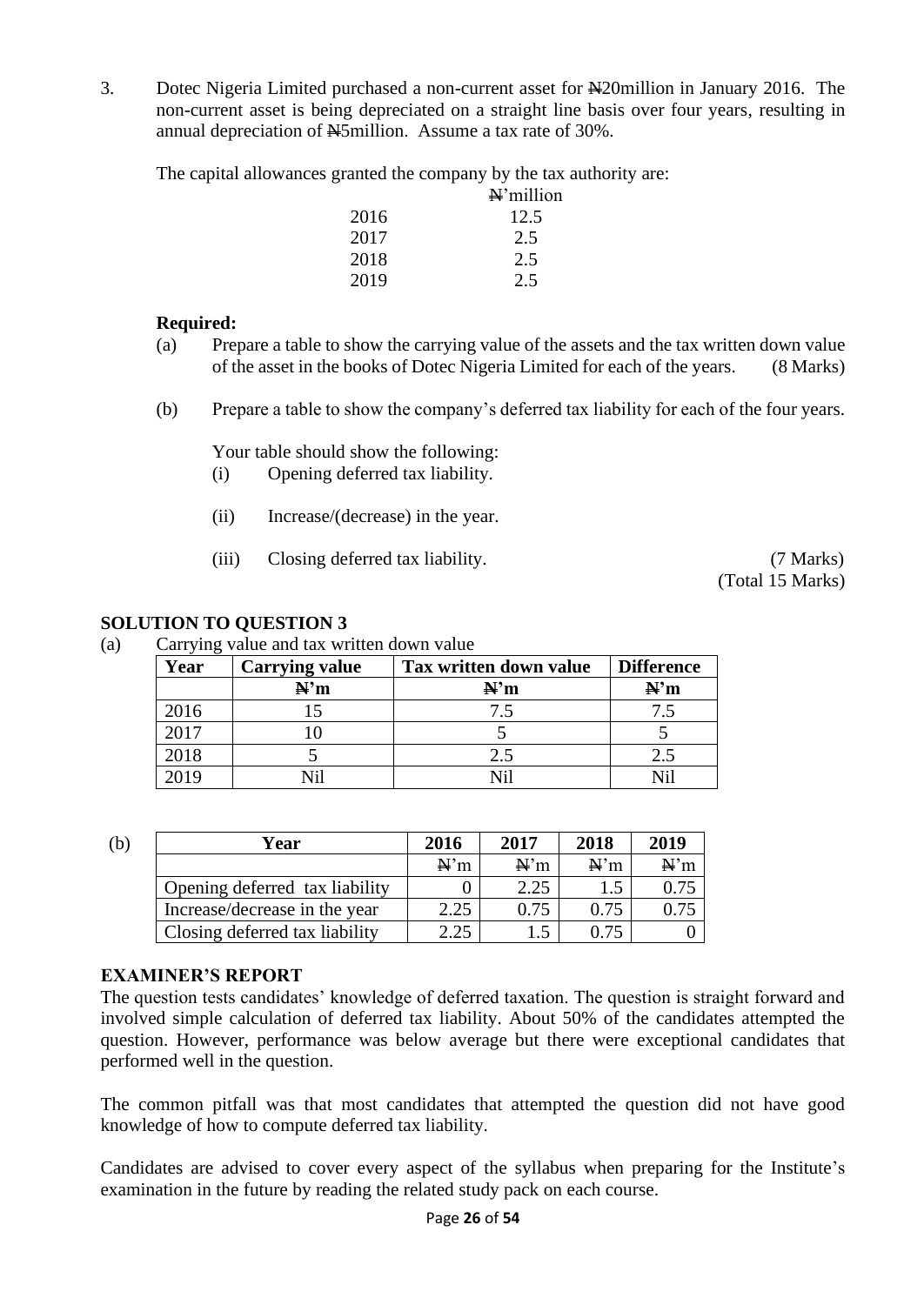3. Dotec Nigeria Limited purchased a non-current asset for ₦20million in January 2016. The non-current asset is being depreciated on a straight line basis over four years, resulting in annual depreciation of ₦5million. Assume a tax rate of 30%.

The capital allowances granted the company by the tax authority are:

| | ₦'million |
|---|---|
| 2016 | 12.5 |
| 2017 | 2.5 |
| 2018 | 2.5 |
| 2019 | 2.5 |

**Required:**

(a) Prepare a table to show the carrying value of the assets and the tax written down value of the asset in the books of Dotec Nigeria Limited for each of the years. (8 Marks)

(b) Prepare a table to show the company's deferred tax liability for each of the four years.

Your table should show the following:

(i) Opening deferred tax liability.

(ii) Increase/(decrease) in the year.

(iii) Closing deferred tax liability. (7 Marks)

(Total 15 Marks)

## SOLUTION TO QUESTION 3

(a) Carrying value and tax written down value

| Year | Carrying value | Tax written down value | Difference |
|---|---|---|---|
| | **₦'m** | **₦'m** | **₦'m** |
| 2016 | 15 | 7.5 | 7.5 |
| 2017 | 10 | 5 | 5 |
| 2018 | 5 | 2.5 | 2.5 |
| 2019 | Nil | Nil | Nil |

(b)

| Year | 2016 | 2017 | 2018 | 2019 |
|---|---|---|---|---|
| | ₦'m | ₦'m | ₦'m | ₦'m |
| Opening deferred tax liability | 0 | 2.25 | 1.5 | 0.75 |
| Increase/decrease in the year | 2.25 | 0.75 | 0.75 | 0.75 |
| Closing deferred tax liability | 2.25 | 1.5 | 0.75 | 0 |

## EXAMINER'S REPORT

The question tests candidates' knowledge of deferred taxation. The question is straight forward and involved simple calculation of deferred tax liability. About 50% of the candidates attempted the question. However, performance was below average but there were exceptional candidates that performed well in the question.

The common pitfall was that most candidates that attempted the question did not have good knowledge of how to compute deferred tax liability.

Candidates are advised to cover every aspect of the syllabus when preparing for the Institute's examination in the future by reading the related study pack on each course.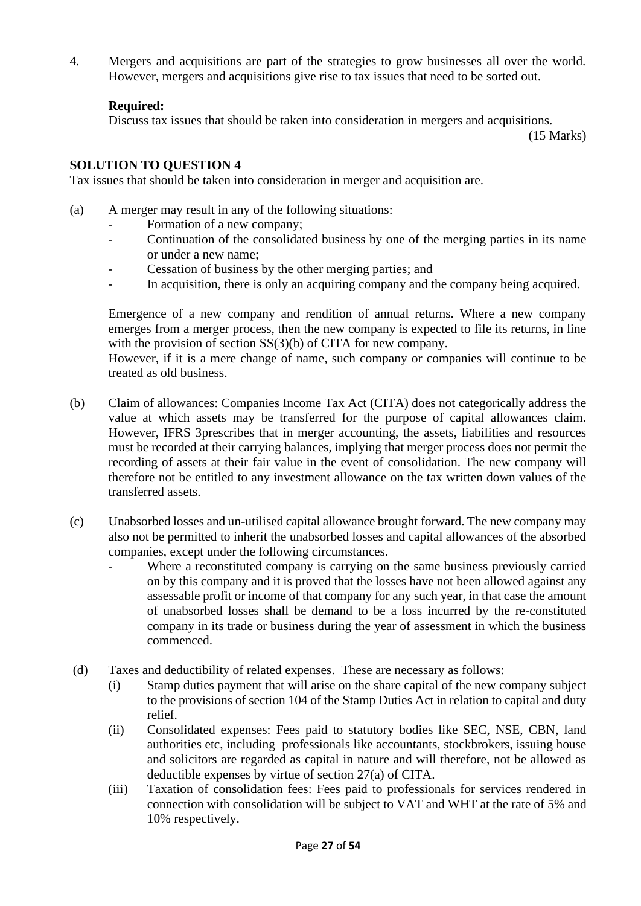4. Mergers and acquisitions are part of the strategies to grow businesses all over the world. However, mergers and acquisitions give rise to tax issues that need to be sorted out.

   **Required:**
   Discuss tax issues that should be taken into consideration in mergers and acquisitions.
   (15 Marks)

**SOLUTION TO QUESTION 4**

Tax issues that should be taken into consideration in merger and acquisition are.

(a) A merger may result in any of the following situations:
   - Formation of a new company;
   - Continuation of the consolidated business by one of the merging parties in its name or under a new name;
   - Cessation of business by the other merging parties; and
   - In acquisition, there is only an acquiring company and the company being acquired.

   Emergence of a new company and rendition of annual returns. Where a new company emerges from a merger process, then the new company is expected to file its returns, in line with the provision of section SS(3)(b) of CITA for new company.
   However, if it is a mere change of name, such company or companies will continue to be treated as old business.

(b) Claim of allowances: Companies Income Tax Act (CITA) does not categorically address the value at which assets may be transferred for the purpose of capital allowances claim. However, IFRS 3prescribes that in merger accounting, the assets, liabilities and resources must be recorded at their carrying balances, implying that merger process does not permit the recording of assets at their fair value in the event of consolidation. The new company will therefore not be entitled to any investment allowance on the tax written down values of the transferred assets.

(c) Unabsorbed losses and un-utilised capital allowance brought forward. The new company may also not be permitted to inherit the unabsorbed losses and capital allowances of the absorbed companies, except under the following circumstances.
   - Where a reconstituted company is carrying on the same business previously carried on by this company and it is proved that the losses have not been allowed against any assessable profit or income of that company for any such year, in that case the amount of unabsorbed losses shall be demand to be a loss incurred by the re-constituted company in its trade or business during the year of assessment in which the business commenced.

(d) Taxes and deductibility of related expenses. These are necessary as follows:
   (i) Stamp duties payment that will arise on the share capital of the new company subject to the provisions of section 104 of the Stamp Duties Act in relation to capital and duty relief.
   (ii) Consolidated expenses: Fees paid to statutory bodies like SEC, NSE, CBN, land authorities etc, including professionals like accountants, stockbrokers, issuing house and solicitors are regarded as capital in nature and will therefore, not be allowed as deductible expenses by virtue of section 27(a) of CITA.
   (iii) Taxation of consolidation fees: Fees paid to professionals for services rendered in connection with consolidation will be subject to VAT and WHT at the rate of 5% and 10% respectively.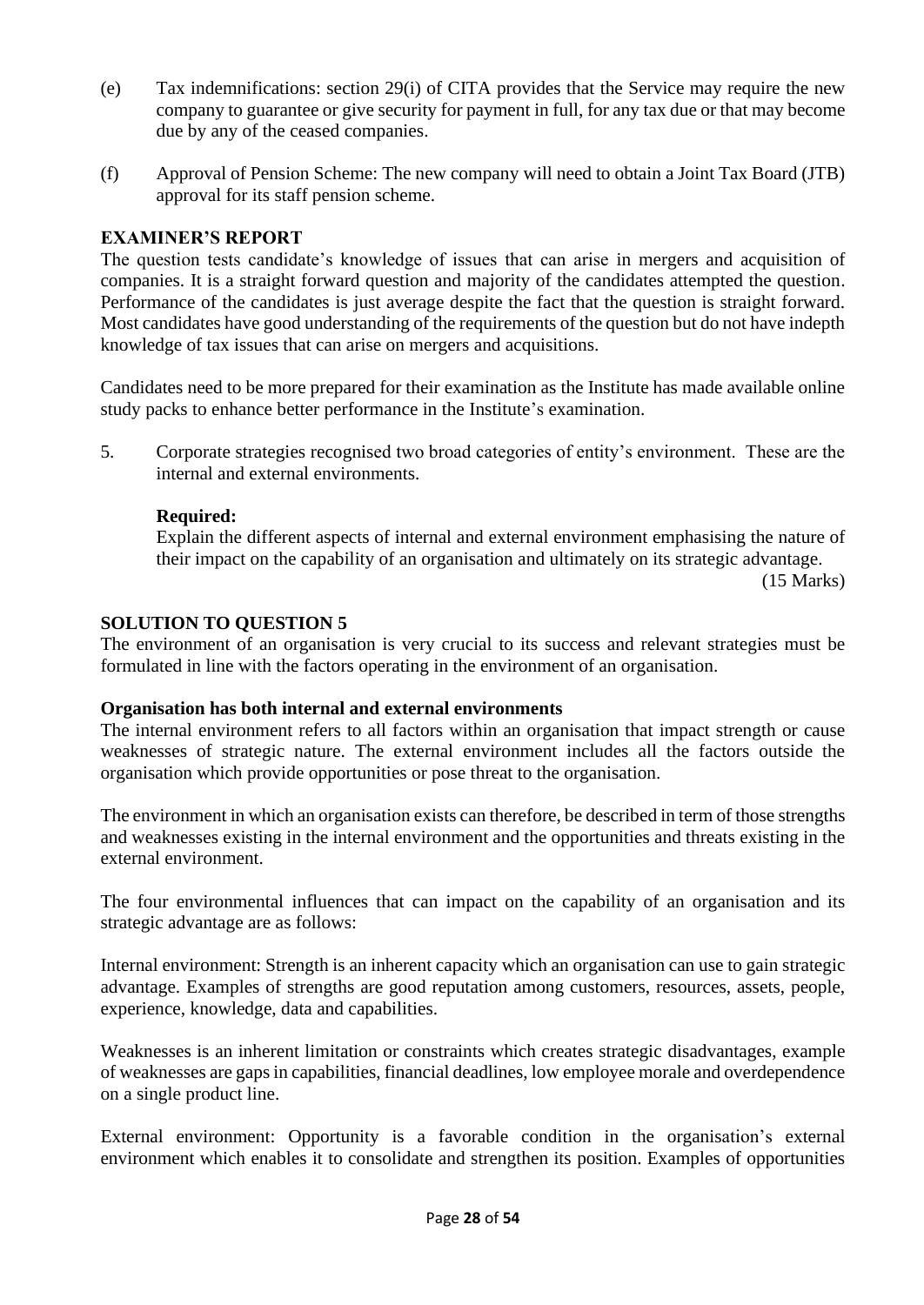(e) Tax indemnifications: section 29(i) of CITA provides that the Service may require the new company to guarantee or give security for payment in full, for any tax due or that may become due by any of the ceased companies.

(f) Approval of Pension Scheme: The new company will need to obtain a Joint Tax Board (JTB) approval for its staff pension scheme.

**EXAMINER'S REPORT**

The question tests candidate's knowledge of issues that can arise in mergers and acquisition of companies. It is a straight forward question and majority of the candidates attempted the question. Performance of the candidates is just average despite the fact that the question is straight forward. Most candidates have good understanding of the requirements of the question but do not have indepth knowledge of tax issues that can arise on mergers and acquisitions.

Candidates need to be more prepared for their examination as the Institute has made available online study packs to enhance better performance in the Institute's examination.

5. Corporate strategies recognised two broad categories of entity's environment. These are the internal and external environments.

   **Required:**

   Explain the different aspects of internal and external environment emphasising the nature of their impact on the capability of an organisation and ultimately on its strategic advantage.

   (15 Marks)

**SOLUTION TO QUESTION 5**

The environment of an organisation is very crucial to its success and relevant strategies must be formulated in line with the factors operating in the environment of an organisation.

**Organisation has both internal and external environments**

The internal environment refers to all factors within an organisation that impact strength or cause weaknesses of strategic nature. The external environment includes all the factors outside the organisation which provide opportunities or pose threat to the organisation.

The environment in which an organisation exists can therefore, be described in term of those strengths and weaknesses existing in the internal environment and the opportunities and threats existing in the external environment.

The four environmental influences that can impact on the capability of an organisation and its strategic advantage are as follows:

Internal environment: Strength is an inherent capacity which an organisation can use to gain strategic advantage. Examples of strengths are good reputation among customers, resources, assets, people, experience, knowledge, data and capabilities.

Weaknesses is an inherent limitation or constraints which creates strategic disadvantages, example of weaknesses are gaps in capabilities, financial deadlines, low employee morale and overdependence on a single product line.

External environment: Opportunity is a favorable condition in the organisation's external environment which enables it to consolidate and strengthen its position. Examples of opportunities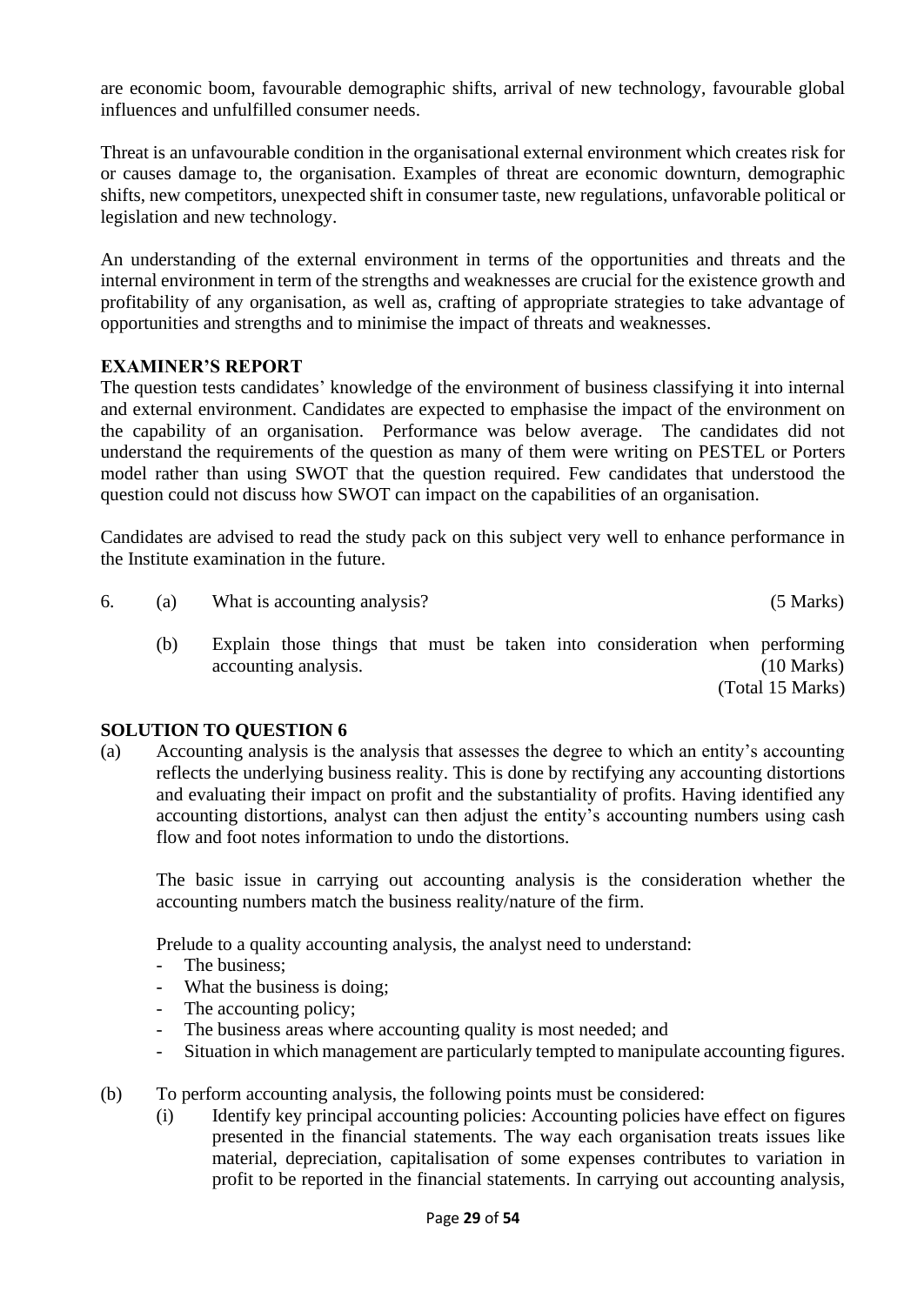are economic boom, favourable demographic shifts, arrival of new technology, favourable global influences and unfulfilled consumer needs.

Threat is an unfavourable condition in the organisational external environment which creates risk for or causes damage to, the organisation. Examples of threat are economic downturn, demographic shifts, new competitors, unexpected shift in consumer taste, new regulations, unfavorable political or legislation and new technology.

An understanding of the external environment in terms of the opportunities and threats and the internal environment in term of the strengths and weaknesses are crucial for the existence growth and profitability of any organisation, as well as, crafting of appropriate strategies to take advantage of opportunities and strengths and to minimise the impact of threats and weaknesses.

**EXAMINER'S REPORT**

The question tests candidates' knowledge of the environment of business classifying it into internal and external environment. Candidates are expected to emphasise the impact of the environment on the capability of an organisation. Performance was below average. The candidates did not understand the requirements of the question as many of them were writing on PESTEL or Porters model rather than using SWOT that the question required. Few candidates that understood the question could not discuss how SWOT can impact on the capabilities of an organisation.

Candidates are advised to read the study pack on this subject very well to enhance performance in the Institute examination in the future.

6. (a) What is accounting analysis? (5 Marks)

   (b) Explain those things that must be taken into consideration when performing accounting analysis. (10 Marks)
   (Total 15 Marks)

**SOLUTION TO QUESTION 6**

(a) Accounting analysis is the analysis that assesses the degree to which an entity's accounting reflects the underlying business reality. This is done by rectifying any accounting distortions and evaluating their impact on profit and the substantiality of profits. Having identified any accounting distortions, analyst can then adjust the entity's accounting numbers using cash flow and foot notes information to undo the distortions.

The basic issue in carrying out accounting analysis is the consideration whether the accounting numbers match the business reality/nature of the firm.

Prelude to a quality accounting analysis, the analyst need to understand:

- The business;
- What the business is doing;
- The accounting policy;
- The business areas where accounting quality is most needed; and
- Situation in which management are particularly tempted to manipulate accounting figures.

(b) To perform accounting analysis, the following points must be considered:

   (i) Identify key principal accounting policies: Accounting policies have effect on figures presented in the financial statements. The way each organisation treats issues like material, depreciation, capitalisation of some expenses contributes to variation in profit to be reported in the financial statements. In carrying out accounting analysis,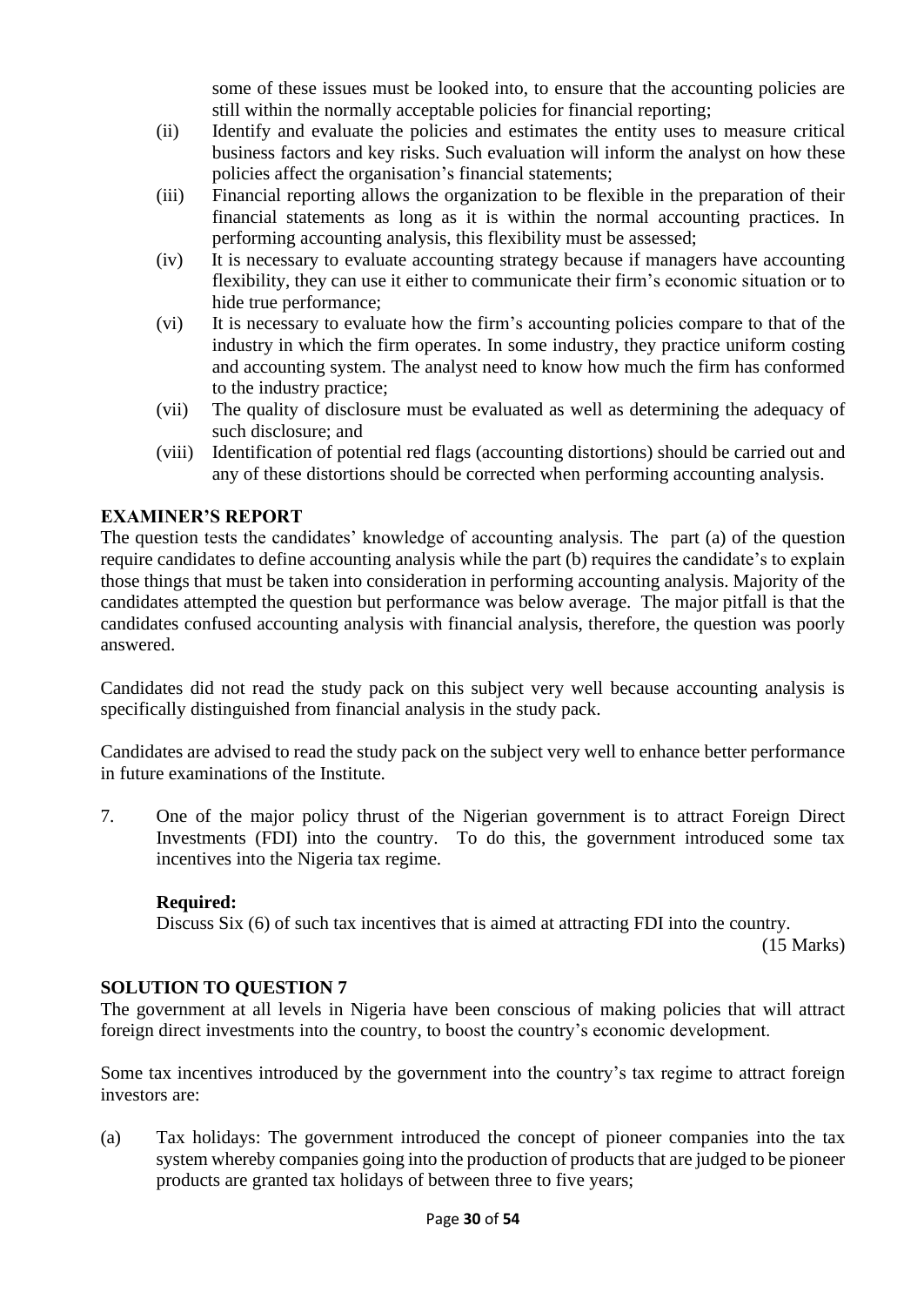some of these issues must be looked into, to ensure that the accounting policies are still within the normally acceptable policies for financial reporting;

(ii) Identify and evaluate the policies and estimates the entity uses to measure critical business factors and key risks. Such evaluation will inform the analyst on how these policies affect the organisation's financial statements;

(iii) Financial reporting allows the organization to be flexible in the preparation of their financial statements as long as it is within the normal accounting practices. In performing accounting analysis, this flexibility must be assessed;

(iv) It is necessary to evaluate accounting strategy because if managers have accounting flexibility, they can use it either to communicate their firm's economic situation or to hide true performance;

(vi) It is necessary to evaluate how the firm's accounting policies compare to that of the industry in which the firm operates. In some industry, they practice uniform costing and accounting system. The analyst need to know how much the firm has conformed to the industry practice;

(vii) The quality of disclosure must be evaluated as well as determining the adequacy of such disclosure; and

(viii) Identification of potential red flags (accounting distortions) should be carried out and any of these distortions should be corrected when performing accounting analysis.

## EXAMINER'S REPORT

The question tests the candidates' knowledge of accounting analysis. The part (a) of the question require candidates to define accounting analysis while the part (b) requires the candidate's to explain those things that must be taken into consideration in performing accounting analysis. Majority of the candidates attempted the question but performance was below average. The major pitfall is that the candidates confused accounting analysis with financial analysis, therefore, the question was poorly answered.

Candidates did not read the study pack on this subject very well because accounting analysis is specifically distinguished from financial analysis in the study pack.

Candidates are advised to read the study pack on the subject very well to enhance better performance in future examinations of the Institute.

7. One of the major policy thrust of the Nigerian government is to attract Foreign Direct Investments (FDI) into the country. To do this, the government introduced some tax incentives into the Nigeria tax regime.

   **Required:**
   Discuss Six (6) of such tax incentives that is aimed at attracting FDI into the country. (15 Marks)

## SOLUTION TO QUESTION 7

The government at all levels in Nigeria have been conscious of making policies that will attract foreign direct investments into the country, to boost the country's economic development.

Some tax incentives introduced by the government into the country's tax regime to attract foreign investors are:

(a) Tax holidays: The government introduced the concept of pioneer companies into the tax system whereby companies going into the production of products that are judged to be pioneer products are granted tax holidays of between three to five years;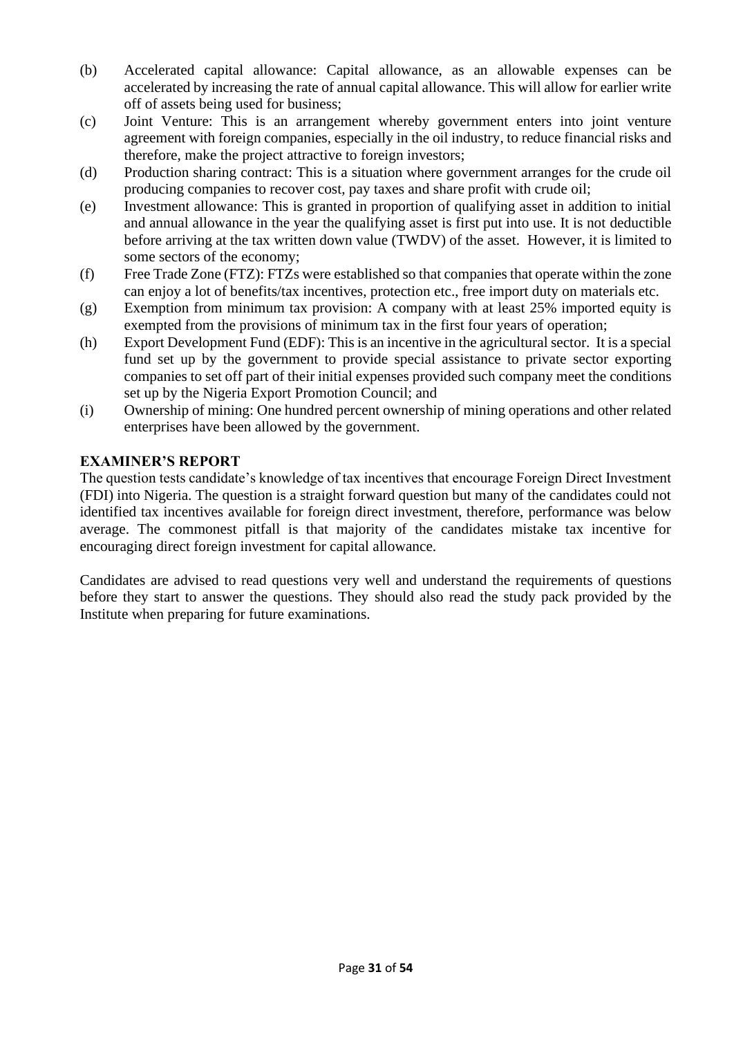(b) Accelerated capital allowance: Capital allowance, as an allowable expenses can be accelerated by increasing the rate of annual capital allowance. This will allow for earlier write off of assets being used for business;

(c) Joint Venture: This is an arrangement whereby government enters into joint venture agreement with foreign companies, especially in the oil industry, to reduce financial risks and therefore, make the project attractive to foreign investors;

(d) Production sharing contract: This is a situation where government arranges for the crude oil producing companies to recover cost, pay taxes and share profit with crude oil;

(e) Investment allowance: This is granted in proportion of qualifying asset in addition to initial and annual allowance in the year the qualifying asset is first put into use. It is not deductible before arriving at the tax written down value (TWDV) of the asset. However, it is limited to some sectors of the economy;

(f) Free Trade Zone (FTZ): FTZs were established so that companies that operate within the zone can enjoy a lot of benefits/tax incentives, protection etc., free import duty on materials etc.

(g) Exemption from minimum tax provision: A company with at least 25% imported equity is exempted from the provisions of minimum tax in the first four years of operation;

(h) Export Development Fund (EDF): This is an incentive in the agricultural sector. It is a special fund set up by the government to provide special assistance to private sector exporting companies to set off part of their initial expenses provided such company meet the conditions set up by the Nigeria Export Promotion Council; and

(i) Ownership of mining: One hundred percent ownership of mining operations and other related enterprises have been allowed by the government.

**EXAMINER'S REPORT**

The question tests candidate's knowledge of tax incentives that encourage Foreign Direct Investment (FDI) into Nigeria. The question is a straight forward question but many of the candidates could not identified tax incentives available for foreign direct investment, therefore, performance was below average. The commonest pitfall is that majority of the candidates mistake tax incentive for encouraging direct foreign investment for capital allowance.

Candidates are advised to read questions very well and understand the requirements of questions before they start to answer the questions. They should also read the study pack provided by the Institute when preparing for future examinations.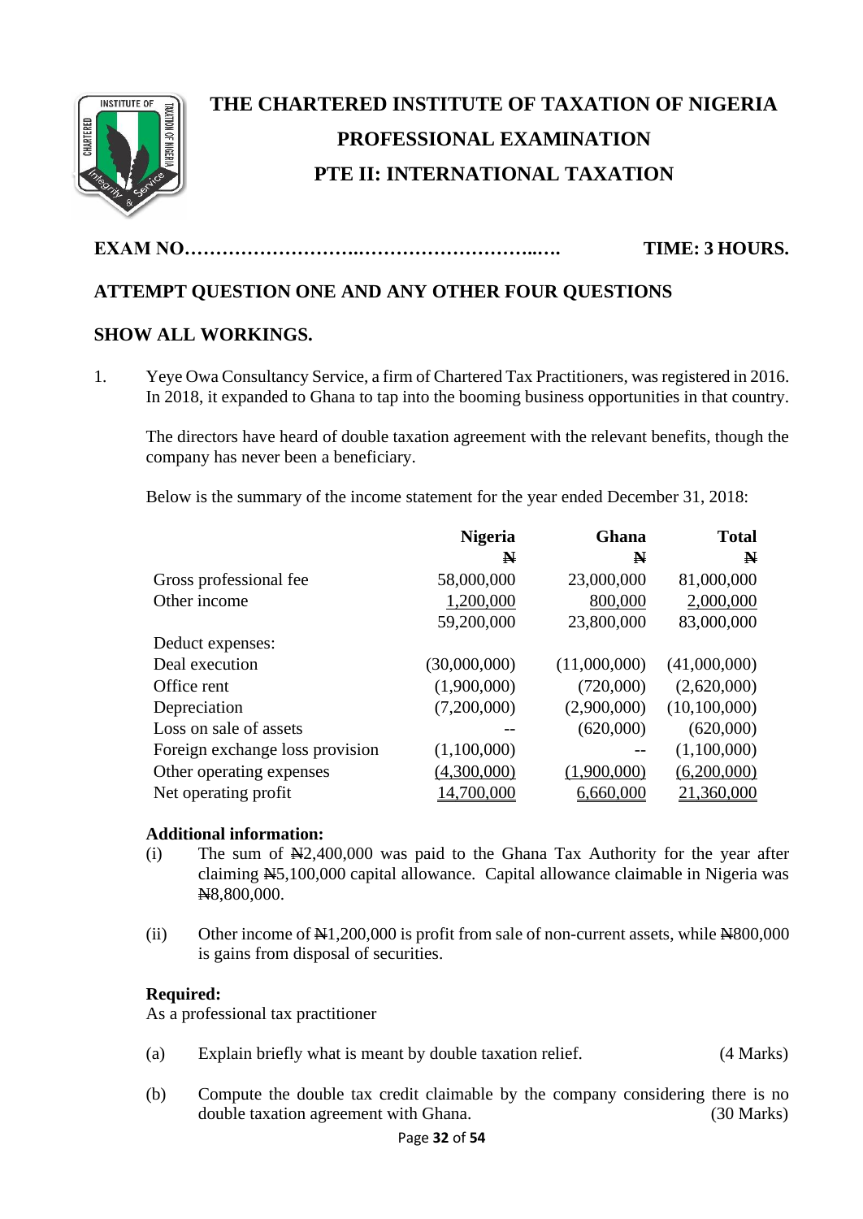# THE CHARTERED INSTITUTE OF TAXATION OF NIGERIA
## PROFESSIONAL EXAMINATION
## PTE II: INTERNATIONAL TAXATION

**EXAM NO……………………….………………………..….** **TIME: 3 HOURS.**

**ATTEMPT QUESTION ONE AND ANY OTHER FOUR QUESTIONS**

**SHOW ALL WORKINGS.**

1. Yeye Owa Consultancy Service, a firm of Chartered Tax Practitioners, was registered in 2016. In 2018, it expanded to Ghana to tap into the booming business opportunities in that country.

   The directors have heard of double taxation agreement with the relevant benefits, though the company has never been a beneficiary.

   Below is the summary of the income statement for the year ended December 31, 2018:

| | Nigeria | Ghana | Total |
|---|---|---|---|
| | ₦ | ₦ | ₦ |
| Gross professional fee | 58,000,000 | 23,000,000 | 81,000,000 |
| Other income | 1,200,000 | 800,000 | 2,000,000 |
| | 59,200,000 | 23,800,000 | 83,000,000 |
| Deduct expenses: | | | |
| Deal execution | (30,000,000) | (11,000,000) | (41,000,000) |
| Office rent | (1,900,000) | (720,000) | (2,620,000) |
| Depreciation | (7,200,000) | (2,900,000) | (10,100,000) |
| Loss on sale of assets | -- | (620,000) | (620,000) |
| Foreign exchange loss provision | (1,100,000) | -- | (1,100,000) |
| Other operating expenses | (4,300,000) | (1,900,000) | (6,200,000) |
| Net operating profit | 14,700,000 | 6,660,000 | 21,360,000 |

   **Additional information:**

   (i) The sum of ₦2,400,000 was paid to the Ghana Tax Authority for the year after claiming ₦5,100,000 capital allowance. Capital allowance claimable in Nigeria was ₦8,800,000.

   (ii) Other income of ₦1,200,000 is profit from sale of non-current assets, while ₦800,000 is gains from disposal of securities.

   **Required:**

   As a professional tax practitioner

   (a) Explain briefly what is meant by double taxation relief. (4 Marks)

   (b) Compute the double tax credit claimable by the company considering there is no double taxation agreement with Ghana. (30 Marks)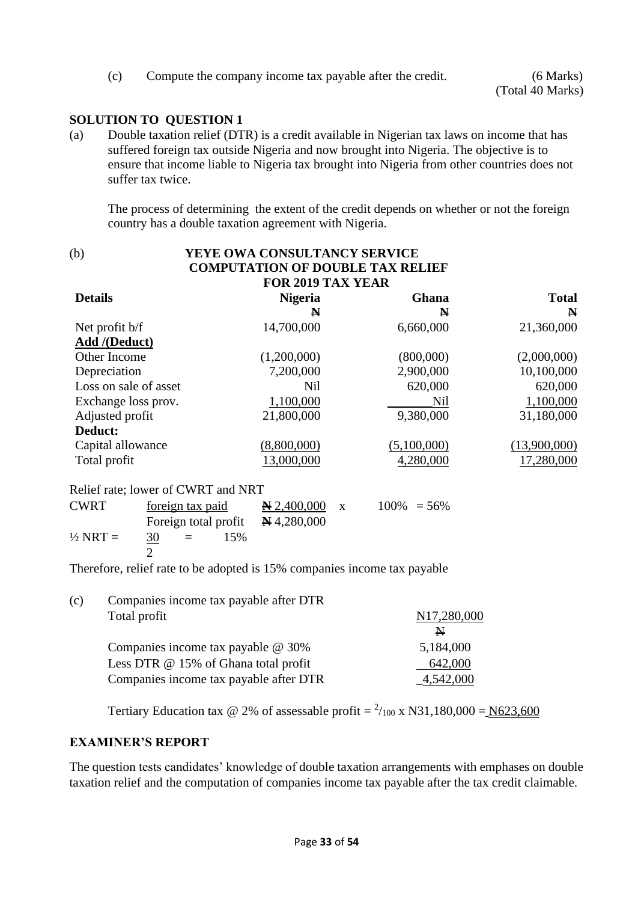(c) Compute the company income tax payable after the credit. (6 Marks)
(Total 40 Marks)

**SOLUTION TO QUESTION 1**

(a) Double taxation relief (DTR) is a credit available in Nigerian tax laws on income that has suffered foreign tax outside Nigeria and now brought into Nigeria. The objective is to ensure that income liable to Nigeria tax brought into Nigeria from other countries does not suffer tax twice.

The process of determining the extent of the credit depends on whether or not the foreign country has a double taxation agreement with Nigeria.

(b)

**YEYE OWA CONSULTANCY SERVICE**
**COMPUTATION OF DOUBLE TAX RELIEF**
**FOR 2019 TAX YEAR**

| **Details** | **Nigeria** | **Ghana** | **Total** |
|---|---|---|---|
| | **₦** | **₦** | **₦** |
| Net profit b/f | 14,700,000 | 6,660,000 | 21,360,000 |
| **Add /(Deduct)** | | | |
| Other Income | (1,200,000) | (800,000) | (2,000,000) |
| Depreciation | 7,200,000 | 2,900,000 | 10,100,000 |
| Loss on sale of asset | Nil | 620,000 | 620,000 |
| Exchange loss prov. | 1,100,000 | Nil | 1,100,000 |
| Adjusted profit | 21,800,000 | 9,380,000 | 31,180,000 |
| **Deduct:** | | | |
| Capital allowance | (8,800,000) | (5,100,000) | (13,900,000) |
| Total profit | 13,000,000 | 4,280,000 | 17,280,000 |

Relief rate; lower of CWRT and NRT

$$\text{CWRT} = \frac{\text{foreign tax paid}}{\text{Foreign total profit}} = \frac{₦2{,}400{,}000}{₦4{,}280{,}000} \times 100\% = 56\%$$

$$\frac{1}{2}\text{ NRT} = \frac{30}{2} = 15\%$$

Therefore, relief rate to be adopted is 15% companies income tax payable

(c) Companies income tax payable after DTR

| | |
|---|---|
| Total profit | N17,280,000 |
| | ₦ |
| Companies income tax payable @ 30% | 5,184,000 |
| Less DTR @ 15% of Ghana total profit | 642,000 |
| Companies income tax payable after DTR | 4,542,000 |

Tertiary Education tax @ 2% of assessable profit = $^{2}/_{100}$ x N31,180,000 = N623,600

**EXAMINER'S REPORT**

The question tests candidates' knowledge of double taxation arrangements with emphases on double taxation relief and the computation of companies income tax payable after the tax credit claimable.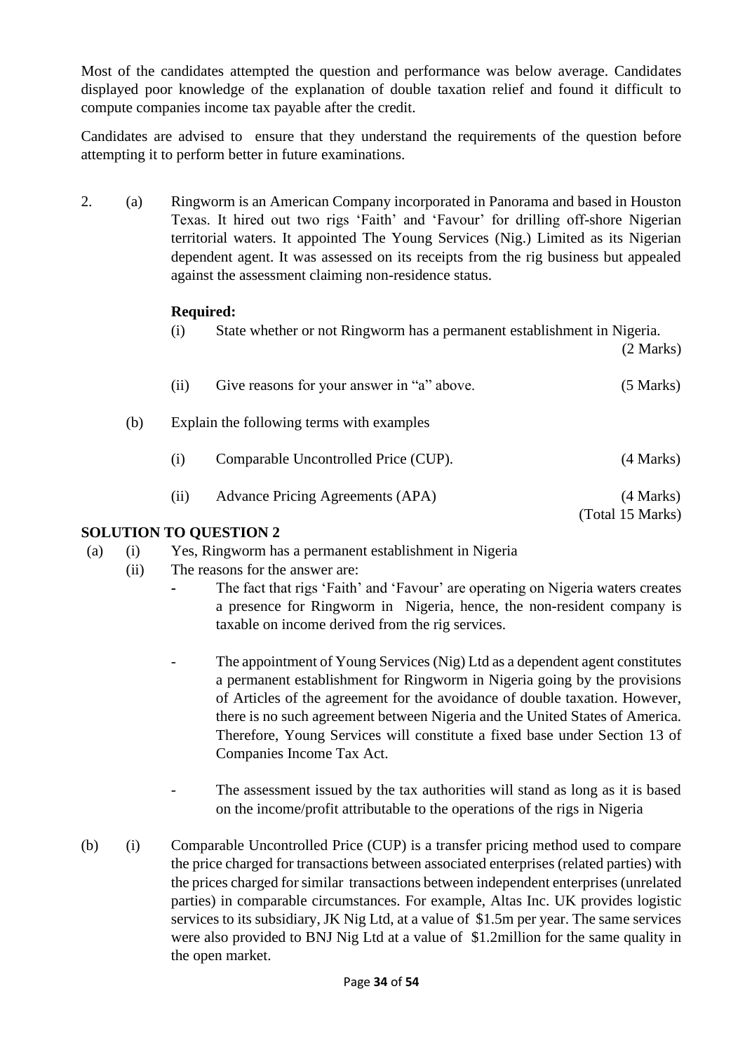Most of the candidates attempted the question and performance was below average. Candidates displayed poor knowledge of the explanation of double taxation relief and found it difficult to compute companies income tax payable after the credit.

Candidates are advised to ensure that they understand the requirements of the question before attempting it to perform better in future examinations.

2. (a) Ringworm is an American Company incorporated in Panorama and based in Houston Texas. It hired out two rigs 'Faith' and 'Favour' for drilling off-shore Nigerian territorial waters. It appointed The Young Services (Nig.) Limited as its Nigerian dependent agent. It was assessed on its receipts from the rig business but appealed against the assessment claiming non-residence status.

**Required:**

(i) State whether or not Ringworm has a permanent establishment in Nigeria. (2 Marks)

(ii) Give reasons for your answer in "a" above. (5 Marks)

(b) Explain the following terms with examples

(i) Comparable Uncontrolled Price (CUP). (4 Marks)

(ii) Advance Pricing Agreements (APA) (4 Marks)

(Total 15 Marks)

**SOLUTION TO QUESTION 2**

(a) (i) Yes, Ringworm has a permanent establishment in Nigeria

(ii) The reasons for the answer are:

- The fact that rigs 'Faith' and 'Favour' are operating on Nigeria waters creates a presence for Ringworm in Nigeria, hence, the non-resident company is taxable on income derived from the rig services.

- The appointment of Young Services (Nig) Ltd as a dependent agent constitutes a permanent establishment for Ringworm in Nigeria going by the provisions of Articles of the agreement for the avoidance of double taxation. However, there is no such agreement between Nigeria and the United States of America. Therefore, Young Services will constitute a fixed base under Section 13 of Companies Income Tax Act.

- The assessment issued by the tax authorities will stand as long as it is based on the income/profit attributable to the operations of the rigs in Nigeria

(b) (i) Comparable Uncontrolled Price (CUP) is a transfer pricing method used to compare the price charged for transactions between associated enterprises (related parties) with the prices charged for similar transactions between independent enterprises (unrelated parties) in comparable circumstances. For example, Altas Inc. UK provides logistic services to its subsidiary, JK Nig Ltd, at a value of $1.5m per year. The same services were also provided to BNJ Nig Ltd at a value of $1.2million for the same quality in the open market.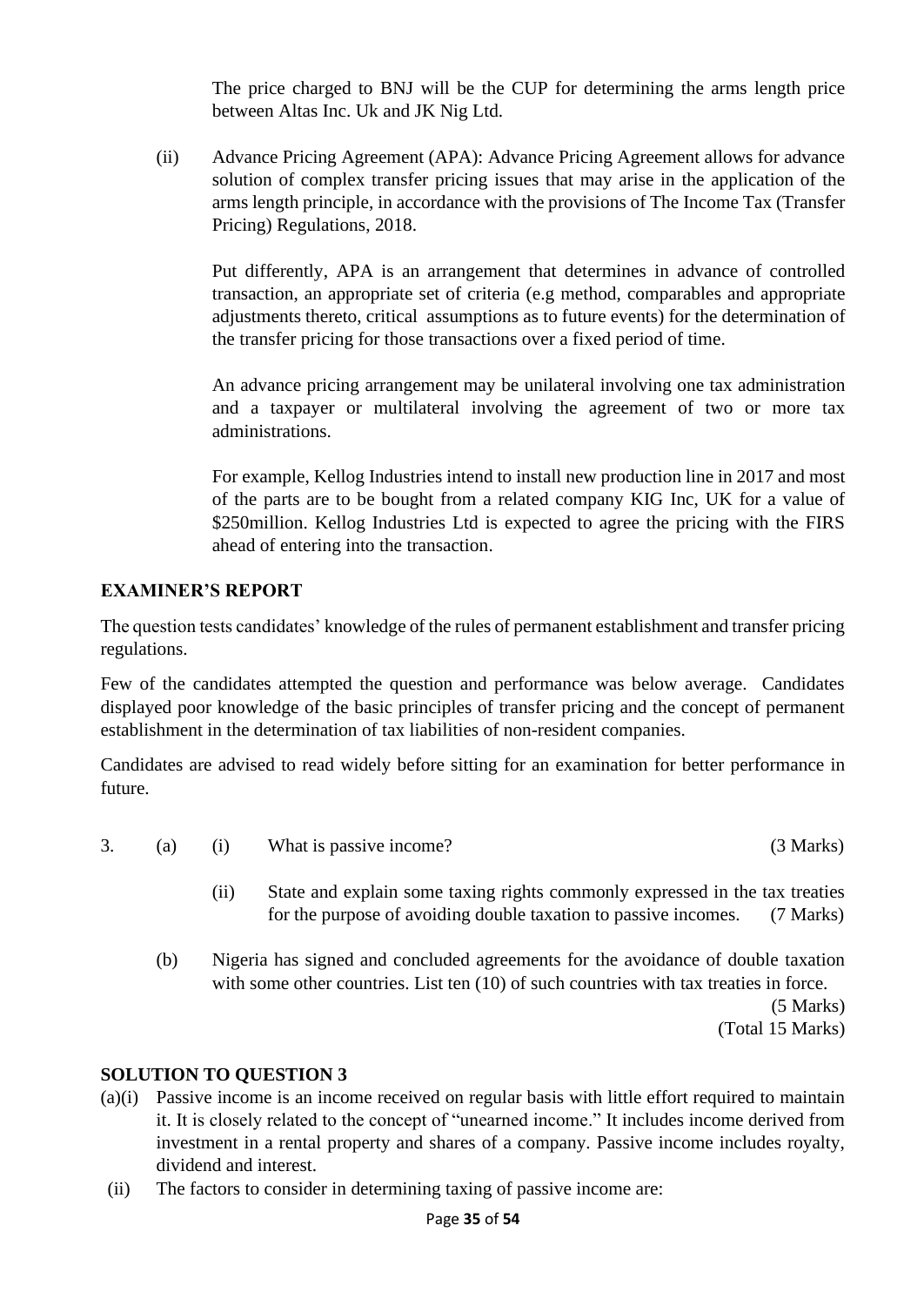The price charged to BNJ will be the CUP for determining the arms length price between Altas Inc. Uk and JK Nig Ltd.

(ii) Advance Pricing Agreement (APA): Advance Pricing Agreement allows for advance solution of complex transfer pricing issues that may arise in the application of the arms length principle, in accordance with the provisions of The Income Tax (Transfer Pricing) Regulations, 2018.

Put differently, APA is an arrangement that determines in advance of controlled transaction, an appropriate set of criteria (e.g method, comparables and appropriate adjustments thereto, critical assumptions as to future events) for the determination of the transfer pricing for those transactions over a fixed period of time.

An advance pricing arrangement may be unilateral involving one tax administration and a taxpayer or multilateral involving the agreement of two or more tax administrations.

For example, Kellog Industries intend to install new production line in 2017 and most of the parts are to be bought from a related company KIG Inc, UK for a value of $250million. Kellog Industries Ltd is expected to agree the pricing with the FIRS ahead of entering into the transaction.

**EXAMINER'S REPORT**

The question tests candidates' knowledge of the rules of permanent establishment and transfer pricing regulations.

Few of the candidates attempted the question and performance was below average. Candidates displayed poor knowledge of the basic principles of transfer pricing and the concept of permanent establishment in the determination of tax liabilities of non-resident companies.

Candidates are advised to read widely before sitting for an examination for better performance in future.

3. (a) (i) What is passive income? (3 Marks)

(ii) State and explain some taxing rights commonly expressed in the tax treaties for the purpose of avoiding double taxation to passive incomes. (7 Marks)

(b) Nigeria has signed and concluded agreements for the avoidance of double taxation with some other countries. List ten (10) of such countries with tax treaties in force. (5 Marks)

(Total 15 Marks)

**SOLUTION TO QUESTION 3**

(a)(i) Passive income is an income received on regular basis with little effort required to maintain it. It is closely related to the concept of "unearned income." It includes income derived from investment in a rental property and shares of a company. Passive income includes royalty, dividend and interest.

(ii) The factors to consider in determining taxing of passive income are: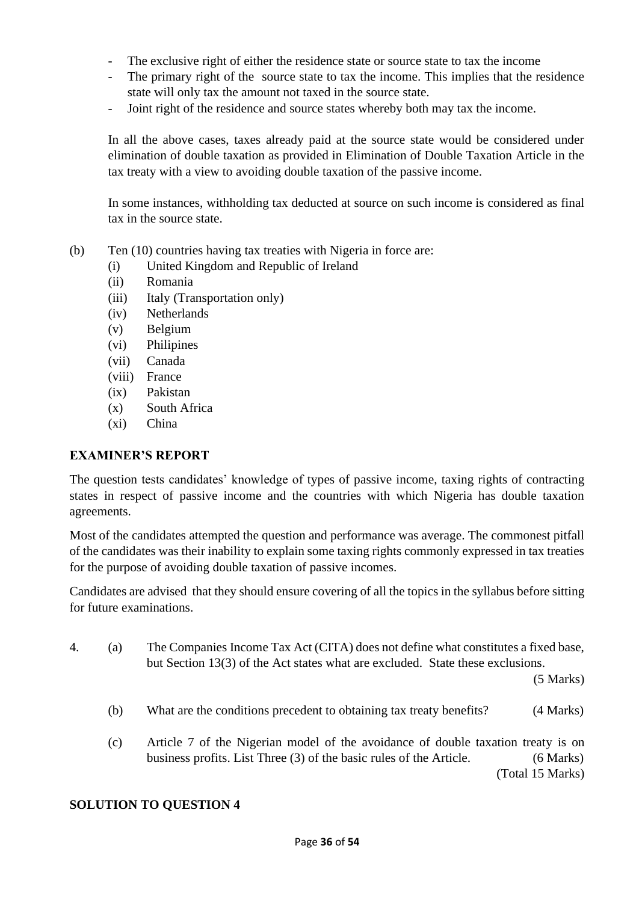- The exclusive right of either the residence state or source state to tax the income
- The primary right of the source state to tax the income. This implies that the residence state will only tax the amount not taxed in the source state.
- Joint right of the residence and source states whereby both may tax the income.

In all the above cases, taxes already paid at the source state would be considered under elimination of double taxation as provided in Elimination of Double Taxation Article in the tax treaty with a view to avoiding double taxation of the passive income.

In some instances, withholding tax deducted at source on such income is considered as final tax in the source state.

(b) Ten (10) countries having tax treaties with Nigeria in force are:
   (i) United Kingdom and Republic of Ireland
   (ii) Romania
   (iii) Italy (Transportation only)
   (iv) Netherlands
   (v) Belgium
   (vi) Philipines
   (vii) Canada
   (viii) France
   (ix) Pakistan
   (x) South Africa
   (xi) China

**EXAMINER'S REPORT**

The question tests candidates' knowledge of types of passive income, taxing rights of contracting states in respect of passive income and the countries with which Nigeria has double taxation agreements.

Most of the candidates attempted the question and performance was average. The commonest pitfall of the candidates was their inability to explain some taxing rights commonly expressed in tax treaties for the purpose of avoiding double taxation of passive incomes.

Candidates are advised that they should ensure covering of all the topics in the syllabus before sitting for future examinations.

4. (a) The Companies Income Tax Act (CITA) does not define what constitutes a fixed base, but Section 13(3) of the Act states what are excluded. State these exclusions. (5 Marks)

   (b) What are the conditions precedent to obtaining tax treaty benefits? (4 Marks)

   (c) Article 7 of the Nigerian model of the avoidance of double taxation treaty is on business profits. List Three (3) of the basic rules of the Article. (6 Marks)
   (Total 15 Marks)

**SOLUTION TO QUESTION 4**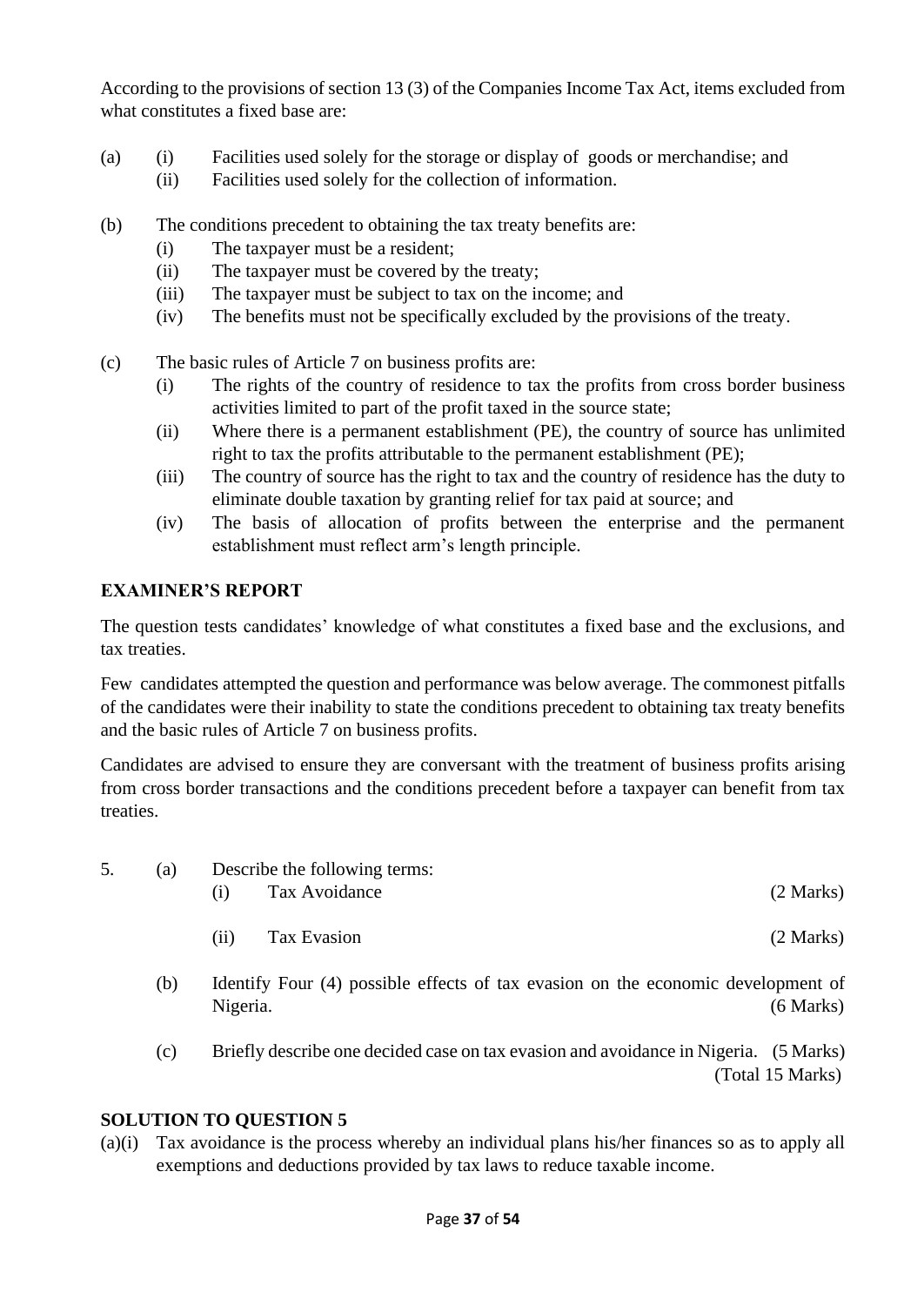According to the provisions of section 13 (3) of the Companies Income Tax Act, items excluded from what constitutes a fixed base are:

(a) (i) Facilities used solely for the storage or display of goods or merchandise; and
    (ii) Facilities used solely for the collection of information.

(b) The conditions precedent to obtaining the tax treaty benefits are:
   (i) The taxpayer must be a resident;
   (ii) The taxpayer must be covered by the treaty;
   (iii) The taxpayer must be subject to tax on the income; and
   (iv) The benefits must not be specifically excluded by the provisions of the treaty.

(c) The basic rules of Article 7 on business profits are:
   (i) The rights of the country of residence to tax the profits from cross border business activities limited to part of the profit taxed in the source state;
   (ii) Where there is a permanent establishment (PE), the country of source has unlimited right to tax the profits attributable to the permanent establishment (PE);
   (iii) The country of source has the right to tax and the country of residence has the duty to eliminate double taxation by granting relief for tax paid at source; and
   (iv) The basis of allocation of profits between the enterprise and the permanent establishment must reflect arm's length principle.

## EXAMINER'S REPORT

The question tests candidates' knowledge of what constitutes a fixed base and the exclusions, and tax treaties.

Few candidates attempted the question and performance was below average. The commonest pitfalls of the candidates were their inability to state the conditions precedent to obtaining tax treaty benefits and the basic rules of Article 7 on business profits.

Candidates are advised to ensure they are conversant with the treatment of business profits arising from cross border transactions and the conditions precedent before a taxpayer can benefit from tax treaties.

5. (a) Describe the following terms:
   (i) Tax Avoidance (2 Marks)

   (ii) Tax Evasion (2 Marks)

   (b) Identify Four (4) possible effects of tax evasion on the economic development of Nigeria. (6 Marks)

   (c) Briefly describe one decided case on tax evasion and avoidance in Nigeria. (5 Marks)
   (Total 15 Marks)

## SOLUTION TO QUESTION 5

(a)(i) Tax avoidance is the process whereby an individual plans his/her finances so as to apply all exemptions and deductions provided by tax laws to reduce taxable income.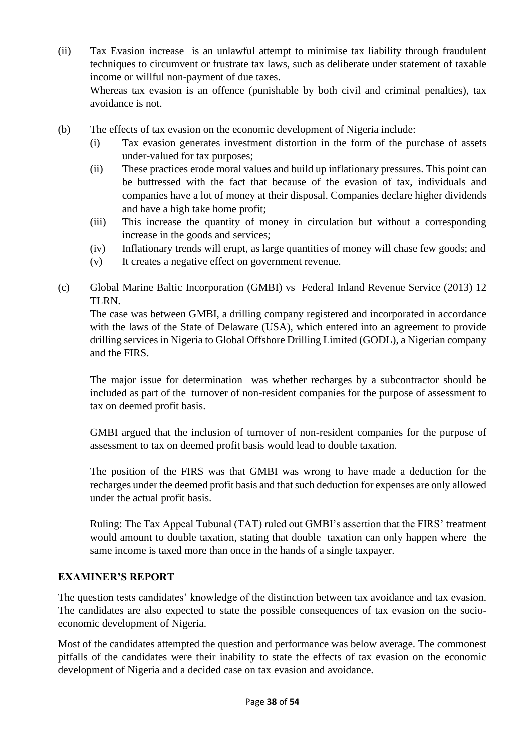(ii) Tax Evasion increase is an unlawful attempt to minimise tax liability through fraudulent techniques to circumvent or frustrate tax laws, such as deliberate under statement of taxable income or willful non-payment of due taxes.

Whereas tax evasion is an offence (punishable by both civil and criminal penalties), tax avoidance is not.

(b) The effects of tax evasion on the economic development of Nigeria include:

(i) Tax evasion generates investment distortion in the form of the purchase of assets under-valued for tax purposes;

(ii) These practices erode moral values and build up inflationary pressures. This point can be buttressed with the fact that because of the evasion of tax, individuals and companies have a lot of money at their disposal. Companies declare higher dividends and have a high take home profit;

(iii) This increase the quantity of money in circulation but without a corresponding increase in the goods and services;

(iv) Inflationary trends will erupt, as large quantities of money will chase few goods; and

(v) It creates a negative effect on government revenue.

(c) Global Marine Baltic Incorporation (GMBI) vs Federal Inland Revenue Service (2013) 12 TLRN.

The case was between GMBI, a drilling company registered and incorporated in accordance with the laws of the State of Delaware (USA), which entered into an agreement to provide drilling services in Nigeria to Global Offshore Drilling Limited (GODL), a Nigerian company and the FIRS.

The major issue for determination was whether recharges by a subcontractor should be included as part of the turnover of non-resident companies for the purpose of assessment to tax on deemed profit basis.

GMBI argued that the inclusion of turnover of non-resident companies for the purpose of assessment to tax on deemed profit basis would lead to double taxation.

The position of the FIRS was that GMBI was wrong to have made a deduction for the recharges under the deemed profit basis and that such deduction for expenses are only allowed under the actual profit basis.

Ruling: The Tax Appeal Tubunal (TAT) ruled out GMBI's assertion that the FIRS' treatment would amount to double taxation, stating that double taxation can only happen where the same income is taxed more than once in the hands of a single taxpayer.

## EXAMINER'S REPORT

The question tests candidates' knowledge of the distinction between tax avoidance and tax evasion. The candidates are also expected to state the possible consequences of tax evasion on the socio-economic development of Nigeria.

Most of the candidates attempted the question and performance was below average. The commonest pitfalls of the candidates were their inability to state the effects of tax evasion on the economic development of Nigeria and a decided case on tax evasion and avoidance.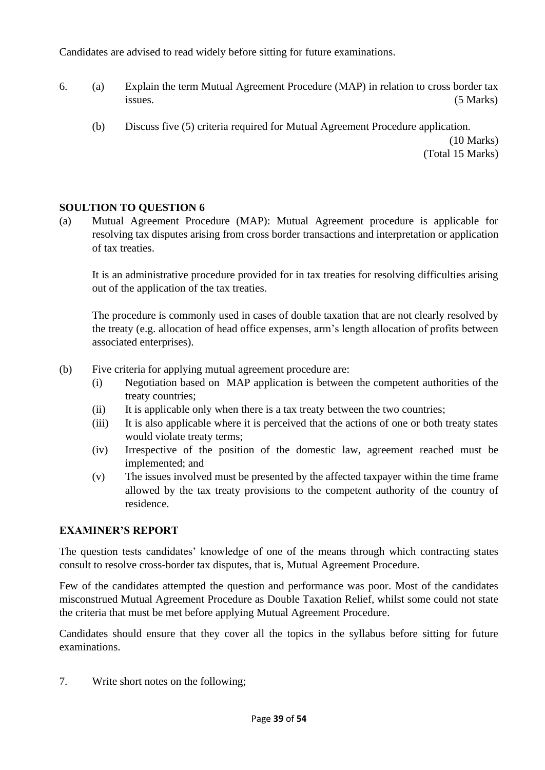Candidates are advised to read widely before sitting for future examinations.

6. (a) Explain the term Mutual Agreement Procedure (MAP) in relation to cross border tax issues. (5 Marks)

   (b) Discuss five (5) criteria required for Mutual Agreement Procedure application. (10 Marks)
   
   (Total 15 Marks)

**SOULTION TO QUESTION 6**

(a) Mutual Agreement Procedure (MAP): Mutual Agreement procedure is applicable for resolving tax disputes arising from cross border transactions and interpretation or application of tax treaties.

It is an administrative procedure provided for in tax treaties for resolving difficulties arising out of the application of the tax treaties.

The procedure is commonly used in cases of double taxation that are not clearly resolved by the treaty (e.g. allocation of head office expenses, arm's length allocation of profits between associated enterprises).

(b) Five criteria for applying mutual agreement procedure are:

(i) Negotiation based on MAP application is between the competent authorities of the treaty countries;

(ii) It is applicable only when there is a tax treaty between the two countries;

(iii) It is also applicable where it is perceived that the actions of one or both treaty states would violate treaty terms;

(iv) Irrespective of the position of the domestic law, agreement reached must be implemented; and

(v) The issues involved must be presented by the affected taxpayer within the time frame allowed by the tax treaty provisions to the competent authority of the country of residence.

**EXAMINER'S REPORT**

The question tests candidates' knowledge of one of the means through which contracting states consult to resolve cross-border tax disputes, that is, Mutual Agreement Procedure.

Few of the candidates attempted the question and performance was poor. Most of the candidates misconstrued Mutual Agreement Procedure as Double Taxation Relief, whilst some could not state the criteria that must be met before applying Mutual Agreement Procedure.

Candidates should ensure that they cover all the topics in the syllabus before sitting for future examinations.

7. Write short notes on the following;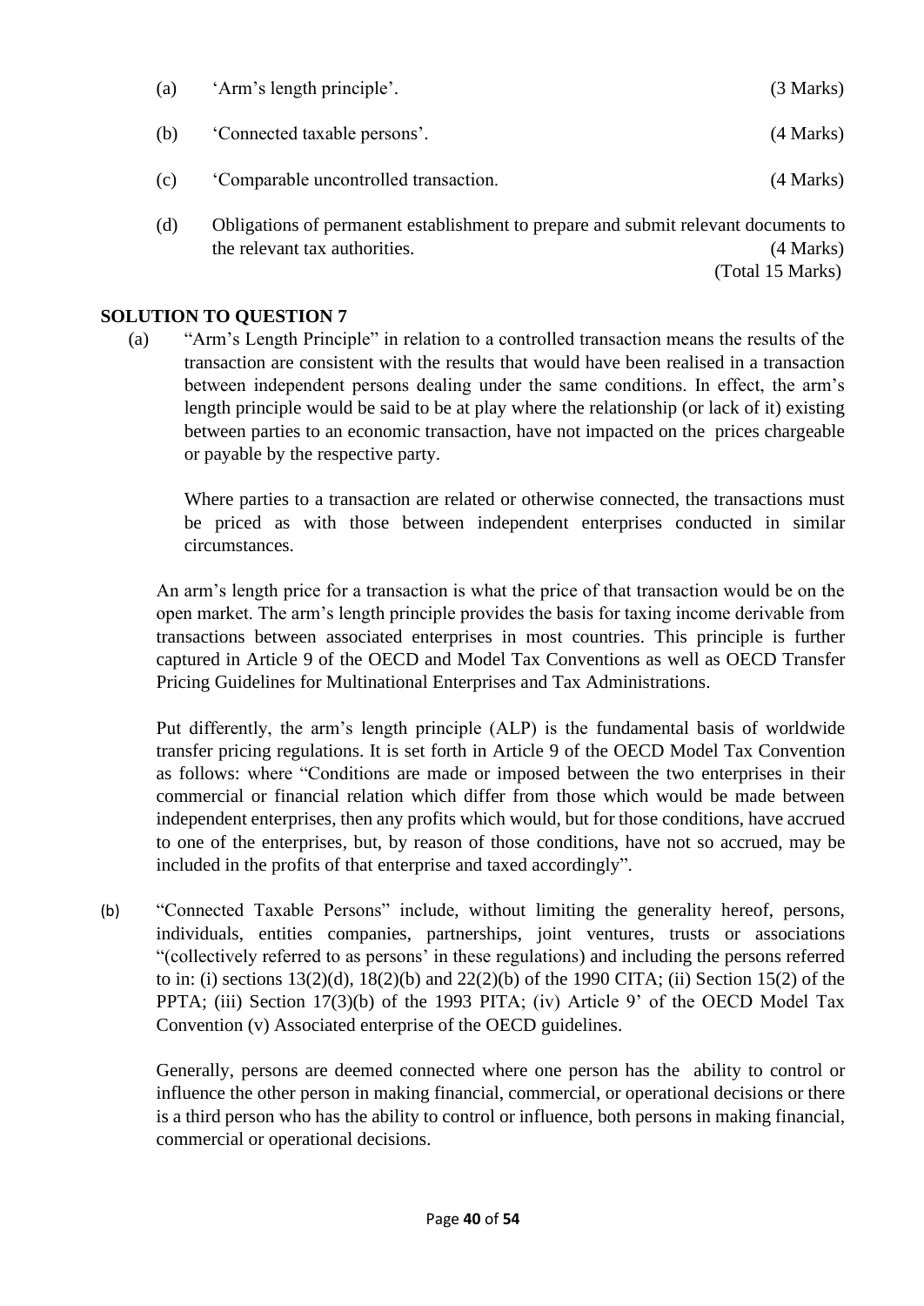(a) 'Arm's length principle'. (3 Marks)

(b) 'Connected taxable persons'. (4 Marks)

(c) 'Comparable uncontrolled transaction. (4 Marks)

(d) Obligations of permanent establishment to prepare and submit relevant documents to the relevant tax authorities. (4 Marks)

(Total 15 Marks)

**SOLUTION TO QUESTION 7**

(a) "Arm's Length Principle" in relation to a controlled transaction means the results of the transaction are consistent with the results that would have been realised in a transaction between independent persons dealing under the same conditions. In effect, the arm's length principle would be said to be at play where the relationship (or lack of it) existing between parties to an economic transaction, have not impacted on the prices chargeable or payable by the respective party.

Where parties to a transaction are related or otherwise connected, the transactions must be priced as with those between independent enterprises conducted in similar circumstances.

An arm's length price for a transaction is what the price of that transaction would be on the open market. The arm's length principle provides the basis for taxing income derivable from transactions between associated enterprises in most countries. This principle is further captured in Article 9 of the OECD and Model Tax Conventions as well as OECD Transfer Pricing Guidelines for Multinational Enterprises and Tax Administrations.

Put differently, the arm's length principle (ALP) is the fundamental basis of worldwide transfer pricing regulations. It is set forth in Article 9 of the OECD Model Tax Convention as follows: where "Conditions are made or imposed between the two enterprises in their commercial or financial relation which differ from those which would be made between independent enterprises, then any profits which would, but for those conditions, have accrued to one of the enterprises, but, by reason of those conditions, have not so accrued, may be included in the profits of that enterprise and taxed accordingly".

(b) "Connected Taxable Persons" include, without limiting the generality hereof, persons, individuals, entities companies, partnerships, joint ventures, trusts or associations "(collectively referred to as persons' in these regulations) and including the persons referred to in: (i) sections 13(2)(d), 18(2)(b) and 22(2)(b) of the 1990 CITA; (ii) Section 15(2) of the PPTA; (iii) Section 17(3)(b) of the 1993 PITA; (iv) Article 9' of the OECD Model Tax Convention (v) Associated enterprise of the OECD guidelines.

Generally, persons are deemed connected where one person has the ability to control or influence the other person in making financial, commercial, or operational decisions or there is a third person who has the ability to control or influence, both persons in making financial, commercial or operational decisions.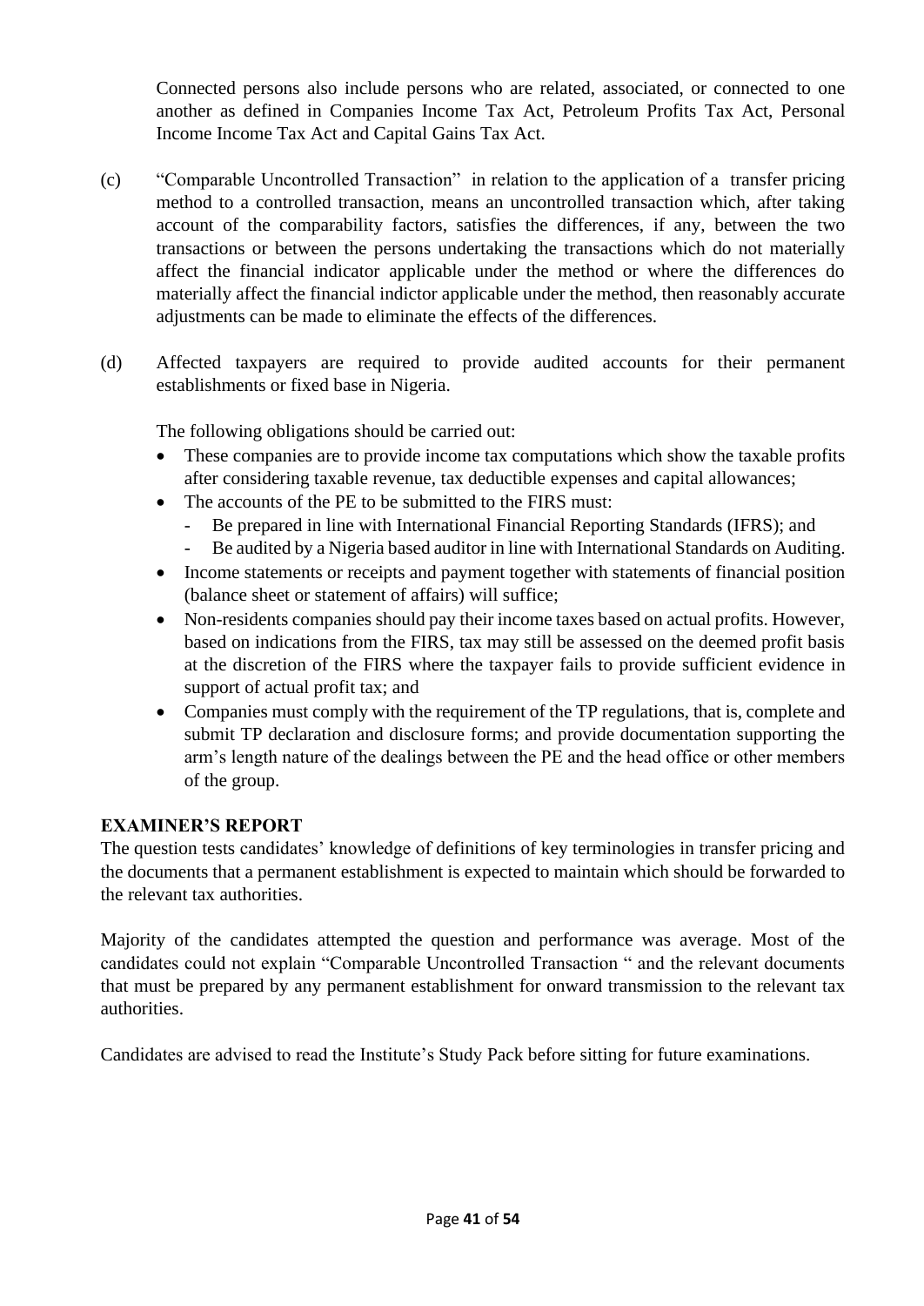Connected persons also include persons who are related, associated, or connected to one another as defined in Companies Income Tax Act, Petroleum Profits Tax Act, Personal Income Income Tax Act and Capital Gains Tax Act.

(c) "Comparable Uncontrolled Transaction" in relation to the application of a transfer pricing method to a controlled transaction, means an uncontrolled transaction which, after taking account of the comparability factors, satisfies the differences, if any, between the two transactions or between the persons undertaking the transactions which do not materially affect the financial indicator applicable under the method or where the differences do materially affect the financial indictor applicable under the method, then reasonably accurate adjustments can be made to eliminate the effects of the differences.

(d) Affected taxpayers are required to provide audited accounts for their permanent establishments or fixed base in Nigeria.

The following obligations should be carried out:

- These companies are to provide income tax computations which show the taxable profits after considering taxable revenue, tax deductible expenses and capital allowances;
- The accounts of the PE to be submitted to the FIRS must:
  - Be prepared in line with International Financial Reporting Standards (IFRS); and
  - Be audited by a Nigeria based auditor in line with International Standards on Auditing.
- Income statements or receipts and payment together with statements of financial position (balance sheet or statement of affairs) will suffice;
- Non-residents companies should pay their income taxes based on actual profits. However, based on indications from the FIRS, tax may still be assessed on the deemed profit basis at the discretion of the FIRS where the taxpayer fails to provide sufficient evidence in support of actual profit tax; and
- Companies must comply with the requirement of the TP regulations, that is, complete and submit TP declaration and disclosure forms; and provide documentation supporting the arm's length nature of the dealings between the PE and the head office or other members of the group.

**EXAMINER'S REPORT**

The question tests candidates' knowledge of definitions of key terminologies in transfer pricing and the documents that a permanent establishment is expected to maintain which should be forwarded to the relevant tax authorities.

Majority of the candidates attempted the question and performance was average. Most of the candidates could not explain "Comparable Uncontrolled Transaction " and the relevant documents that must be prepared by any permanent establishment for onward transmission to the relevant tax authorities.

Candidates are advised to read the Institute's Study Pack before sitting for future examinations.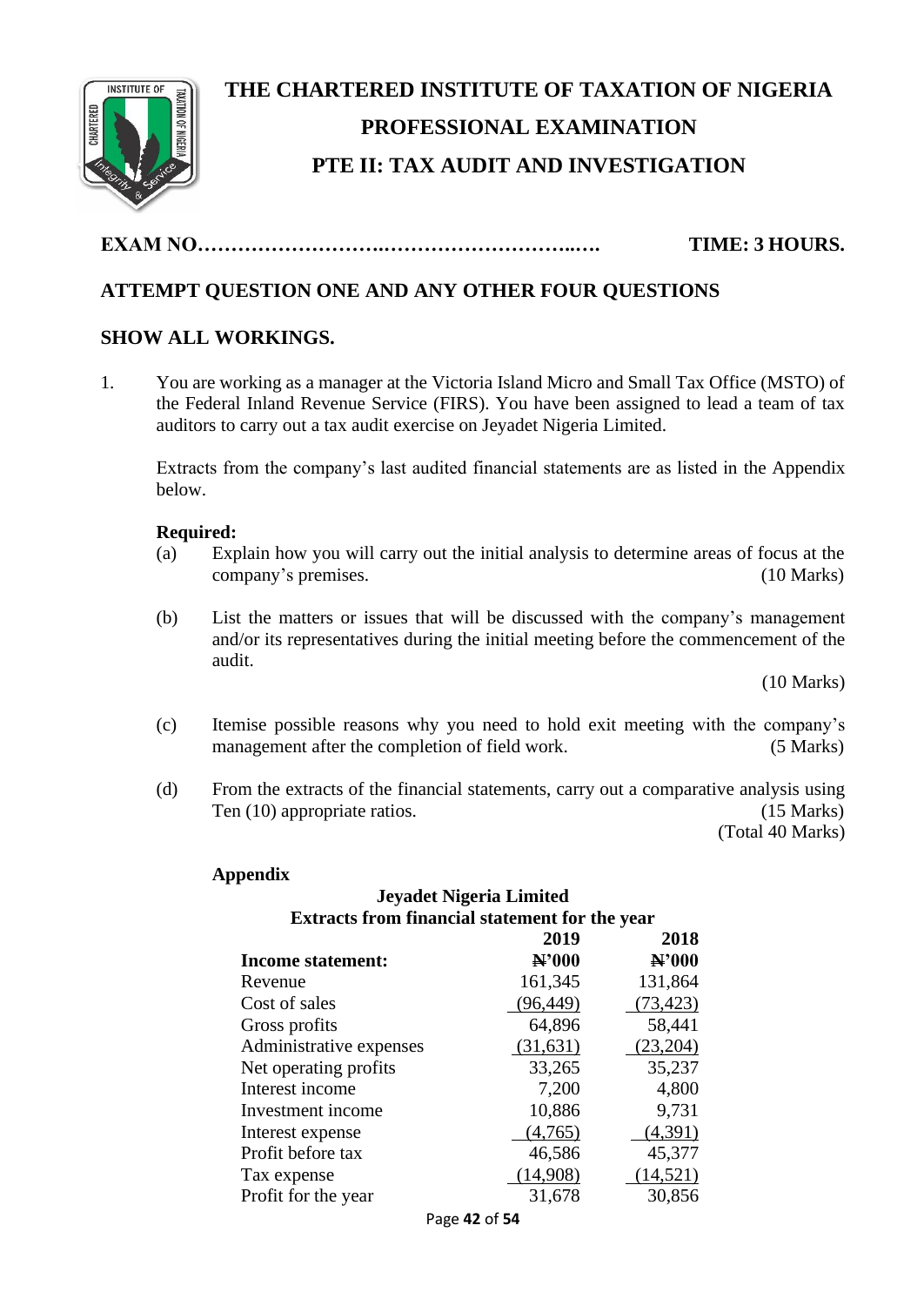# THE CHARTERED INSTITUTE OF TAXATION OF NIGERIA

## PROFESSIONAL EXAMINATION

## PTE II: TAX AUDIT AND INVESTIGATION

**EXAM NO………………………..………………………..….** **TIME: 3 HOURS.**

**ATTEMPT QUESTION ONE AND ANY OTHER FOUR QUESTIONS**

**SHOW ALL WORKINGS.**

1. You are working as a manager at the Victoria Island Micro and Small Tax Office (MSTO) of the Federal Inland Revenue Service (FIRS). You have been assigned to lead a team of tax auditors to carry out a tax audit exercise on Jeyadet Nigeria Limited.

   Extracts from the company's last audited financial statements are as listed in the Appendix below.

   **Required:**

   (a) Explain how you will carry out the initial analysis to determine areas of focus at the company's premises. (10 Marks)

   (b) List the matters or issues that will be discussed with the company's management and/or its representatives during the initial meeting before the commencement of the audit. (10 Marks)

   (c) Itemise possible reasons why you need to hold exit meeting with the company's management after the completion of field work. (5 Marks)

   (d) From the extracts of the financial statements, carry out a comparative analysis using Ten (10) appropriate ratios. (15 Marks)

   (Total 40 Marks)

**Appendix**

**Jeyadet Nigeria Limited**
**Extracts from financial statement for the year**

| | **2019** | **2018** |
|---|---|---|
| **Income statement:** | **₦'000** | **₦'000** |
| Revenue | 161,345 | 131,864 |
| Cost of sales | (96,449) | (73,423) |
| Gross profits | 64,896 | 58,441 |
| Administrative expenses | (31,631) | (23,204) |
| Net operating profits | 33,265 | 35,237 |
| Interest income | 7,200 | 4,800 |
| Investment income | 10,886 | 9,731 |
| Interest expense | (4,765) | (4,391) |
| Profit before tax | 46,586 | 45,377 |
| Tax expense | (14,908) | (14,521) |
| Profit for the year | 31,678 | 30,856 |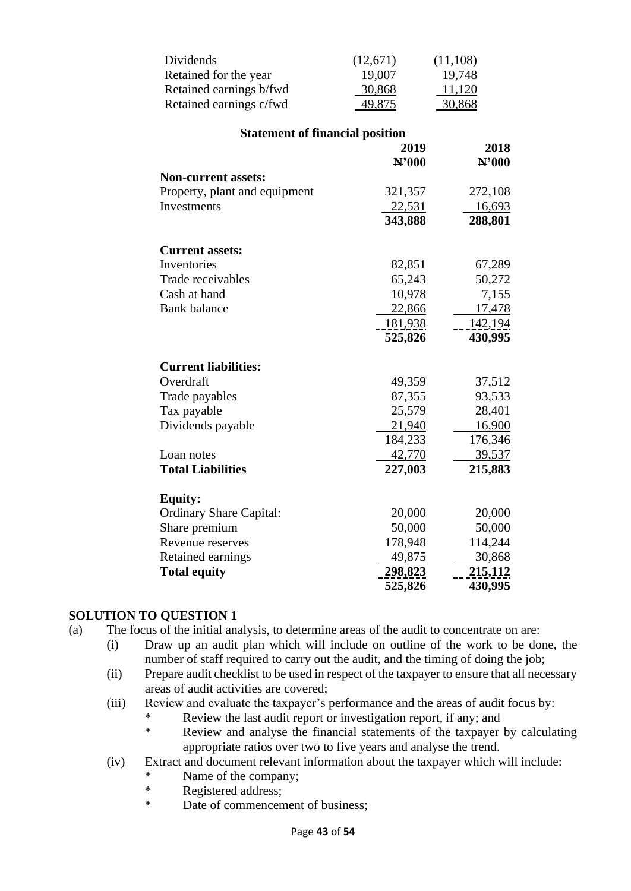| | | |
|---|---|---|
| Dividends | (12,671) | (11,108) |
| Retained for the year | 19,007 | 19,748 |
| Retained earnings b/fwd | 30,868 | 11,120 |
| Retained earnings c/fwd | 49,875 | 30,868 |

**Statement of financial position**

| | 2019 | 2018 |
|---|---|---|
| | ₦'000 | ₦'000 |
| **Non-current assets:** | | |
| Property, plant and equipment | 321,357 | 272,108 |
| Investments | 22,531 | 16,693 |
| | **343,888** | **288,801** |
| **Current assets:** | | |
| Inventories | 82,851 | 67,289 |
| Trade receivables | 65,243 | 50,272 |
| Cash at hand | 10,978 | 7,155 |
| Bank balance | 22,866 | 17,478 |
| | 181,938 | 142,194 |
| | **525,826** | **430,995** |
| **Current liabilities:** | | |
| Overdraft | 49,359 | 37,512 |
| Trade payables | 87,355 | 93,533 |
| Tax payable | 25,579 | 28,401 |
| Dividends payable | 21,940 | 16,900 |
| | 184,233 | 176,346 |
| Loan notes | 42,770 | 39,537 |
| **Total Liabilities** | **227,003** | **215,883** |
| **Equity:** | | |
| Ordinary Share Capital: | 20,000 | 20,000 |
| Share premium | 50,000 | 50,000 |
| Revenue reserves | 178,948 | 114,244 |
| Retained earnings | 49,875 | 30,868 |
| **Total equity** | **298,823** | **215,112** |
| | **525,826** | **430,995** |

## SOLUTION TO QUESTION 1

(a) The focus of the initial analysis, to determine areas of the audit to concentrate on are:

(i) Draw up an audit plan which will include on outline of the work to be done, the number of staff required to carry out the audit, and the timing of doing the job;

(ii) Prepare audit checklist to be used in respect of the taxpayer to ensure that all necessary areas of audit activities are covered;

(iii) Review and evaluate the taxpayer's performance and the areas of audit focus by:

* Review the last audit report or investigation report, if any; and
* Review and analyse the financial statements of the taxpayer by calculating appropriate ratios over two to five years and analyse the trend.

(iv) Extract and document relevant information about the taxpayer which will include:

* Name of the company;
* Registered address;
* Date of commencement of business;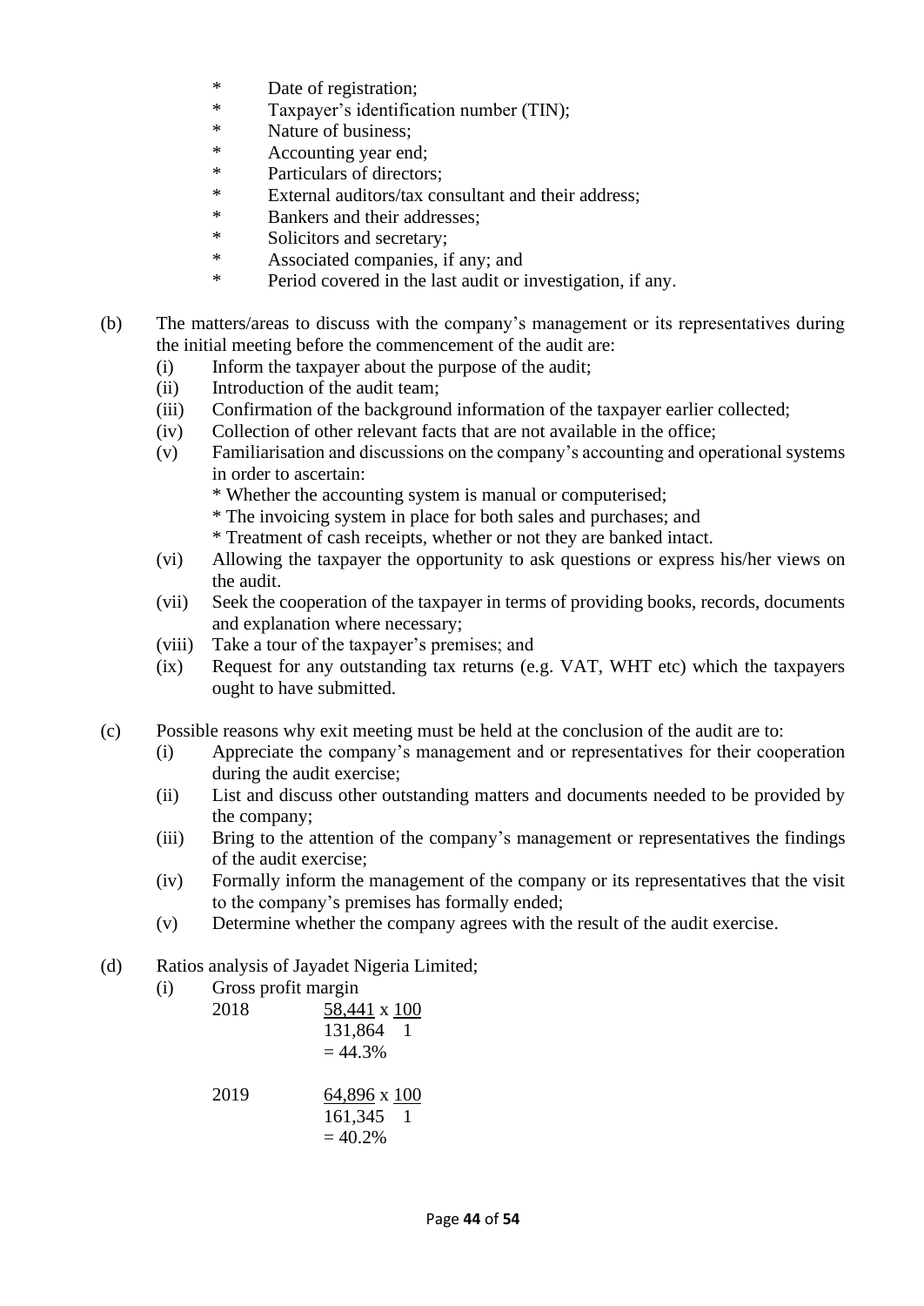- Date of registration;
- Taxpayer's identification number (TIN);
- Nature of business;
- Accounting year end;
- Particulars of directors;
- External auditors/tax consultant and their address;
- Bankers and their addresses;
- Solicitors and secretary;
- Associated companies, if any; and
- Period covered in the last audit or investigation, if any.

(b) The matters/areas to discuss with the company's management or its representatives during the initial meeting before the commencement of the audit are:

(i) Inform the taxpayer about the purpose of the audit;

(ii) Introduction of the audit team;

(iii) Confirmation of the background information of the taxpayer earlier collected;

(iv) Collection of other relevant facts that are not available in the office;

(v) Familiarisation and discussions on the company's accounting and operational systems in order to ascertain:
- Whether the accounting system is manual or computerised;
- The invoicing system in place for both sales and purchases; and
- Treatment of cash receipts, whether or not they are banked intact.

(vi) Allowing the taxpayer the opportunity to ask questions or express his/her views on the audit.

(vii) Seek the cooperation of the taxpayer in terms of providing books, records, documents and explanation where necessary;

(viii) Take a tour of the taxpayer's premises; and

(ix) Request for any outstanding tax returns (e.g. VAT, WHT etc) which the taxpayers ought to have submitted.

(c) Possible reasons why exit meeting must be held at the conclusion of the audit are to:

(i) Appreciate the company's management and or representatives for their cooperation during the audit exercise;

(ii) List and discuss other outstanding matters and documents needed to be provided by the company;

(iii) Bring to the attention of the company's management or representatives the findings of the audit exercise;

(iv) Formally inform the management of the company or its representatives that the visit to the company's premises has formally ended;

(v) Determine whether the company agrees with the result of the audit exercise.

(d) Ratios analysis of Jayadet Nigeria Limited;

(i) Gross profit margin

2018 $\frac{58,441}{131,864} \times \frac{100}{1}$

$= 44.3\%$

2019 $\frac{64,896}{161,345} \times \frac{100}{1}$

$= 40.2\%$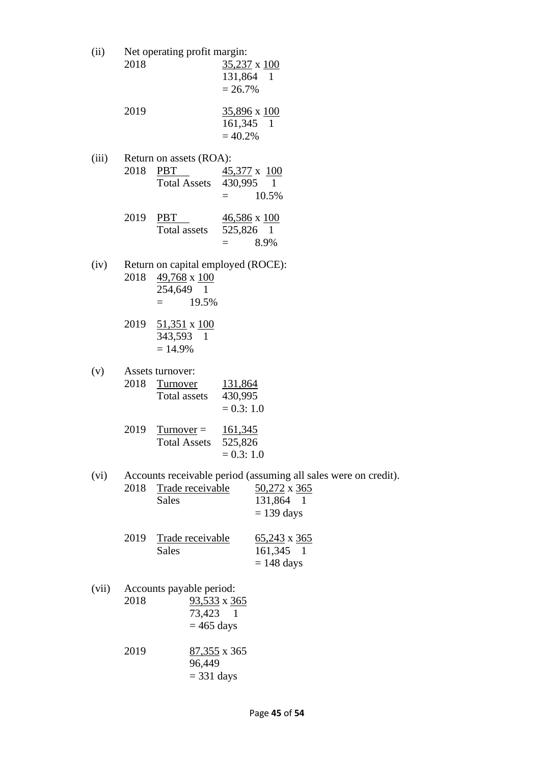(ii) Net operating profit margin:

2018 $\frac{35,237}{131,864} \times \frac{100}{1}$

$= 26.7\%$

2019 $\frac{35,896}{161,345} \times \frac{100}{1}$

$= 40.2\%$

(iii) Return on assets (ROA):

2018 $\frac{\text{PBT}}{\text{Total Assets}}$ $\frac{45,377}{430,995} \times \frac{100}{1}$

$= 10.5\%$

2019 $\frac{\text{PBT}}{\text{Total assets}}$ $\frac{46,586}{525,826} \times \frac{100}{1}$

$= 8.9\%$

(iv) Return on capital employed (ROCE):

2018 $\frac{49,768}{254,649} \times \frac{100}{1}$

$= 19.5\%$

2019 $\frac{51,351}{343,593} \times \frac{100}{1}$

$= 14.9\%$

(v) Assets turnover:

2018 $\frac{\text{Turnover}}{\text{Total assets}}$ $\frac{131,864}{430,995}$

$= 0.3: 1.0$

2019 $\frac{\text{Turnover}}{\text{Total Assets}} =$ $\frac{161,345}{525,826}$

$= 0.3: 1.0$

(vi) Accounts receivable period (assuming all sales were on credit).

2018 $\frac{\text{Trade receivable}}{\text{Sales}}$ $\frac{50,272}{131,864} \times \frac{365}{1}$

$= 139$ days

2019 $\frac{\text{Trade receivable}}{\text{Sales}}$ $\frac{65,243}{161,345} \times \frac{365}{1}$

$= 148$ days

(vii) Accounts payable period:

2018 $\frac{93,533}{73,423} \times \frac{365}{1}$

$= 465$ days

2019 $\frac{87,355}{96,449} \times 365$

$= 331$ days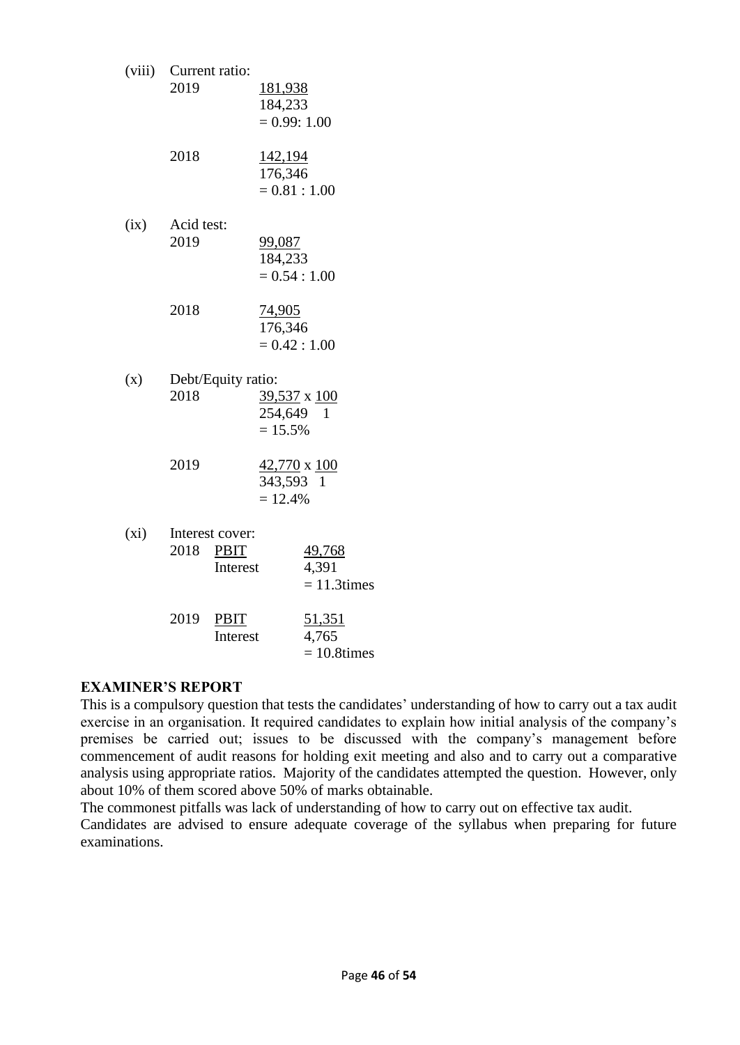(viii) Current ratio:

2019 $\frac{181,938}{184,233}$ = 0.99: 1.00

2018 $\frac{142,194}{176,346}$ = 0.81 : 1.00

(ix) Acid test:

2019 $\frac{99,087}{184,233}$ = 0.54 : 1.00

2018 $\frac{74,905}{176,346}$ = 0.42 : 1.00

(x) Debt/Equity ratio:

2018 $\frac{39,537}{254,649} \times \frac{100}{1}$ = 15.5%

2019 $\frac{42,770}{343,593} \times \frac{100}{1}$ = 12.4%

(xi) Interest cover:

2018 $\frac{\text{PBIT}}{\text{Interest}}$ $\frac{49,768}{4,391}$ = 11.3times

2019 $\frac{\text{PBIT}}{\text{Interest}}$ $\frac{51,351}{4,765}$ = 10.8times

**EXAMINER'S REPORT**

This is a compulsory question that tests the candidates' understanding of how to carry out a tax audit exercise in an organisation. It required candidates to explain how initial analysis of the company's premises be carried out; issues to be discussed with the company's management before commencement of audit reasons for holding exit meeting and also and to carry out a comparative analysis using appropriate ratios. Majority of the candidates attempted the question. However, only about 10% of them scored above 50% of marks obtainable.

The commonest pitfalls was lack of understanding of how to carry out on effective tax audit.

Candidates are advised to ensure adequate coverage of the syllabus when preparing for future examinations.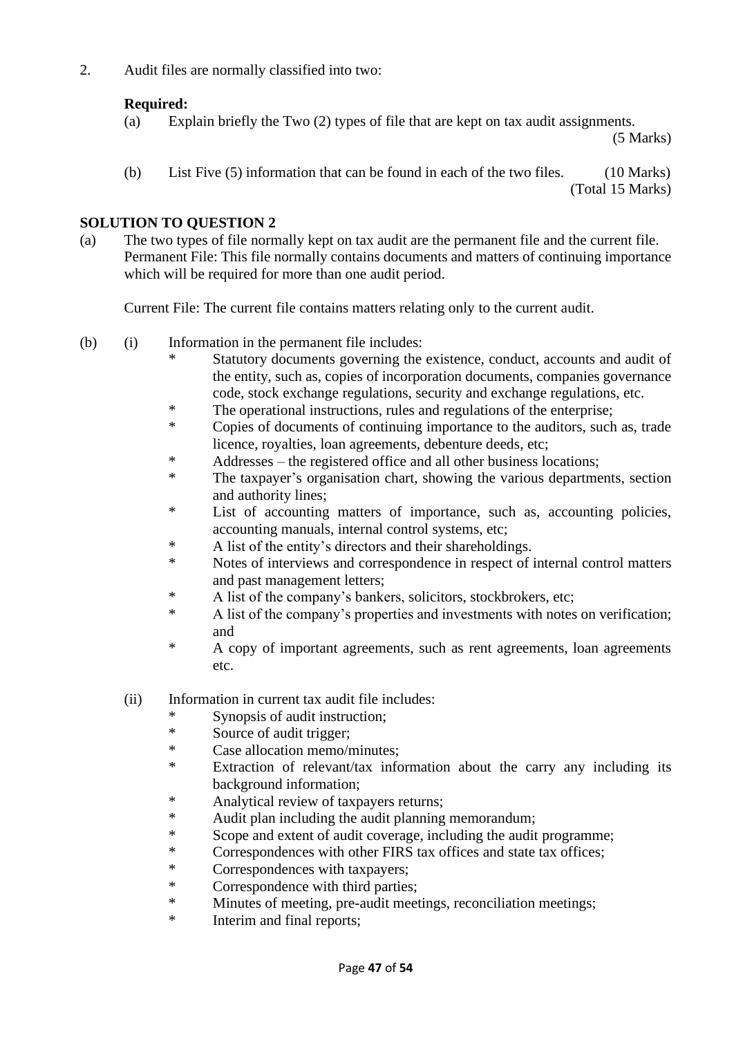2. Audit files are normally classified into two:

**Required:**

(a) Explain briefly the Two (2) types of file that are kept on tax audit assignments. (5 Marks)

(b) List Five (5) information that can be found in each of the two files. (10 Marks)
(Total 15 Marks)

**SOLUTION TO QUESTION 2**

(a) The two types of file normally kept on tax audit are the permanent file and the current file. Permanent File: This file normally contains documents and matters of continuing importance which will be required for more than one audit period.

Current File: The current file contains matters relating only to the current audit.

(b) (i) Information in the permanent file includes:

- Statutory documents governing the existence, conduct, accounts and audit of the entity, such as, copies of incorporation documents, companies governance code, stock exchange regulations, security and exchange regulations, etc.
- The operational instructions, rules and regulations of the enterprise;
- Copies of documents of continuing importance to the auditors, such as, trade licence, royalties, loan agreements, debenture deeds, etc;
- Addresses – the registered office and all other business locations;
- The taxpayer's organisation chart, showing the various departments, section and authority lines;
- List of accounting matters of importance, such as, accounting policies, accounting manuals, internal control systems, etc;
- A list of the entity's directors and their shareholdings.
- Notes of interviews and correspondence in respect of internal control matters and past management letters;
- A list of the company's bankers, solicitors, stockbrokers, etc;
- A list of the company's properties and investments with notes on verification; and
- A copy of important agreements, such as rent agreements, loan agreements etc.

(ii) Information in current tax audit file includes:

- Synopsis of audit instruction;
- Source of audit trigger;
- Case allocation memo/minutes;
- Extraction of relevant/tax information about the carry any including its background information;
- Analytical review of taxpayers returns;
- Audit plan including the audit planning memorandum;
- Scope and extent of audit coverage, including the audit programme;
- Correspondences with other FIRS tax offices and state tax offices;
- Correspondences with taxpayers;
- Correspondence with third parties;
- Minutes of meeting, pre-audit meetings, reconciliation meetings;
- Interim and final reports;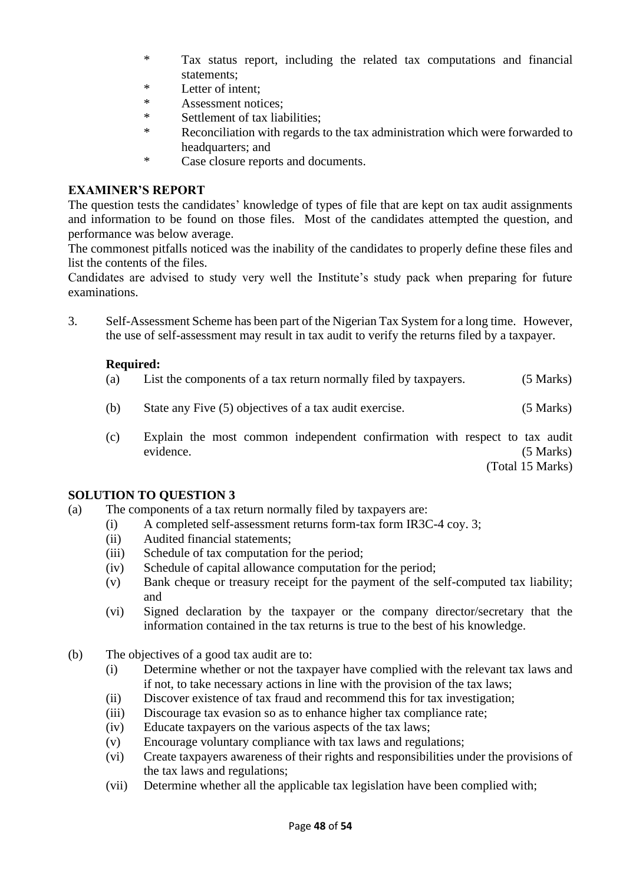* Tax status report, including the related tax computations and financial statements;
* Letter of intent;
* Assessment notices;
* Settlement of tax liabilities;
* Reconciliation with regards to the tax administration which were forwarded to headquarters; and
* Case closure reports and documents.

**EXAMINER'S REPORT**

The question tests the candidates' knowledge of types of file that are kept on tax audit assignments and information to be found on those files. Most of the candidates attempted the question, and performance was below average.

The commonest pitfalls noticed was the inability of the candidates to properly define these files and list the contents of the files.

Candidates are advised to study very well the Institute's study pack when preparing for future examinations.

3. Self-Assessment Scheme has been part of the Nigerian Tax System for a long time. However, the use of self-assessment may result in tax audit to verify the returns filed by a taxpayer.

**Required:**

(a) List the components of a tax return normally filed by taxpayers. (5 Marks)

(b) State any Five (5) objectives of a tax audit exercise. (5 Marks)

(c) Explain the most common independent confirmation with respect to tax audit evidence. (5 Marks)

(Total 15 Marks)

**SOLUTION TO QUESTION 3**

(a) The components of a tax return normally filed by taxpayers are:

(i) A completed self-assessment returns form-tax form IR3C-4 coy. 3;
(ii) Audited financial statements;
(iii) Schedule of tax computation for the period;
(iv) Schedule of capital allowance computation for the period;
(v) Bank cheque or treasury receipt for the payment of the self-computed tax liability; and
(vi) Signed declaration by the taxpayer or the company director/secretary that the information contained in the tax returns is true to the best of his knowledge.

(b) The objectives of a good tax audit are to:

(i) Determine whether or not the taxpayer have complied with the relevant tax laws and if not, to take necessary actions in line with the provision of the tax laws;
(ii) Discover existence of tax fraud and recommend this for tax investigation;
(iii) Discourage tax evasion so as to enhance higher tax compliance rate;
(iv) Educate taxpayers on the various aspects of the tax laws;
(v) Encourage voluntary compliance with tax laws and regulations;
(vi) Create taxpayers awareness of their rights and responsibilities under the provisions of the tax laws and regulations;
(vii) Determine whether all the applicable tax legislation have been complied with;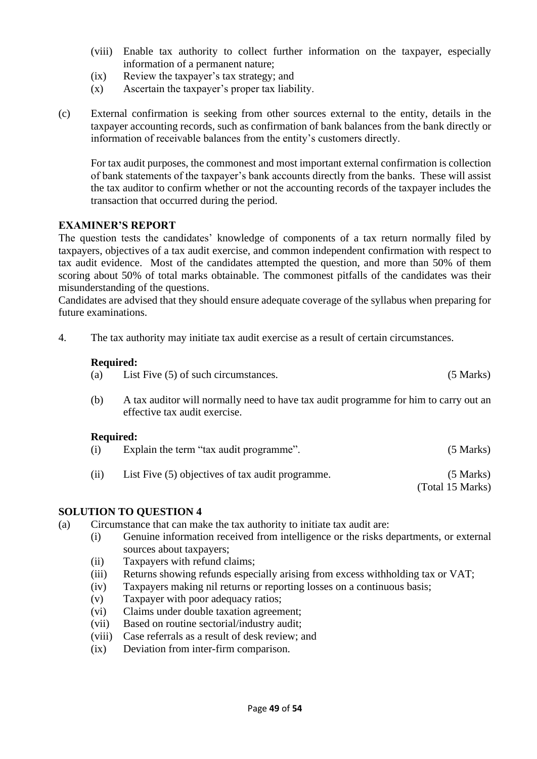(viii) Enable tax authority to collect further information on the taxpayer, especially information of a permanent nature;
(ix) Review the taxpayer's tax strategy; and
(x) Ascertain the taxpayer's proper tax liability.

(c) External confirmation is seeking from other sources external to the entity, details in the taxpayer accounting records, such as confirmation of bank balances from the bank directly or information of receivable balances from the entity's customers directly.

For tax audit purposes, the commonest and most important external confirmation is collection of bank statements of the taxpayer's bank accounts directly from the banks. These will assist the tax auditor to confirm whether or not the accounting records of the taxpayer includes the transaction that occurred during the period.

**EXAMINER'S REPORT**

The question tests the candidates' knowledge of components of a tax return normally filed by taxpayers, objectives of a tax audit exercise, and common independent confirmation with respect to tax audit evidence. Most of the candidates attempted the question, and more than 50% of them scoring about 50% of total marks obtainable. The commonest pitfalls of the candidates was their misunderstanding of the questions.

Candidates are advised that they should ensure adequate coverage of the syllabus when preparing for future examinations.

4. The tax authority may initiate tax audit exercise as a result of certain circumstances.

**Required:**

(a) List Five (5) of such circumstances. (5 Marks)

(b) A tax auditor will normally need to have tax audit programme for him to carry out an effective tax audit exercise.

**Required:**

(i) Explain the term "tax audit programme". (5 Marks)

(ii) List Five (5) objectives of tax audit programme. (5 Marks)

(Total 15 Marks)

**SOLUTION TO QUESTION 4**

(a) Circumstance that can make the tax authority to initiate tax audit are:
(i) Genuine information received from intelligence or the risks departments, or external sources about taxpayers;
(ii) Taxpayers with refund claims;
(iii) Returns showing refunds especially arising from excess withholding tax or VAT;
(iv) Taxpayers making nil returns or reporting losses on a continuous basis;
(v) Taxpayer with poor adequacy ratios;
(vi) Claims under double taxation agreement;
(vii) Based on routine sectorial/industry audit;
(viii) Case referrals as a result of desk review; and
(ix) Deviation from inter-firm comparison.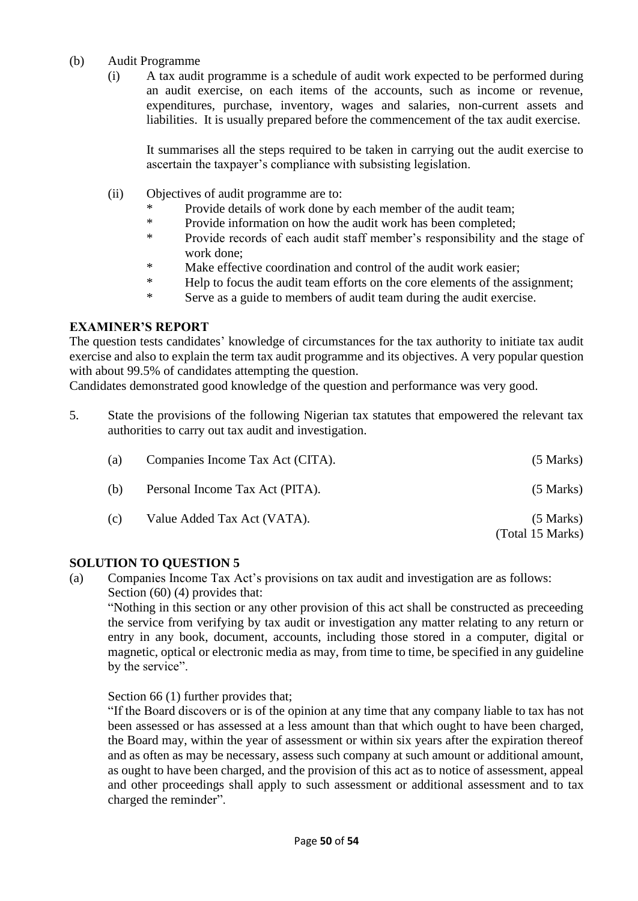(b) Audit Programme

(i) A tax audit programme is a schedule of audit work expected to be performed during an audit exercise, on each items of the accounts, such as income or revenue, expenditures, purchase, inventory, wages and salaries, non-current assets and liabilities. It is usually prepared before the commencement of the tax audit exercise.

It summarises all the steps required to be taken in carrying out the audit exercise to ascertain the taxpayer's compliance with subsisting legislation.

(ii) Objectives of audit programme are to:

* Provide details of work done by each member of the audit team;
* Provide information on how the audit work has been completed;
* Provide records of each audit staff member's responsibility and the stage of work done;
* Make effective coordination and control of the audit work easier;
* Help to focus the audit team efforts on the core elements of the assignment;
* Serve as a guide to members of audit team during the audit exercise.

**EXAMINER'S REPORT**

The question tests candidates' knowledge of circumstances for the tax authority to initiate tax audit exercise and also to explain the term tax audit programme and its objectives. A very popular question with about 99.5% of candidates attempting the question.

Candidates demonstrated good knowledge of the question and performance was very good.

5. State the provisions of the following Nigerian tax statutes that empowered the relevant tax authorities to carry out tax audit and investigation.

| | | |
|---|---|---|
| (a) | Companies Income Tax Act (CITA). | (5 Marks) |
| (b) | Personal Income Tax Act (PITA). | (5 Marks) |
| (c) | Value Added Tax Act (VATA). | (5 Marks) |
| | | (Total 15 Marks) |

**SOLUTION TO QUESTION 5**

(a) Companies Income Tax Act's provisions on tax audit and investigation are as follows:
Section (60) (4) provides that:

"Nothing in this section or any other provision of this act shall be constructed as preceeding the service from verifying by tax audit or investigation any matter relating to any return or entry in any book, document, accounts, including those stored in a computer, digital or magnetic, optical or electronic media as may, from time to time, be specified in any guideline by the service".

Section 66 (1) further provides that;

"If the Board discovers or is of the opinion at any time that any company liable to tax has not been assessed or has assessed at a less amount than that which ought to have been charged, the Board may, within the year of assessment or within six years after the expiration thereof and as often as may be necessary, assess such company at such amount or additional amount, as ought to have been charged, and the provision of this act as to notice of assessment, appeal and other proceedings shall apply to such assessment or additional assessment and to tax charged the reminder".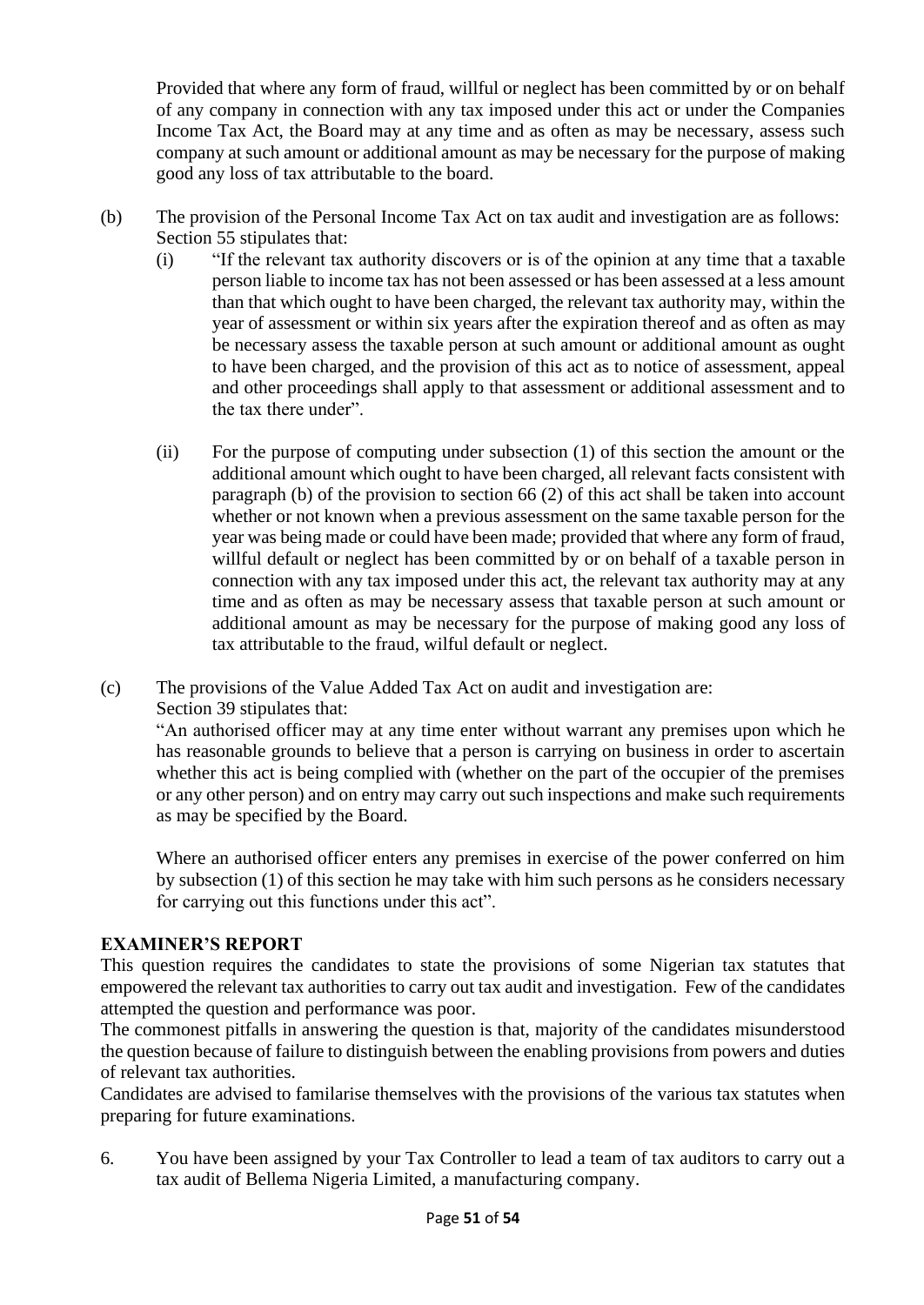Provided that where any form of fraud, willful or neglect has been committed by or on behalf of any company in connection with any tax imposed under this act or under the Companies Income Tax Act, the Board may at any time and as often as may be necessary, assess such company at such amount or additional amount as may be necessary for the purpose of making good any loss of tax attributable to the board.

(b) The provision of the Personal Income Tax Act on tax audit and investigation are as follows: Section 55 stipulates that:

(i) "If the relevant tax authority discovers or is of the opinion at any time that a taxable person liable to income tax has not been assessed or has been assessed at a less amount than that which ought to have been charged, the relevant tax authority may, within the year of assessment or within six years after the expiration thereof and as often as may be necessary assess the taxable person at such amount or additional amount as ought to have been charged, and the provision of this act as to notice of assessment, appeal and other proceedings shall apply to that assessment or additional assessment and to the tax there under".

(ii) For the purpose of computing under subsection (1) of this section the amount or the additional amount which ought to have been charged, all relevant facts consistent with paragraph (b) of the provision to section 66 (2) of this act shall be taken into account whether or not known when a previous assessment on the same taxable person for the year was being made or could have been made; provided that where any form of fraud, willful default or neglect has been committed by or on behalf of a taxable person in connection with any tax imposed under this act, the relevant tax authority may at any time and as often as may be necessary assess that taxable person at such amount or additional amount as may be necessary for the purpose of making good any loss of tax attributable to the fraud, wilful default or neglect.

(c) The provisions of the Value Added Tax Act on audit and investigation are: Section 39 stipulates that:

"An authorised officer may at any time enter without warrant any premises upon which he has reasonable grounds to believe that a person is carrying on business in order to ascertain whether this act is being complied with (whether on the part of the occupier of the premises or any other person) and on entry may carry out such inspections and make such requirements as may be specified by the Board.

Where an authorised officer enters any premises in exercise of the power conferred on him by subsection (1) of this section he may take with him such persons as he considers necessary for carrying out this functions under this act".

**EXAMINER'S REPORT**

This question requires the candidates to state the provisions of some Nigerian tax statutes that empowered the relevant tax authorities to carry out tax audit and investigation. Few of the candidates attempted the question and performance was poor.

The commonest pitfalls in answering the question is that, majority of the candidates misunderstood the question because of failure to distinguish between the enabling provisions from powers and duties of relevant tax authorities.

Candidates are advised to familarise themselves with the provisions of the various tax statutes when preparing for future examinations.

6. You have been assigned by your Tax Controller to lead a team of tax auditors to carry out a tax audit of Bellema Nigeria Limited, a manufacturing company.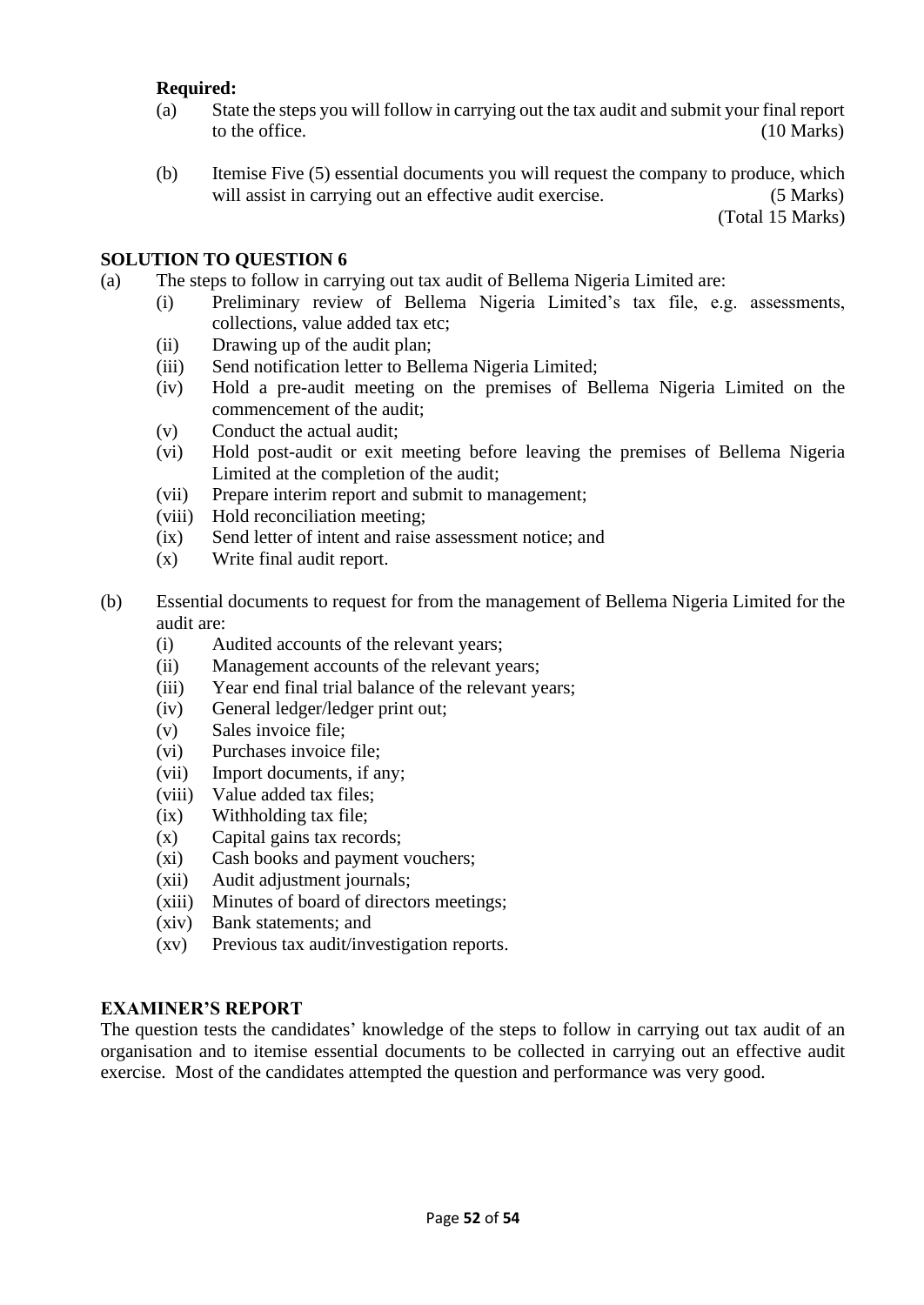**Required:**

(a) State the steps you will follow in carrying out the tax audit and submit your final report to the office. (10 Marks)

(b) Itemise Five (5) essential documents you will request the company to produce, which will assist in carrying out an effective audit exercise. (5 Marks)

(Total 15 Marks)

## SOLUTION TO QUESTION 6

(a) The steps to follow in carrying out tax audit of Bellema Nigeria Limited are:

- (i) Preliminary review of Bellema Nigeria Limited's tax file, e.g. assessments, collections, value added tax etc;
- (ii) Drawing up of the audit plan;
- (iii) Send notification letter to Bellema Nigeria Limited;
- (iv) Hold a pre-audit meeting on the premises of Bellema Nigeria Limited on the commencement of the audit;
- (v) Conduct the actual audit;
- (vi) Hold post-audit or exit meeting before leaving the premises of Bellema Nigeria Limited at the completion of the audit;
- (vii) Prepare interim report and submit to management;
- (viii) Hold reconciliation meeting;
- (ix) Send letter of intent and raise assessment notice; and
- (x) Write final audit report.

(b) Essential documents to request for from the management of Bellema Nigeria Limited for the audit are:

- (i) Audited accounts of the relevant years;
- (ii) Management accounts of the relevant years;
- (iii) Year end final trial balance of the relevant years;
- (iv) General ledger/ledger print out;
- (v) Sales invoice file;
- (vi) Purchases invoice file;
- (vii) Import documents, if any;
- (viii) Value added tax files;
- (ix) Withholding tax file;
- (x) Capital gains tax records;
- (xi) Cash books and payment vouchers;
- (xii) Audit adjustment journals;
- (xiii) Minutes of board of directors meetings;
- (xiv) Bank statements; and
- (xv) Previous tax audit/investigation reports.

## EXAMINER'S REPORT

The question tests the candidates' knowledge of the steps to follow in carrying out tax audit of an organisation and to itemise essential documents to be collected in carrying out an effective audit exercise. Most of the candidates attempted the question and performance was very good.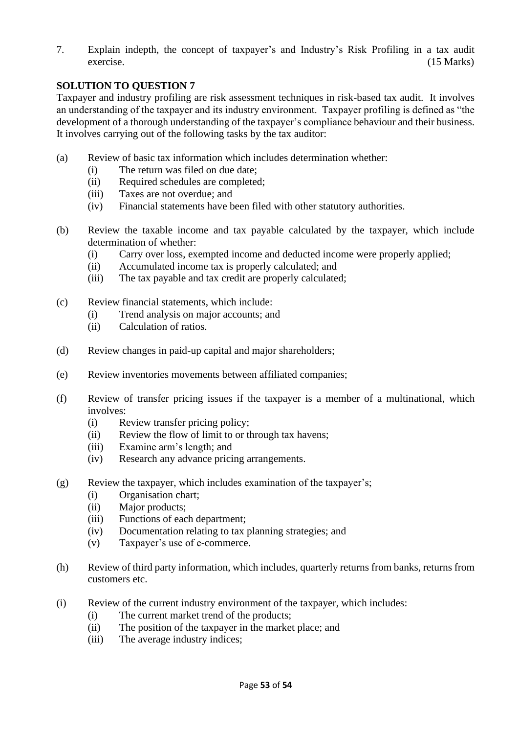7. Explain indepth, the concept of taxpayer's and Industry's Risk Profiling in a tax audit exercise. (15 Marks)

**SOLUTION TO QUESTION 7**

Taxpayer and industry profiling are risk assessment techniques in risk-based tax audit. It involves an understanding of the taxpayer and its industry environment. Taxpayer profiling is defined as "the development of a thorough understanding of the taxpayer's compliance behaviour and their business. It involves carrying out of the following tasks by the tax auditor:

(a) Review of basic tax information which includes determination whether:
   - (i) The return was filed on due date;
   - (ii) Required schedules are completed;
   - (iii) Taxes are not overdue; and
   - (iv) Financial statements have been filed with other statutory authorities.

(b) Review the taxable income and tax payable calculated by the taxpayer, which include determination of whether:
   - (i) Carry over loss, exempted income and deducted income were properly applied;
   - (ii) Accumulated income tax is properly calculated; and
   - (iii) The tax payable and tax credit are properly calculated;

(c) Review financial statements, which include:
   - (i) Trend analysis on major accounts; and
   - (ii) Calculation of ratios.

(d) Review changes in paid-up capital and major shareholders;

(e) Review inventories movements between affiliated companies;

(f) Review of transfer pricing issues if the taxpayer is a member of a multinational, which involves:
   - (i) Review transfer pricing policy;
   - (ii) Review the flow of limit to or through tax havens;
   - (iii) Examine arm's length; and
   - (iv) Research any advance pricing arrangements.

(g) Review the taxpayer, which includes examination of the taxpayer's;
   - (i) Organisation chart;
   - (ii) Major products;
   - (iii) Functions of each department;
   - (iv) Documentation relating to tax planning strategies; and
   - (v) Taxpayer's use of e-commerce.

(h) Review of third party information, which includes, quarterly returns from banks, returns from customers etc.

(i) Review of the current industry environment of the taxpayer, which includes:
   - (i) The current market trend of the products;
   - (ii) The position of the taxpayer in the market place; and
   - (iii) The average industry indices;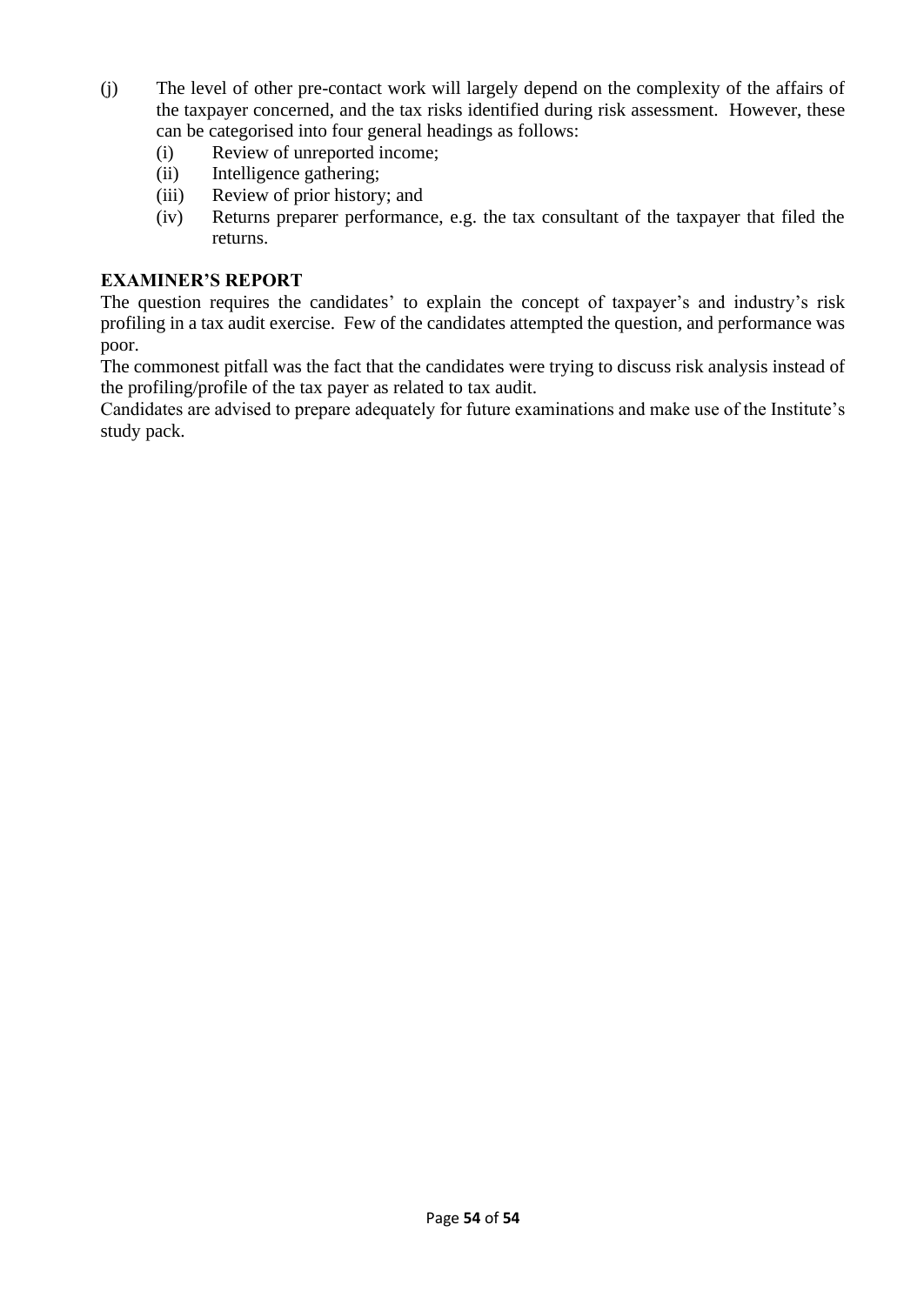(j) The level of other pre-contact work will largely depend on the complexity of the affairs of the taxpayer concerned, and the tax risks identified during risk assessment. However, these can be categorised into four general headings as follows:
   (i) Review of unreported income;
   (ii) Intelligence gathering;
   (iii) Review of prior history; and
   (iv) Returns preparer performance, e.g. the tax consultant of the taxpayer that filed the returns.

**EXAMINER'S REPORT**

The question requires the candidates' to explain the concept of taxpayer's and industry's risk profiling in a tax audit exercise. Few of the candidates attempted the question, and performance was poor.

The commonest pitfall was the fact that the candidates were trying to discuss risk analysis instead of the profiling/profile of the tax payer as related to tax audit.

Candidates are advised to prepare adequately for future examinations and make use of the Institute's study pack.